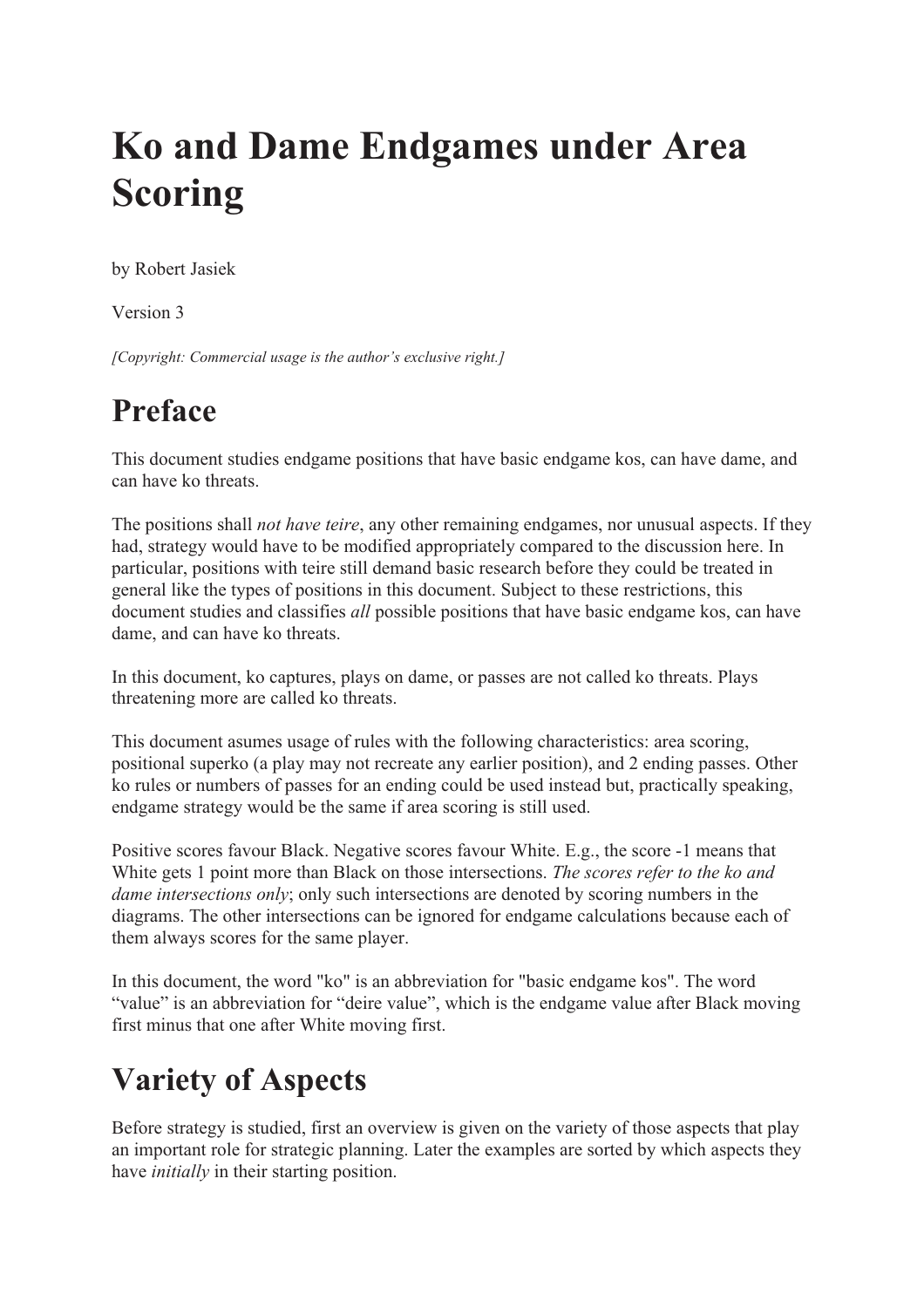# Ko and Dame Endgames under Area Scoring

by Robert Jasiek

Version 3

*[Copyright: Commercial usage is the author's exclusive right.]*

# Preface

This document studies endgame positions that have basic endgame kos, can have dame, and can have ko threats.

The positions shall *not have teire*, any other remaining endgames, nor unusual aspects. If they had, strategy would have to be modified appropriately compared to the discussion here. In particular, positions with teire still demand basic research before they could be treated in general like the types of positions in this document. Subject to these restrictions, this document studies and classifies *all* possible positions that have basic endgame kos, can have dame, and can have ko threats.

In this document, ko captures, plays on dame, or passes are not called ko threats. Plays threatening more are called ko threats.

This document asumes usage of rules with the following characteristics: area scoring, positional superko (a play may not recreate any earlier position), and 2 ending passes. Other ko rules or numbers of passes for an ending could be used instead but, practically speaking, endgame strategy would be the same if area scoring is still used.

Positive scores favour Black. Negative scores favour White. E.g., the score -1 means that White gets 1 point more than Black on those intersections. *The scores refer to the ko and dame intersections only*; only such intersections are denoted by scoring numbers in the diagrams. The other intersections can be ignored for endgame calculations because each of them always scores for the same player.

In this document, the word "ko" is an abbreviation for "basic endgame kos". The word "value" is an abbreviation for "deire value", which is the endgame value after Black moving first minus that one after White moving first.

# Variety of Aspects

Before strategy is studied, first an overview is given on the variety of those aspects that play an important role for strategic planning. Later the examples are sorted by which aspects they have *initially* in their starting position.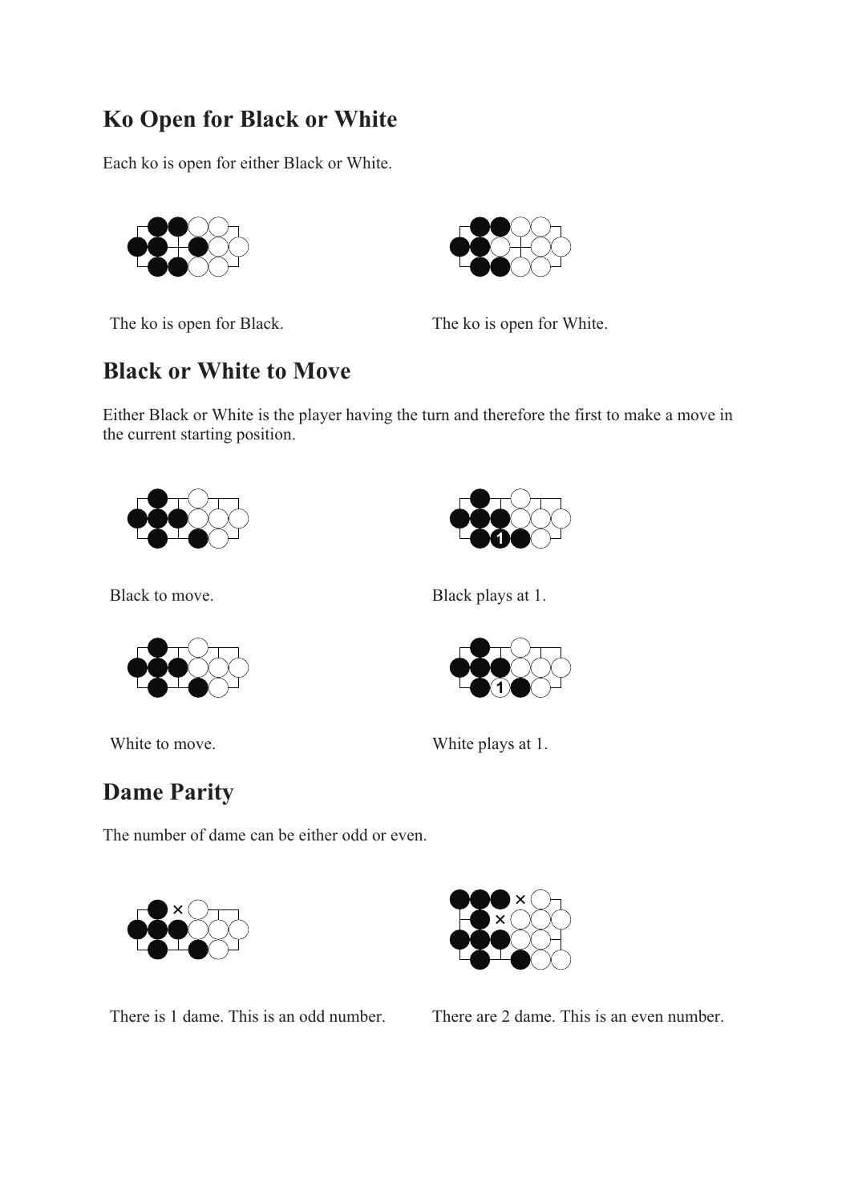## Ko Open for Black or White

Each ko is open for either Black or White.

The ko is open for Black.

The ko is open for White.

## Black or White to Move

Either Black or White is the player having the turn and therefore the first to make a move in the current starting position.

Black to move.

Black plays at 1.

White to move.

White plays at 1.

## Dame Parity

The number of dame can be either odd or even.

There is 1 dame. This is an odd number.

There are 2 dame. This is an even number.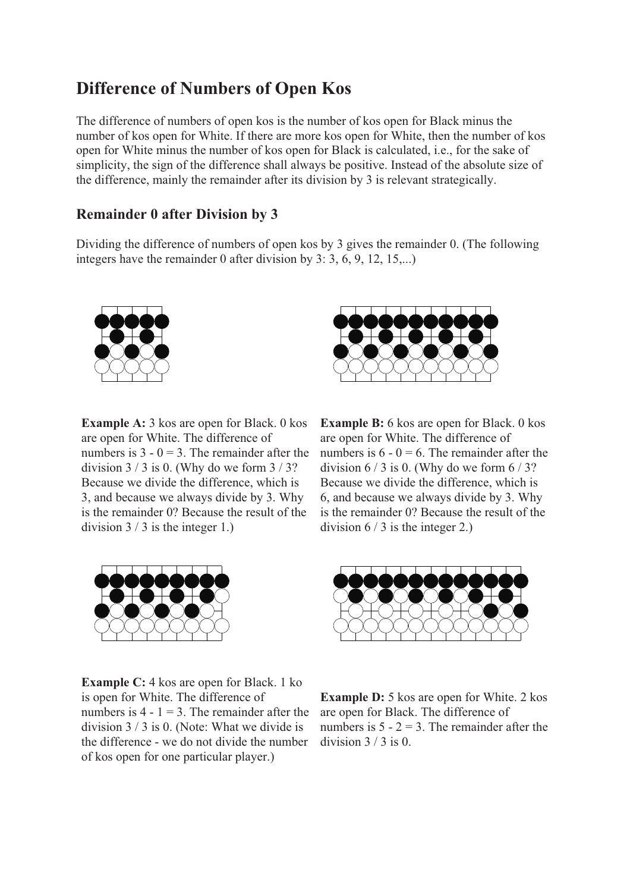# Difference of Numbers of Open Kos

The difference of numbers of open kos is the number of kos open for Black minus the number of kos open for White. If there are more kos open for White, then the number of kos open for White minus the number of kos open for Black is calculated, i.e., for the sake of simplicity, the sign of the difference shall always be positive. Instead of the absolute size of the difference, mainly the remainder after its division by 3 is relevant strategically.

## Remainder 0 after Division by 3

Dividing the difference of numbers of open kos by 3 gives the remainder 0. (The following integers have the remainder 0 after division by 3: 3, 6, 9, 12, 15,...)

**Example A:** 3 kos are open for Black. 0 kos are open for White. The difference of numbers is 3 - 0 = 3. The remainder after the division 3 / 3 is 0. (Why do we form 3 / 3? Because we divide the difference, which is 3, and because we always divide by 3. Why is the remainder 0? Because the result of the division 3 / 3 is the integer 1.)

**Example B:** 6 kos are open for Black. 0 kos are open for White. The difference of numbers is 6 - 0 = 6. The remainder after the division 6 / 3 is 0. (Why do we form 6 / 3? Because we divide the difference, which is 6, and because we always divide by 3. Why is the remainder 0? Because the result of the division 6 / 3 is the integer 2.)

**Example C:** 4 kos are open for Black. 1 ko is open for White. The difference of numbers is 4 - 1 = 3. The remainder after the division 3 / 3 is 0. (Note: What we divide is the difference - we do not divide the number of kos open for one particular player.)

**Example D:** 5 kos are open for White. 2 kos are open for Black. The difference of numbers is 5 - 2 = 3. The remainder after the division 3 / 3 is 0.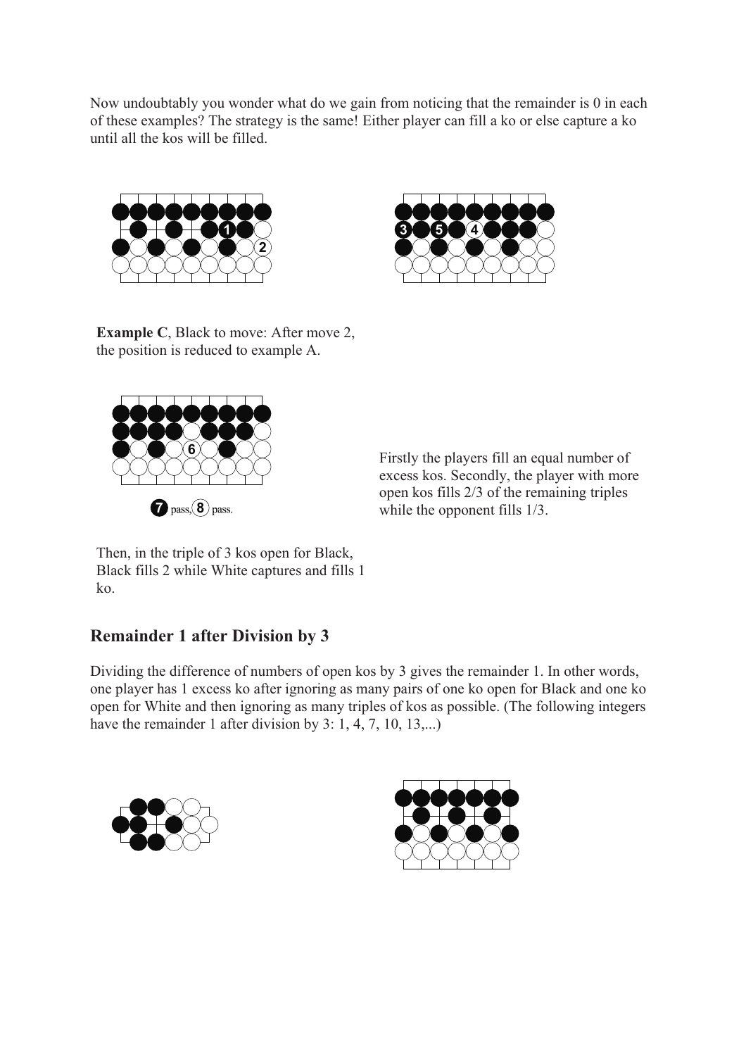Now undoubtably you wonder what do we gain from noticing that the remainder is 0 in each of these examples? The strategy is the same! Either player can fill a ko or else capture a ko until all the kos will be filled.

**Example C**, Black to move: After move 2, the position is reduced to example A.

7 pass, 8 pass.

Firstly the players fill an equal number of excess kos. Secondly, the player with more open kos fills 2/3 of the remaining triples while the opponent fills 1/3.

Then, in the triple of 3 kos open for Black, Black fills 2 while White captures and fills 1 ko.

## Remainder 1 after Division by 3

Dividing the difference of numbers of open kos by 3 gives the remainder 1. In other words, one player has 1 excess ko after ignoring as many pairs of one ko open for Black and one ko open for White and then ignoring as many triples of kos as possible. (The following integers have the remainder 1 after division by 3: 1, 4, 7, 10, 13,...)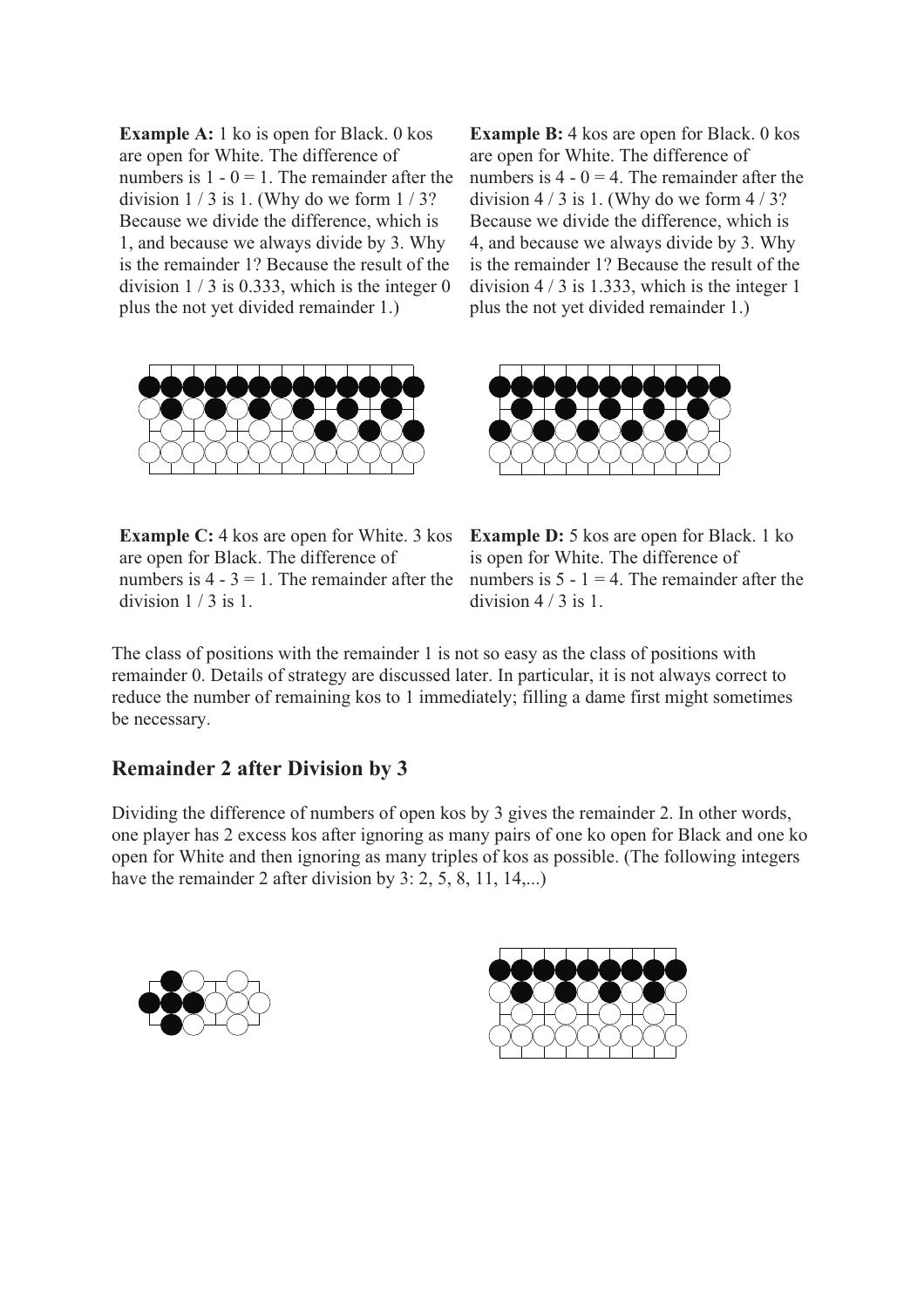**Example A:** 1 ko is open for Black. 0 kos are open for White. The difference of numbers is 1 - 0 = 1. The remainder after the division 1 / 3 is 1. (Why do we form 1 / 3? Because we divide the difference, which is 1, and because we always divide by 3. Why is the remainder 1? Because the result of the division 1 / 3 is 0.333, which is the integer 0 plus the not yet divided remainder 1.)

**Example B:** 4 kos are open for Black. 0 kos are open for White. The difference of numbers is 4 - 0 = 4. The remainder after the division 4 / 3 is 1. (Why do we form 4 / 3? Because we divide the difference, which is 4, and because we always divide by 3. Why is the remainder 1? Because the result of the division 4 / 3 is 1.333, which is the integer 1 plus the not yet divided remainder 1.)

**Example C:** 4 kos are open for White. 3 kos are open for Black. The difference of numbers is 4 - 3 = 1. The remainder after the division 1 / 3 is 1.

**Example D:** 5 kos are open for Black. 1 ko is open for White. The difference of numbers is 5 - 1 = 4. The remainder after the division 4 / 3 is 1.

The class of positions with the remainder 1 is not so easy as the class of positions with remainder 0. Details of strategy are discussed later. In particular, it is not always correct to reduce the number of remaining kos to 1 immediately; filling a dame first might sometimes be necessary.

## Remainder 2 after Division by 3

Dividing the difference of numbers of open kos by 3 gives the remainder 2. In other words, one player has 2 excess kos after ignoring as many pairs of one ko open for Black and one ko open for White and then ignoring as many triples of kos as possible. (The following integers have the remainder 2 after division by 3: 2, 5, 8, 11, 14,...)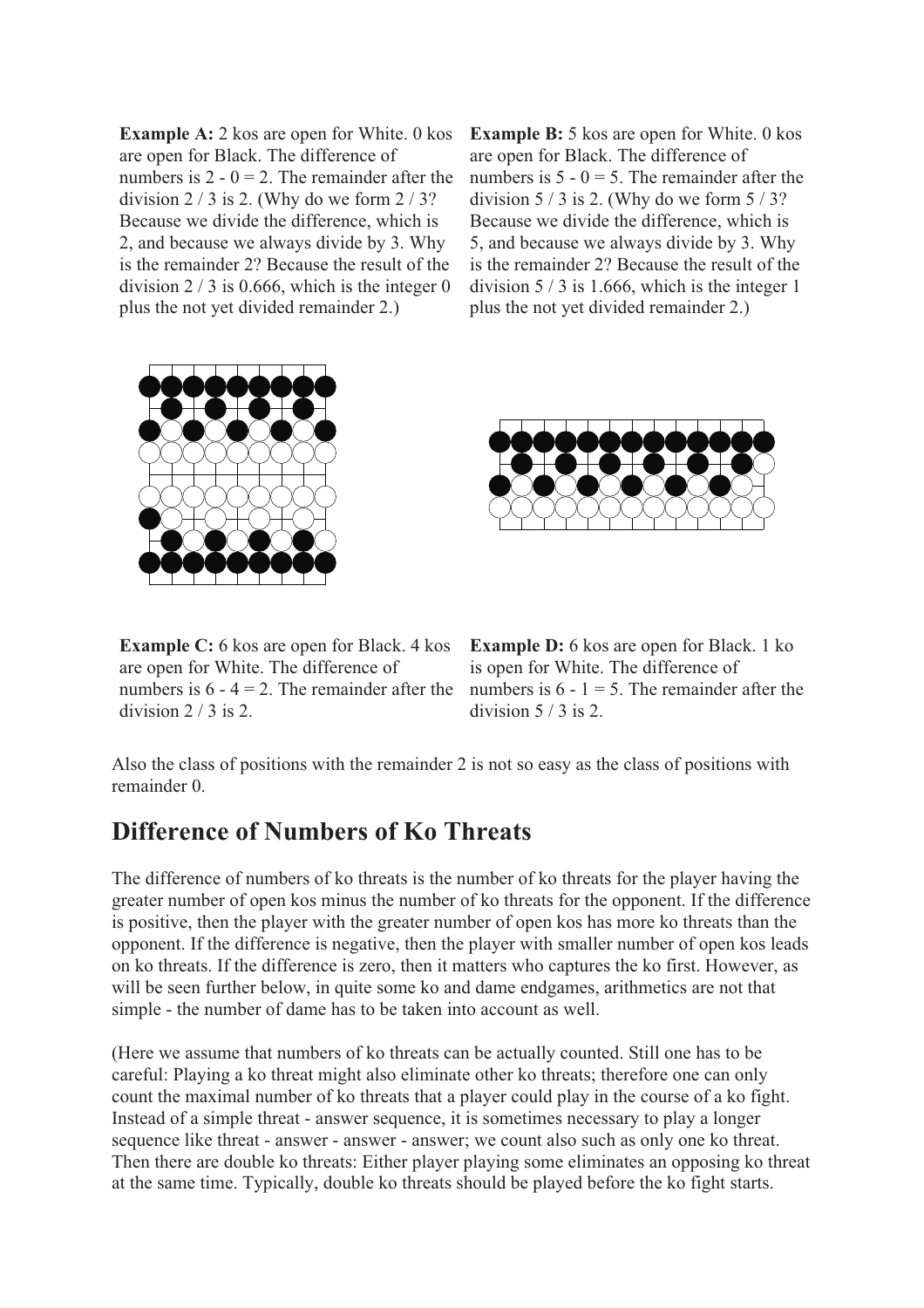**Example A:** 2 kos are open for White. 0 kos are open for Black. The difference of numbers is 2 - 0 = 2. The remainder after the division 2 / 3 is 2. (Why do we form 2 / 3? Because we divide the difference, which is 2, and because we always divide by 3. Why is the remainder 2? Because the result of the division 2 / 3 is 0.666, which is the integer 0 plus the not yet divided remainder 2.)

**Example B:** 5 kos are open for White. 0 kos are open for Black. The difference of numbers is 5 - 0 = 5. The remainder after the division 5 / 3 is 2. (Why do we form 5 / 3? Because we divide the difference, which is 5, and because we always divide by 3. Why is the remainder 2? Because the result of the division 5 / 3 is 1.666, which is the integer 1 plus the not yet divided remainder 2.)

**Example C:** 6 kos are open for Black. 4 kos are open for White. The difference of numbers is 6 - 4 = 2. The remainder after the division 2 / 3 is 2.

**Example D:** 6 kos are open for Black. 1 ko is open for White. The difference of numbers is 6 - 1 = 5. The remainder after the division 5 / 3 is 2.

Also the class of positions with the remainder 2 is not so easy as the class of positions with remainder 0.

## Difference of Numbers of Ko Threats

The difference of numbers of ko threats is the number of ko threats for the player having the greater number of open kos minus the number of ko threats for the opponent. If the difference is positive, then the player with the greater number of open kos has more ko threats than the opponent. If the difference is negative, then the player with smaller number of open kos leads on ko threats. If the difference is zero, then it matters who captures the ko first. However, as will be seen further below, in quite some ko and dame endgames, arithmetics are not that simple - the number of dame has to be taken into account as well.

(Here we assume that numbers of ko threats can be actually counted. Still one has to be careful: Playing a ko threat might also eliminate other ko threats; therefore one can only count the maximal number of ko threats that a player could play in the course of a ko fight. Instead of a simple threat - answer sequence, it is sometimes necessary to play a longer sequence like threat - answer - answer - answer; we count also such as only one ko threat. Then there are double ko threats: Either player playing some eliminates an opposing ko threat at the same time. Typically, double ko threats should be played before the ko fight starts.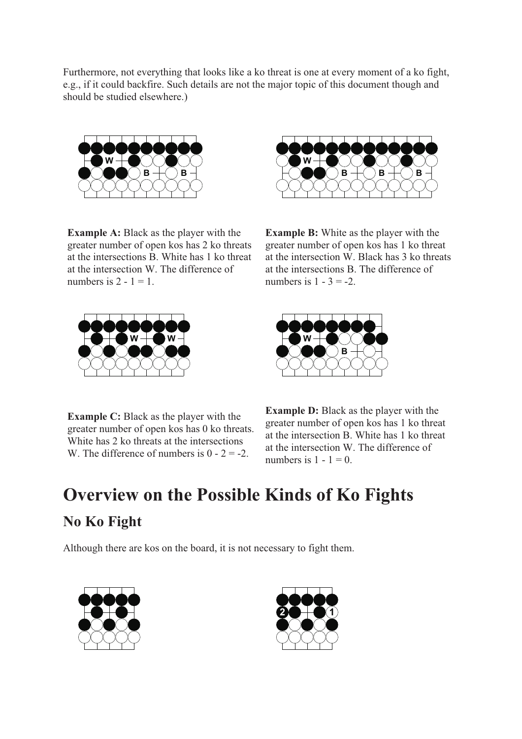Furthermore, not everything that looks like a ko threat is one at every moment of a ko fight, e.g., if it could backfire. Such details are not the major topic of this document though and should be studied elsewhere.)

**Example A:** Black as the player with the greater number of open kos has 2 ko threats at the intersections B. White has 1 ko threat at the intersection W. The difference of numbers is 2 - 1 = 1.

**Example B:** White as the player with the greater number of open kos has 1 ko threat at the intersection W. Black has 3 ko threats at the intersections B. The difference of numbers is 1 - 3 = -2.

**Example C:** Black as the player with the greater number of open kos has 0 ko threats. White has 2 ko threats at the intersections W. The difference of numbers is 0 - 2 = -2.

**Example D:** Black as the player with the greater number of open kos has 1 ko threat at the intersection B. White has 1 ko threat at the intersection W. The difference of numbers is 1 - 1 = 0.

# Overview on the Possible Kinds of Ko Fights

## No Ko Fight

Although there are kos on the board, it is not necessary to fight them.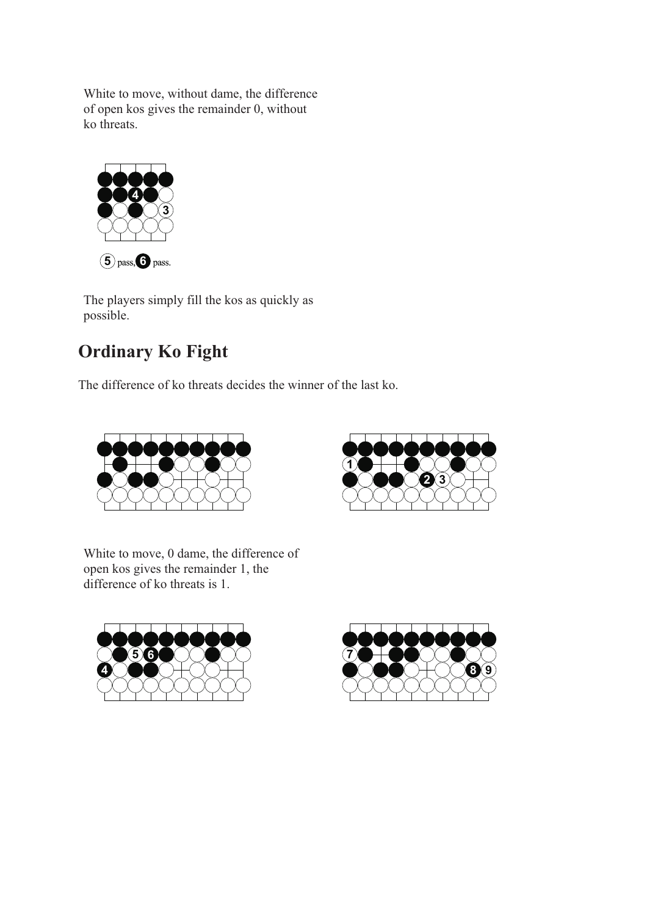White to move, without dame, the difference of open kos gives the remainder 0, without ko threats.

5 pass, 6 pass.

The players simply fill the kos as quickly as possible.

## Ordinary Ko Fight

The difference of ko threats decides the winner of the last ko.

White to move, 0 dame, the difference of open kos gives the remainder 1, the difference of ko threats is 1.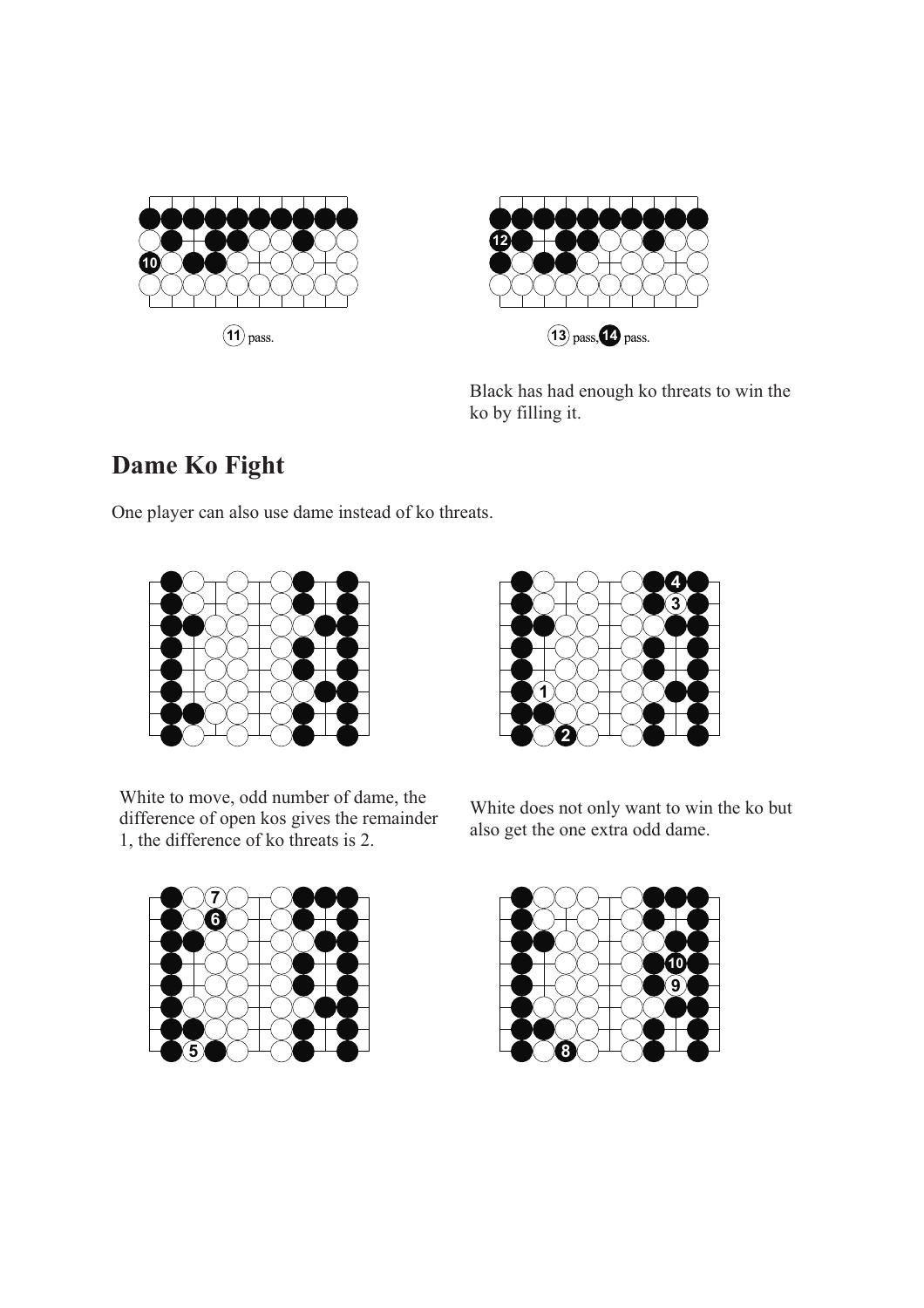11 pass.

13 pass, 14 pass.

Black has had enough ko threats to win the ko by filling it.

## Dame Ko Fight

One player can also use dame instead of ko threats.

White to move, odd number of dame, the difference of open kos gives the remainder 1, the difference of ko threats is 2.

White does not only want to win the ko but also get the one extra odd dame.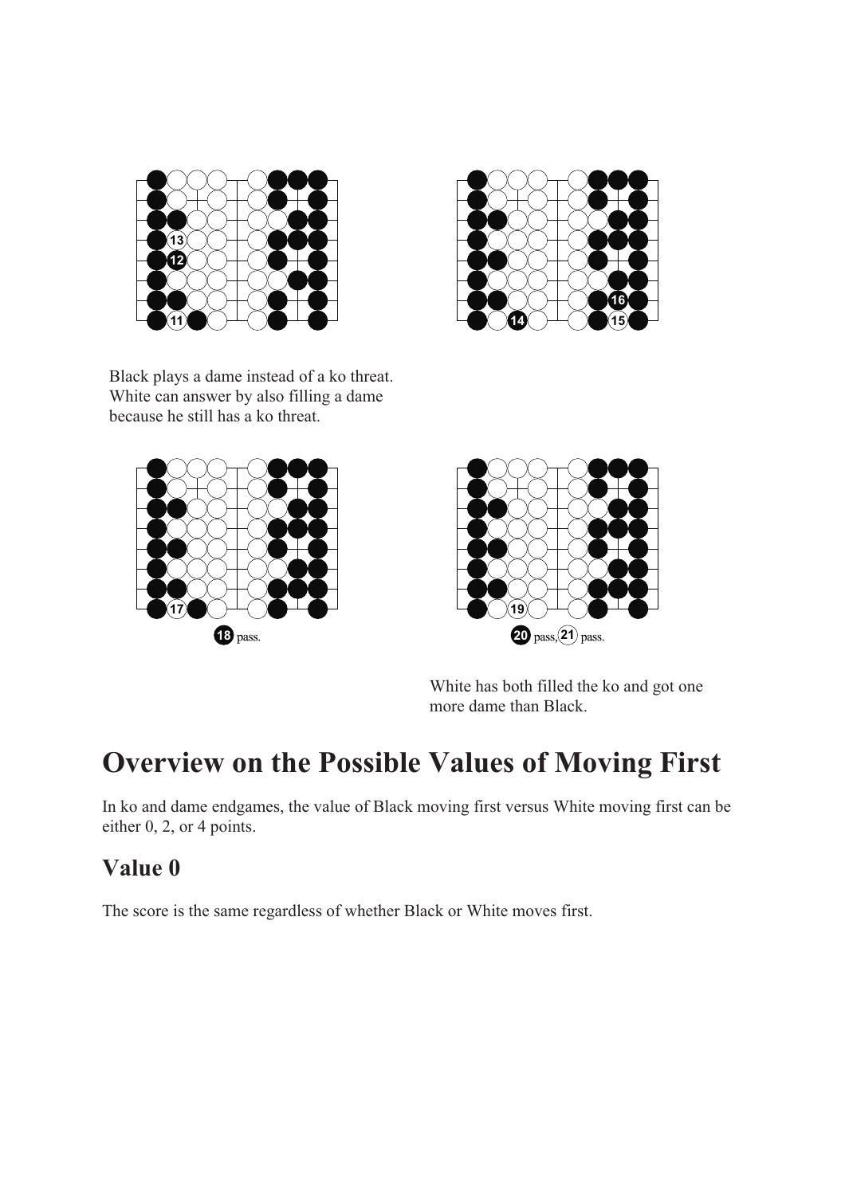Black plays a dame instead of a ko threat. White can answer by also filling a dame because he still has a ko threat.

18 pass.

20 pass, 21 pass.

White has both filled the ko and got one more dame than Black.

# Overview on the Possible Values of Moving First

In ko and dame endgames, the value of Black moving first versus White moving first can be either 0, 2, or 4 points.

## Value 0

The score is the same regardless of whether Black or White moves first.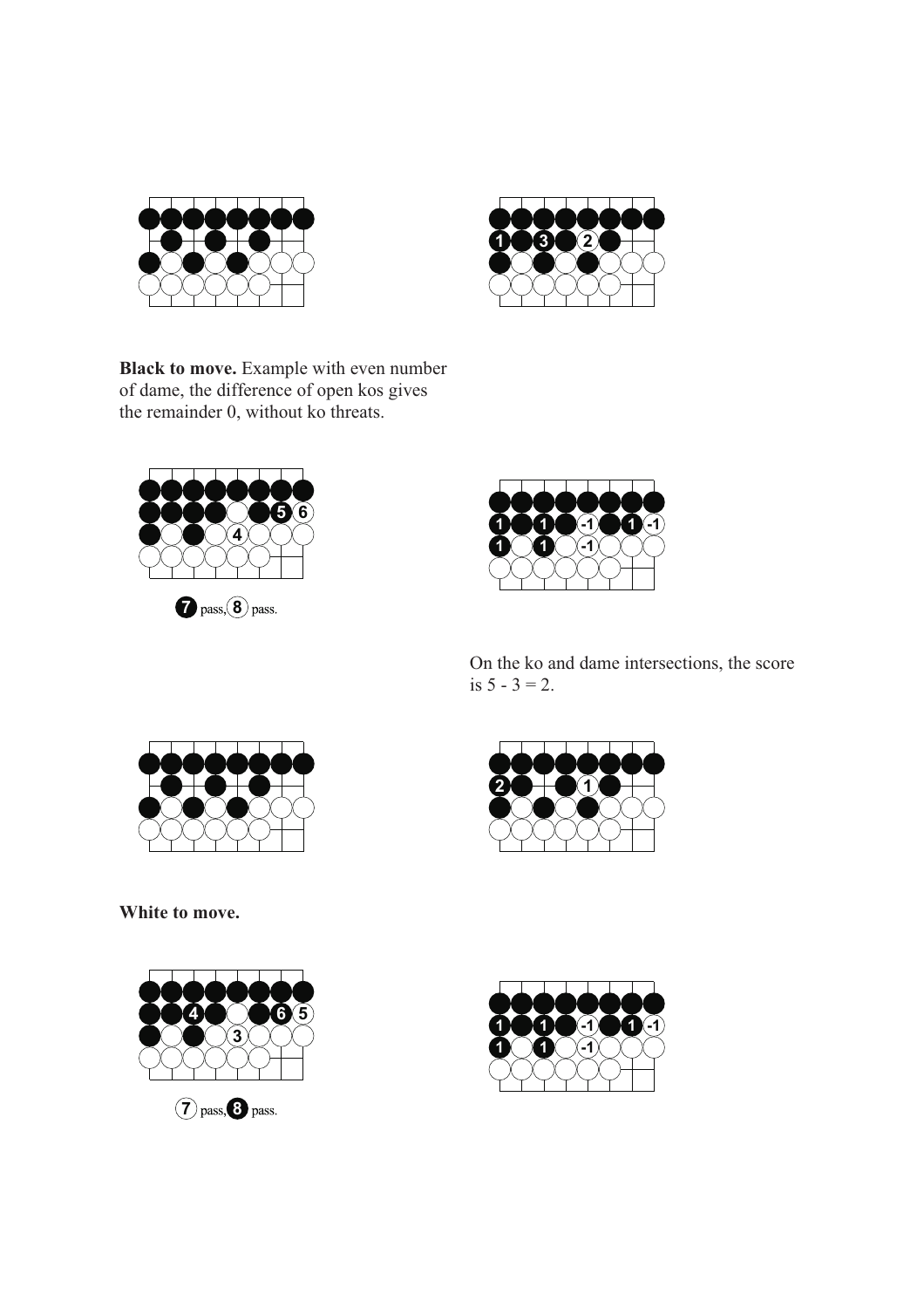**Black to move.** Example with even number of dame, the difference of open kos gives the remainder 0, without ko threats.

7 pass, 8 pass.

On the ko and dame intersections, the score is 5 - 3 = 2.

**White to move.**

7 pass, 8 pass.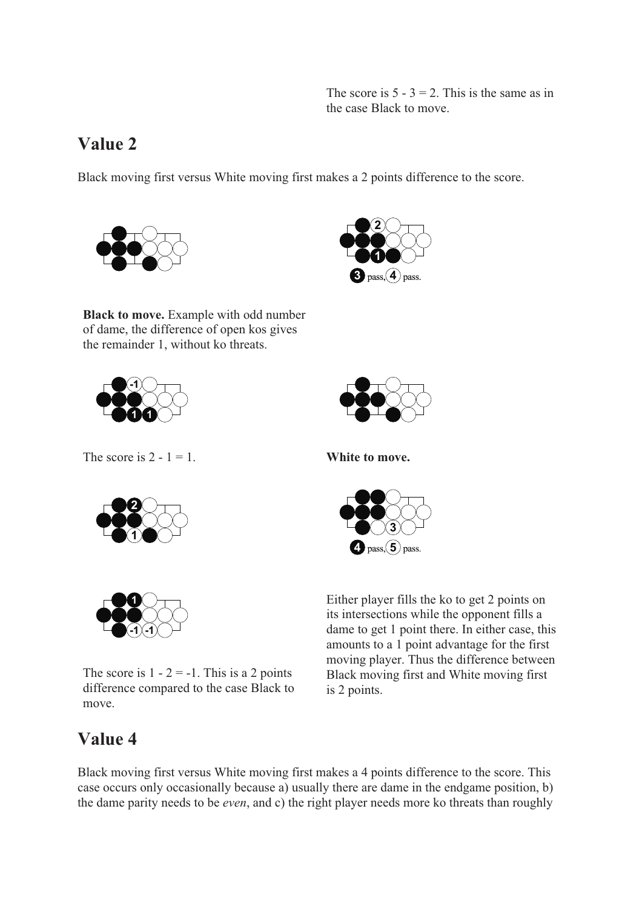The score is 5 - 3 = 2. This is the same as in the case Black to move.

## Value 2

Black moving first versus White moving first makes a 2 points difference to the score.

3 pass, 4 pass.

**Black to move.** Example with odd number of dame, the difference of open kos gives the remainder 1, without ko threats.

The score is 2 - 1 = 1.

**White to move.**

4 pass, 5 pass.

The score is 1 - 2 = -1. This is a 2 points difference compared to the case Black to move.

Either player fills the ko to get 2 points on its intersections while the opponent fills a dame to get 1 point there. In either case, this amounts to a 1 point advantage for the first moving player. Thus the difference between Black moving first and White moving first is 2 points.

## Value 4

Black moving first versus White moving first makes a 4 points difference to the score. This case occurs only occasionally because a) usually there are dame in the endgame position, b) the dame parity needs to be *even*, and c) the right player needs more ko threats than roughly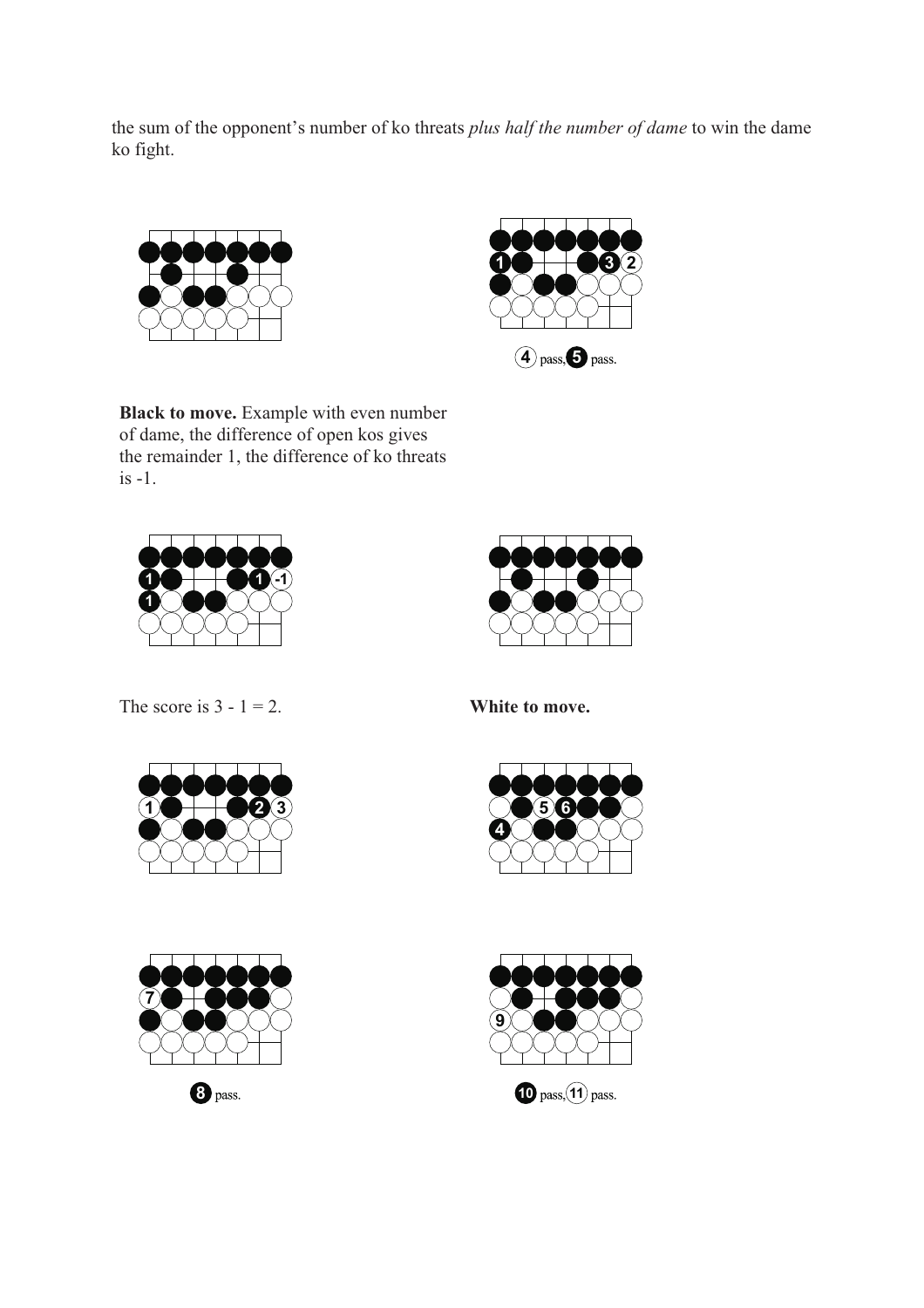the sum of the opponent's number of ko threats *plus half the number of dame* to win the dame ko fight.

4 pass, 5 pass.

**Black to move.** Example with even number of dame, the difference of open kos gives the remainder 1, the difference of ko threats is -1.

The score is 3 - 1 = 2.

**White to move.**

8 pass.

10 pass, 11 pass.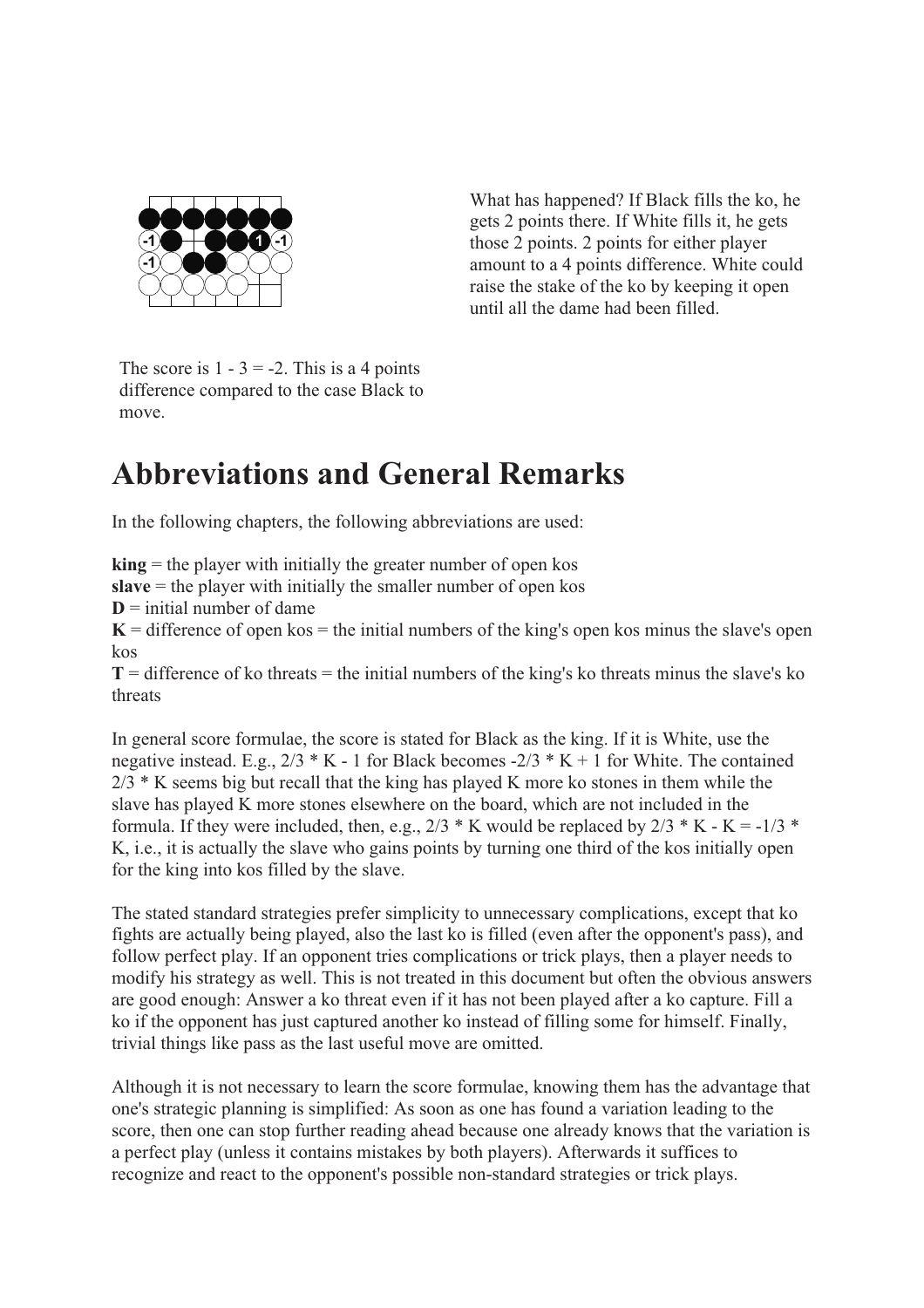What has happened? If Black fills the ko, he gets 2 points there. If White fills it, he gets those 2 points. 2 points for either player amount to a 4 points difference. White could raise the stake of the ko by keeping it open until all the dame had been filled.

The score is 1 - 3 = -2. This is a 4 points difference compared to the case Black to move.

# Abbreviations and General Remarks

In the following chapters, the following abbreviations are used:

**king** = the player with initially the greater number of open kos
**slave** = the player with initially the smaller number of open kos
**D** = initial number of dame
**K** = difference of open kos = the initial numbers of the king's open kos minus the slave's open kos
**T** = difference of ko threats = the initial numbers of the king's ko threats minus the slave's ko threats

In general score formulae, the score is stated for Black as the king. If it is White, use the negative instead. E.g., $2/3 * K - 1$ for Black becomes $-2/3 * K + 1$ for White. The contained $2/3 * K$ seems big but recall that the king has played K more ko stones in them while the slave has played K more stones elsewhere on the board, which are not included in the formula. If they were included, then, e.g., $2/3 * K$ would be replaced by $2/3 * K - K = -1/3 * K$, i.e., it is actually the slave who gains points by turning one third of the kos initially open for the king into kos filled by the slave.

The stated standard strategies prefer simplicity to unnecessary complications, except that ko fights are actually being played, also the last ko is filled (even after the opponent's pass), and follow perfect play. If an opponent tries complications or trick plays, then a player needs to modify his strategy as well. This is not treated in this document but often the obvious answers are good enough: Answer a ko threat even if it has not been played after a ko capture. Fill a ko if the opponent has just captured another ko instead of filling some for himself. Finally, trivial things like pass as the last useful move are omitted.

Although it is not necessary to learn the score formulae, knowing them has the advantage that one's strategic planning is simplified: As soon as one has found a variation leading to the score, then one can stop further reading ahead because one already knows that the variation is a perfect play (unless it contains mistakes by both players). Afterwards it suffices to recognize and react to the opponent's possible non-standard strategies or trick plays.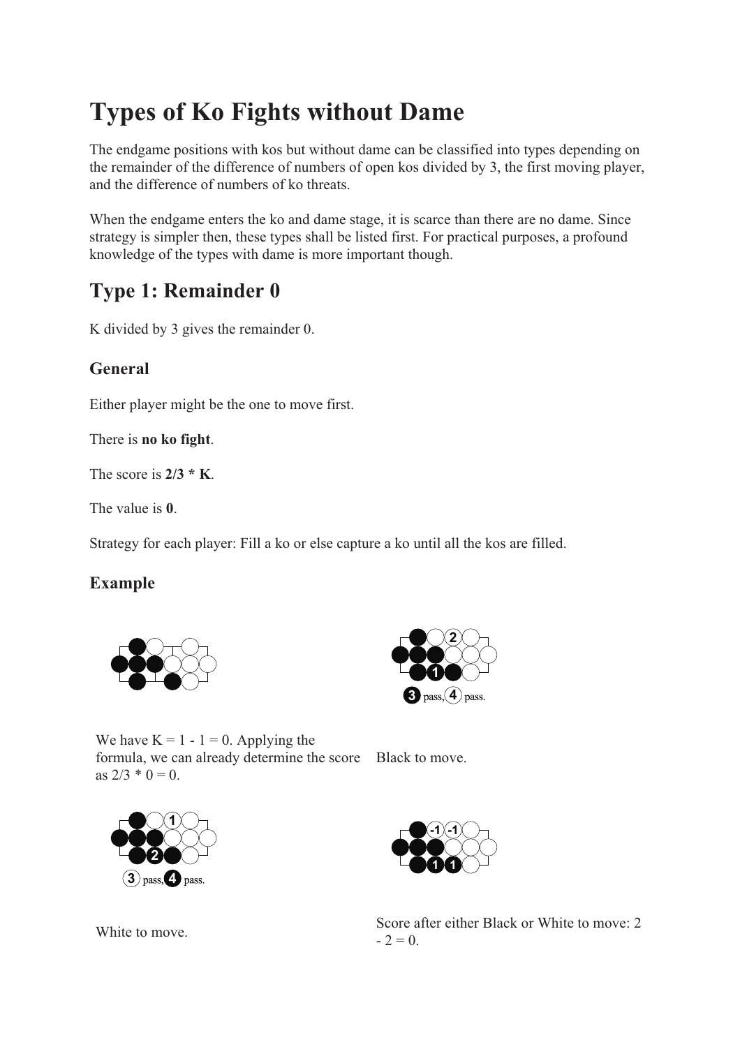# Types of Ko Fights without Dame

The endgame positions with kos but without dame can be classified into types depending on the remainder of the difference of numbers of open kos divided by 3, the first moving player, and the difference of numbers of ko threats.

When the endgame enters the ko and dame stage, it is scarce than there are no dame. Since strategy is simpler then, these types shall be listed first. For practical purposes, a profound knowledge of the types with dame is more important though.

## Type 1: Remainder 0

K divided by 3 gives the remainder 0.

### General

Either player might be the one to move first.

There is **no ko fight**.

The score is **2/3 * K**.

The value is **0**.

Strategy for each player: Fill a ko or else capture a ko until all the kos are filled.

### Example

We have K = 1 - 1 = 0. Applying the formula, we can already determine the score as 2/3 * 0 = 0.

3 pass, 4 pass.

Black to move.

3 pass, 4 pass.

White to move.

Score after either Black or White to move: 2 - 2 = 0.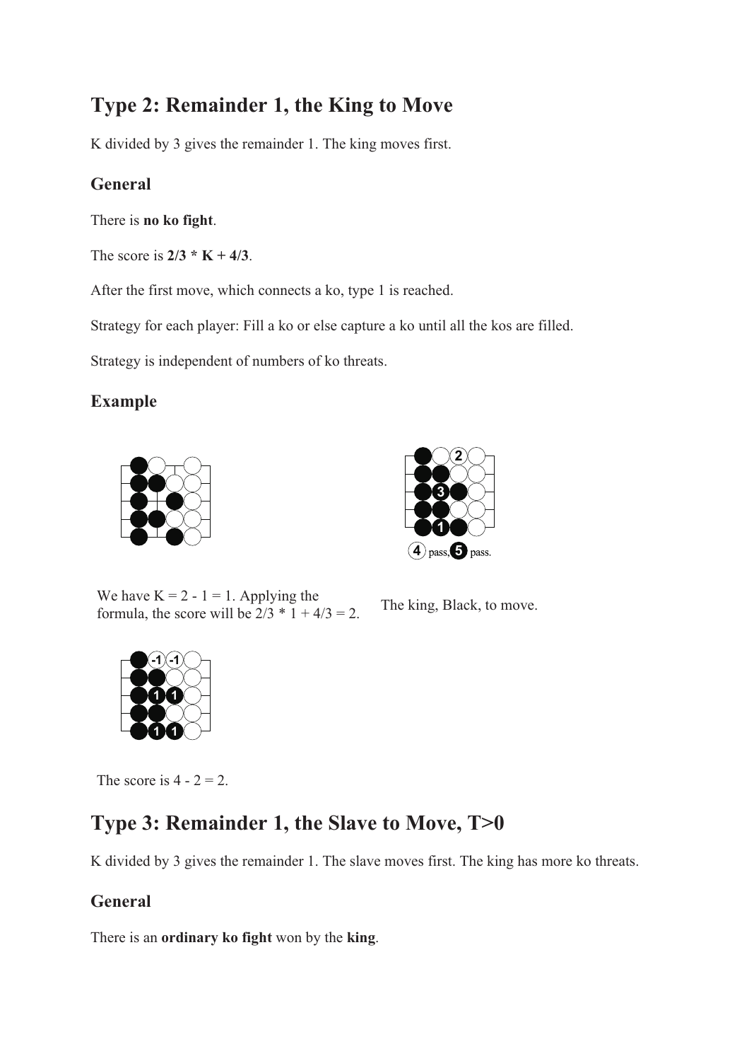## Type 2: Remainder 1, the King to Move

K divided by 3 gives the remainder 1. The king moves first.

### General

There is **no ko fight**.

The score is **2/3 * K + 4/3**.

After the first move, which connects a ko, type 1 is reached.

Strategy for each player: Fill a ko or else capture a ko until all the kos are filled.

Strategy is independent of numbers of ko threats.

### Example

We have K = 2 - 1 = 1. Applying the formula, the score will be 2/3 * 1 + 4/3 = 2.

4 pass, 5 pass.

The king, Black, to move.

The score is 4 - 2 = 2.

## Type 3: Remainder 1, the Slave to Move, T>0

K divided by 3 gives the remainder 1. The slave moves first. The king has more ko threats.

### General

There is an **ordinary ko fight** won by the **king**.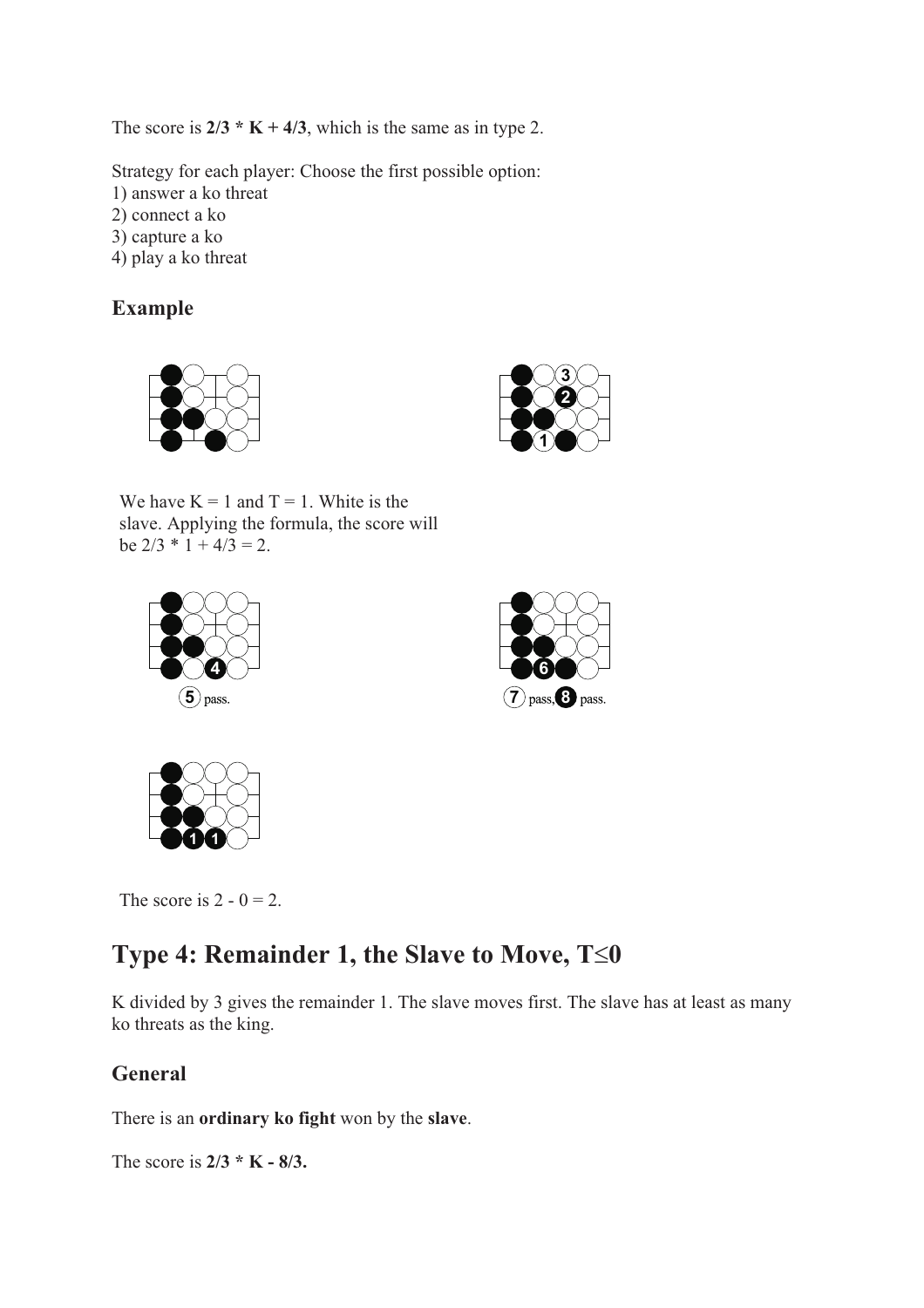The score is **2/3 * K + 4/3**, which is the same as in type 2.

Strategy for each player: Choose the first possible option:
1) answer a ko threat
2) connect a ko
3) capture a ko
4) play a ko threat

## Example

We have K = 1 and T = 1. White is the slave. Applying the formula, the score will be 2/3 * 1 + 4/3 = 2.

5 pass.

7 pass, 8 pass.

The score is 2 - 0 = 2.

# Type 4: Remainder 1, the Slave to Move, T≤0

K divided by 3 gives the remainder 1. The slave moves first. The slave has at least as many ko threats as the king.

## General

There is an **ordinary ko fight** won by the **slave**.

The score is **2/3 * K - 8/3.**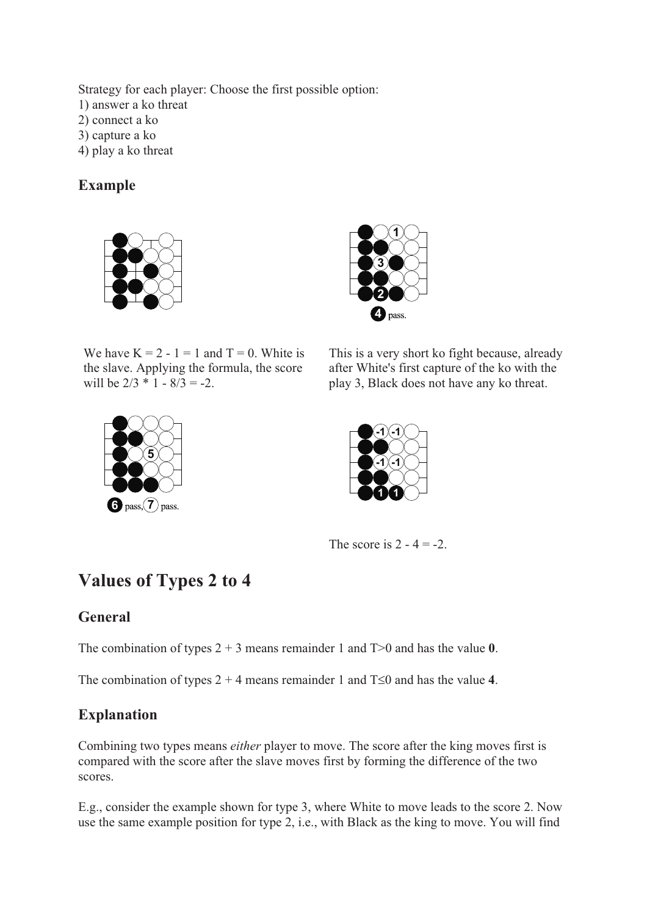Strategy for each player: Choose the first possible option:
1) answer a ko threat
2) connect a ko
3) capture a ko
4) play a ko threat

### Example

We have $K = 2 - 1 = 1$ and $T = 0$. White is the slave. Applying the formula, the score will be $2/3 * 1 - 8/3 = -2$.

This is a very short ko fight because, already after White's first capture of the ko with the play 3, Black does not have any ko threat.

4 pass.

6 pass, 7 pass.

The score is $2 - 4 = -2$.

## Values of Types 2 to 4

### General

The combination of types 2 + 3 means remainder 1 and $T>0$ and has the value **0**.

The combination of types 2 + 4 means remainder 1 and $T \leq 0$ and has the value **4**.

### Explanation

Combining two types means *either* player to move. The score after the king moves first is compared with the score after the slave moves first by forming the difference of the two scores.

E.g., consider the example shown for type 3, where White to move leads to the score 2. Now use the same example position for type 2, i.e., with Black as the king to move. You will find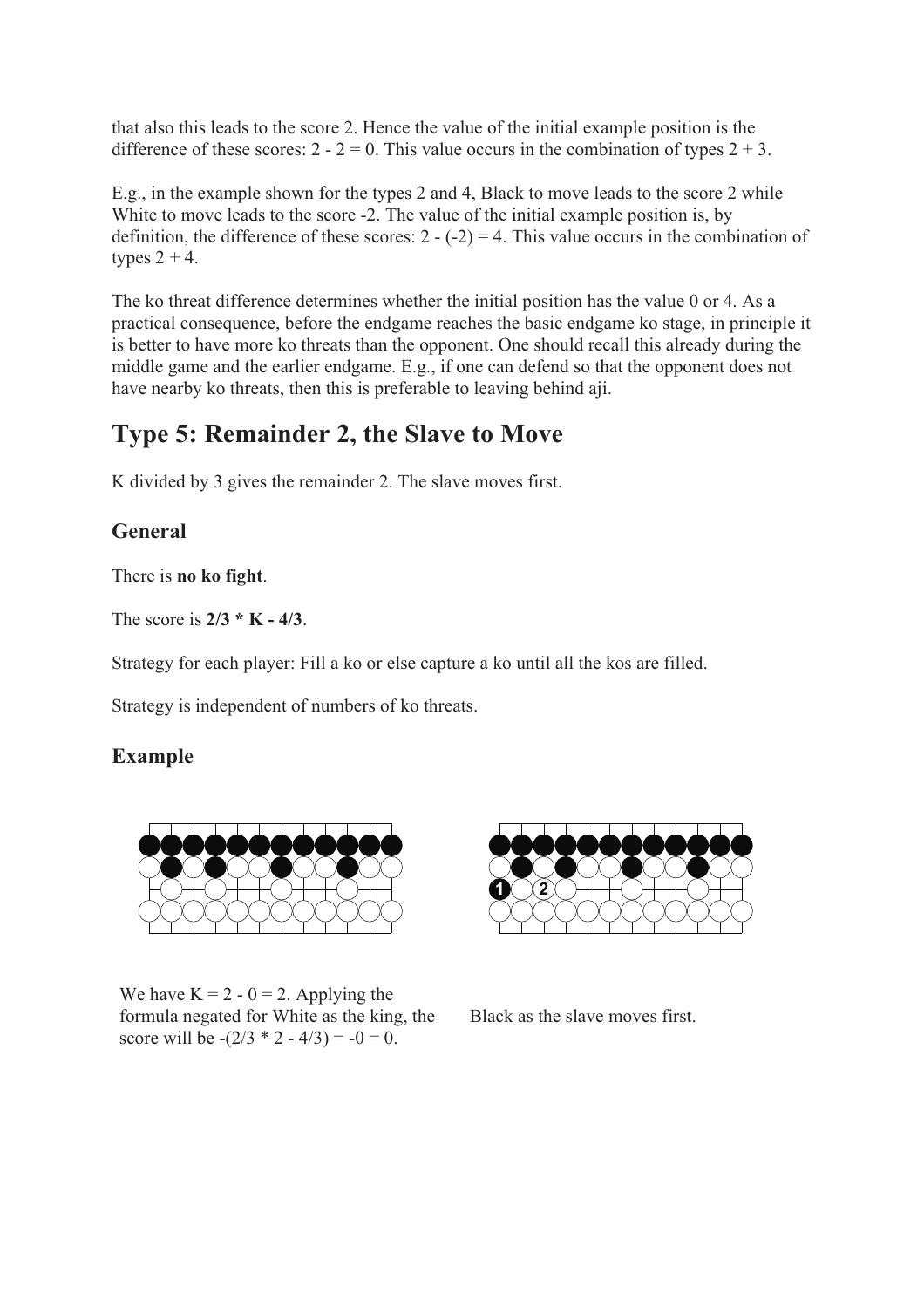that also this leads to the score 2. Hence the value of the initial example position is the difference of these scores: $2 - 2 = 0$. This value occurs in the combination of types 2 + 3.

E.g., in the example shown for the types 2 and 4, Black to move leads to the score 2 while White to move leads to the score -2. The value of the initial example position is, by definition, the difference of these scores: $2 - (-2) = 4$. This value occurs in the combination of types 2 + 4.

The ko threat difference determines whether the initial position has the value 0 or 4. As a practical consequence, before the endgame reaches the basic endgame ko stage, in principle it is better to have more ko threats than the opponent. One should recall this already during the middle game and the earlier endgame. E.g., if one can defend so that the opponent does not have nearby ko threats, then this is preferable to leaving behind aji.

# Type 5: Remainder 2, the Slave to Move

K divided by 3 gives the remainder 2. The slave moves first.

## General

There is **no ko fight**.

The score is **$2/3 * K - 4/3$**.

Strategy for each player: Fill a ko or else capture a ko until all the kos are filled.

Strategy is independent of numbers of ko threats.

## Example

We have $K = 2 - 0 = 2$. Applying the formula negated for White as the king, the score will be $-(2/3 * 2 - 4/3) = -0 = 0$.

Black as the slave moves first.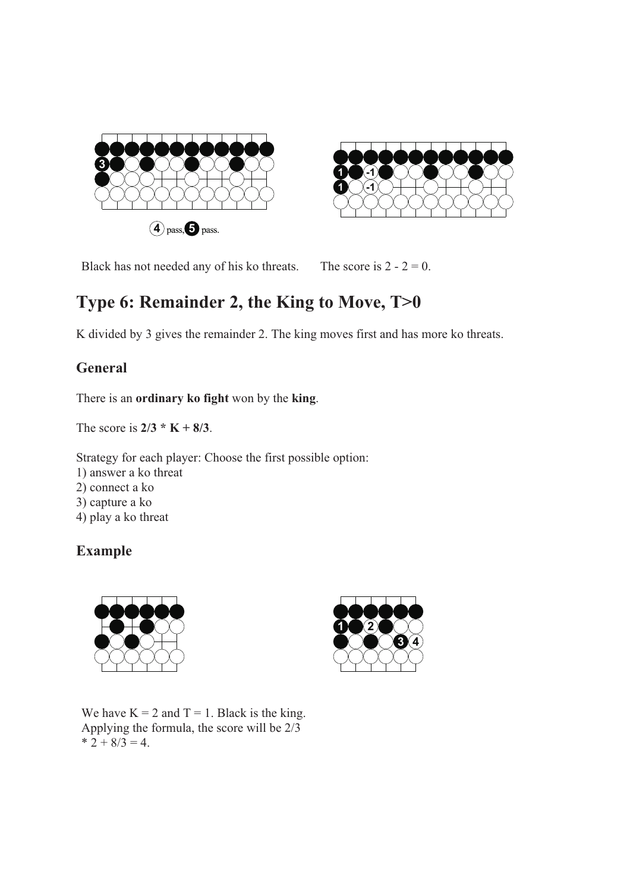4 pass, 5 pass.

Black has not needed any of his ko threats.

The score is 2 - 2 = 0.

## Type 6: Remainder 2, the King to Move, T>0

K divided by 3 gives the remainder 2. The king moves first and has more ko threats.

### General

There is an **ordinary ko fight** won by the **king**.

The score is **2/3 * K + 8/3**.

Strategy for each player: Choose the first possible option:
1) answer a ko threat
2) connect a ko
3) capture a ko
4) play a ko threat

### Example

We have K = 2 and T = 1. Black is the king. Applying the formula, the score will be 2/3 * 2 + 8/3 = 4.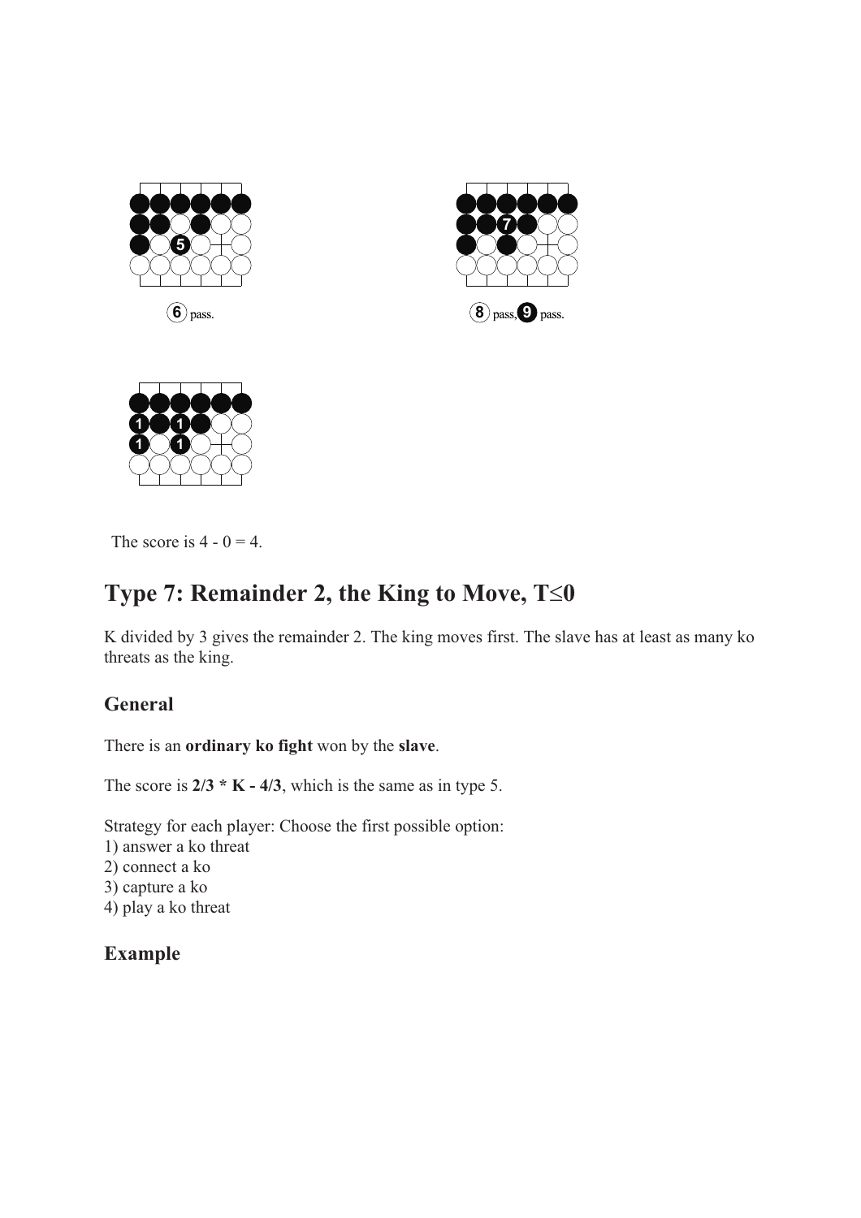⑥ pass.

⑧ pass, ❾ pass.

The score is 4 - 0 = 4.

# Type 7: Remainder 2, the King to Move, T≤0

K divided by 3 gives the remainder 2. The king moves first. The slave has at least as many ko threats as the king.

## General

There is an **ordinary ko fight** won by the **slave**.

The score is **2/3 * K - 4/3**, which is the same as in type 5.

Strategy for each player: Choose the first possible option:
1) answer a ko threat
2) connect a ko
3) capture a ko
4) play a ko threat

## Example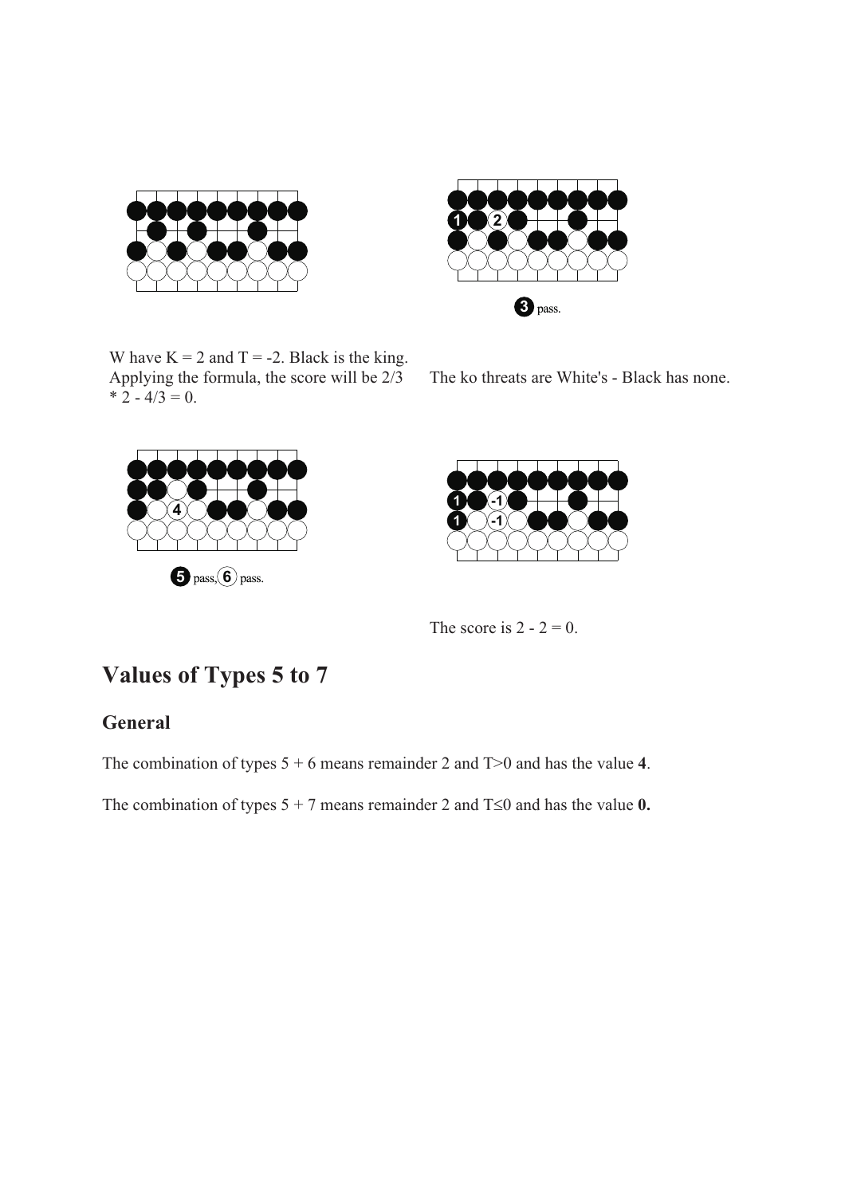W have K = 2 and T = -2. Black is the king. Applying the formula, the score will be 2/3 * 2 - 4/3 = 0.

3 pass.

The ko threats are White's - Black has none.

5 pass, 6 pass.

The score is 2 - 2 = 0.

## Values of Types 5 to 7

### General

The combination of types 5 + 6 means remainder 2 and T>0 and has the value **4**.

The combination of types 5 + 7 means remainder 2 and T≤0 and has the value **0.**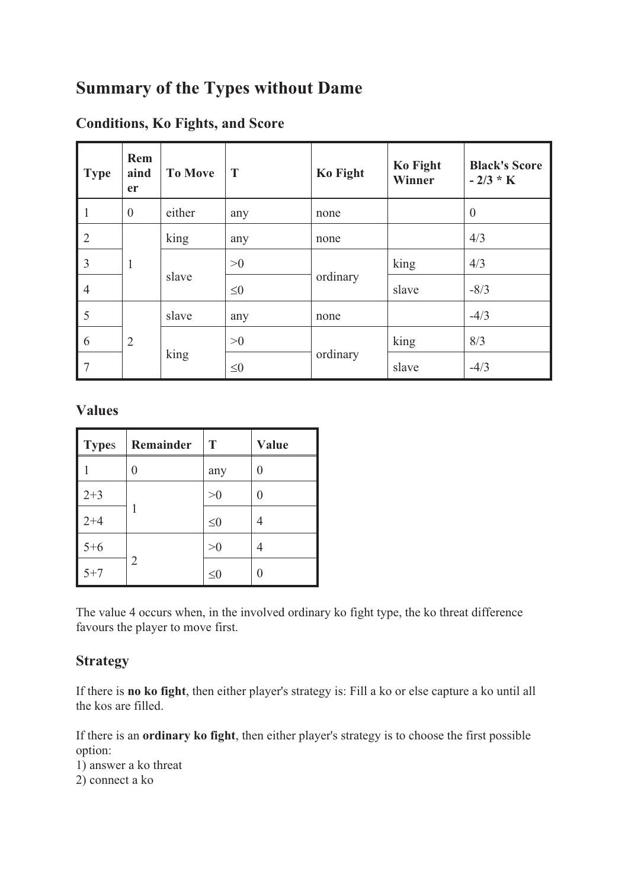# Summary of the Types without Dame

## Conditions, Ko Fights, and Score

| Type | Remainder | To Move | T | Ko Fight | Ko Fight Winner | Black's Score - 2/3 * K |
|---|---|---|---|---|---|---|
| 1 | 0 | either | any | none | | 0 |
| 2 | 1 | king | any | none | | 4/3 |
| 3 | | slave | >0 | ordinary | king | 4/3 |
| 4 | | | ≤0 | | slave | -8/3 |
| 5 | 2 | slave | any | none | | -4/3 |
| 6 | | king | >0 | ordinary | king | 8/3 |
| 7 | | | ≤0 | | slave | -4/3 |

## Values

| Types | Remainder | T | Value |
|---|---|---|---|
| 1 | 0 | any | 0 |
| 2+3 | 1 | >0 | 0 |
| 2+4 | | ≤0 | 4 |
| 5+6 | 2 | >0 | 4 |
| 5+7 | | ≤0 | 0 |

The value 4 occurs when, in the involved ordinary ko fight type, the ko threat difference favours the player to move first.

## Strategy

If there is **no ko fight**, then either player's strategy is: Fill a ko or else capture a ko until all the kos are filled.

If there is an **ordinary ko fight**, then either player's strategy is to choose the first possible option:
1) answer a ko threat
2) connect a ko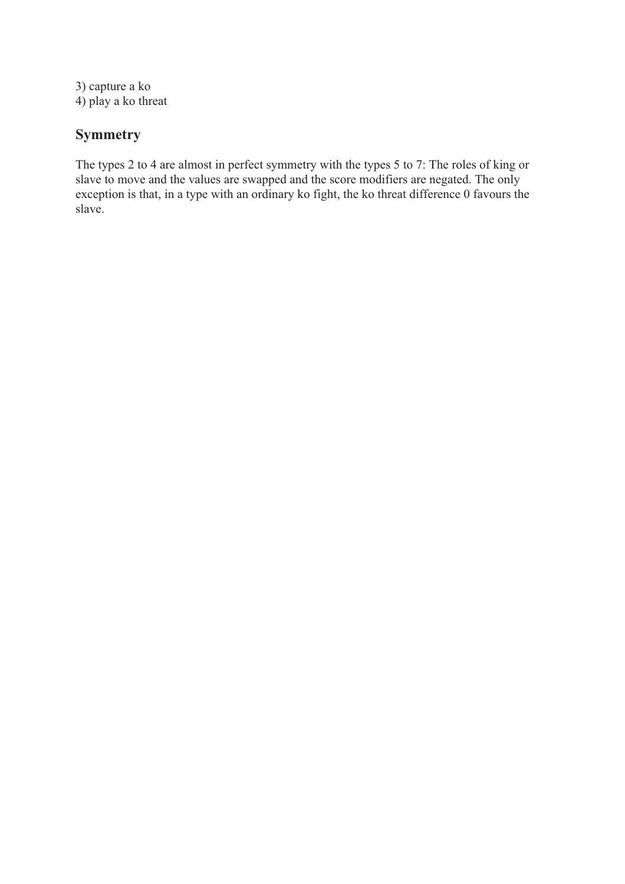3) capture a ko
4) play a ko threat

## Symmetry

The types 2 to 4 are almost in perfect symmetry with the types 5 to 7: The roles of king or slave to move and the values are swapped and the score modifiers are negated. The only exception is that, in a type with an ordinary ko fight, the ko threat difference 0 favours the slave.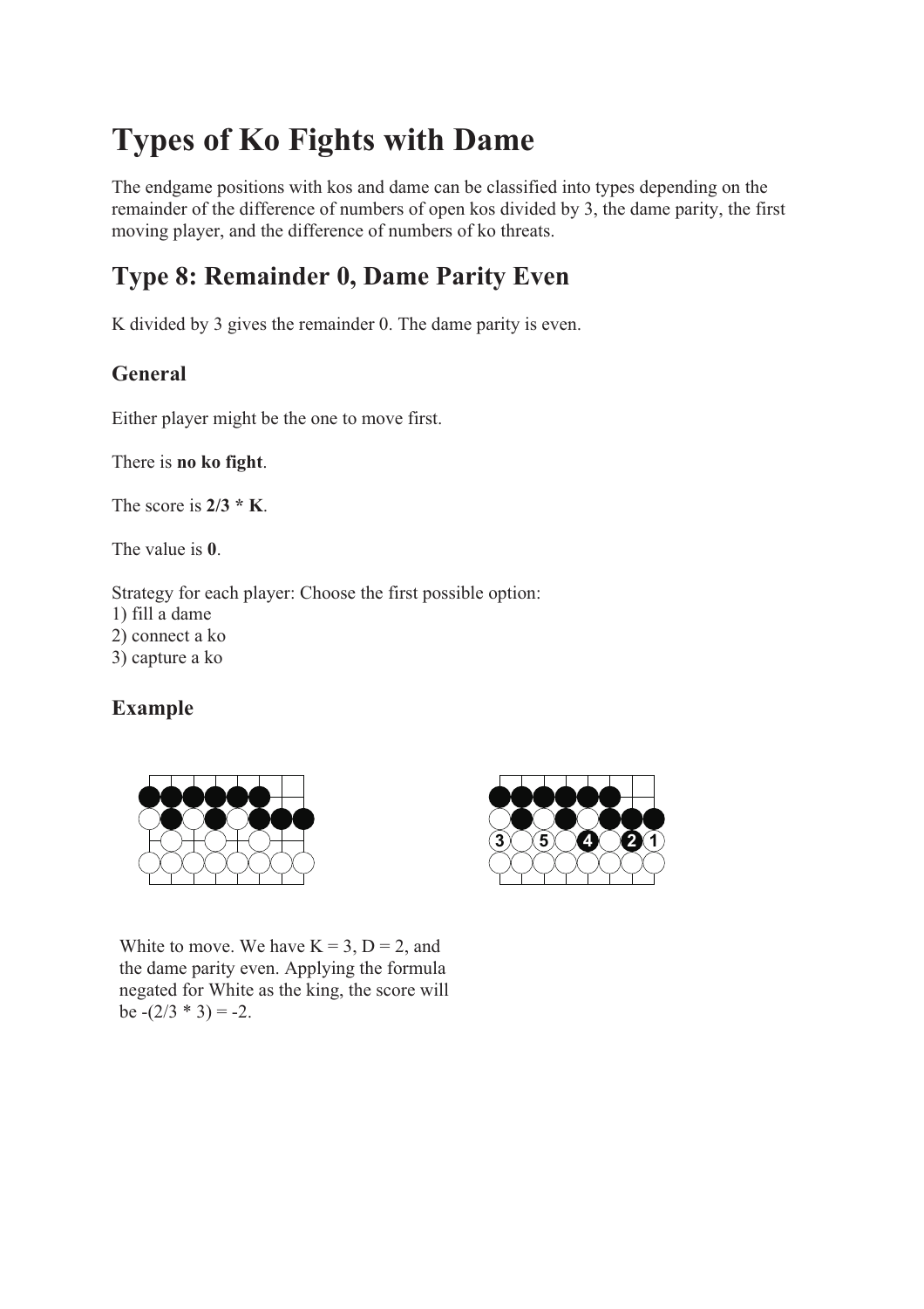# Types of Ko Fights with Dame

The endgame positions with kos and dame can be classified into types depending on the remainder of the difference of numbers of open kos divided by 3, the dame parity, the first moving player, and the difference of numbers of ko threats.

## Type 8: Remainder 0, Dame Parity Even

K divided by 3 gives the remainder 0. The dame parity is even.

### General

Either player might be the one to move first.

There is **no ko fight**.

The score is **2/3 * K**.

The value is **0**.

Strategy for each player: Choose the first possible option:
1) fill a dame
2) connect a ko
3) capture a ko

### Example

White to move. We have K = 3, D = 2, and the dame parity even. Applying the formula negated for White as the king, the score will be -(2/3 * 3) = -2.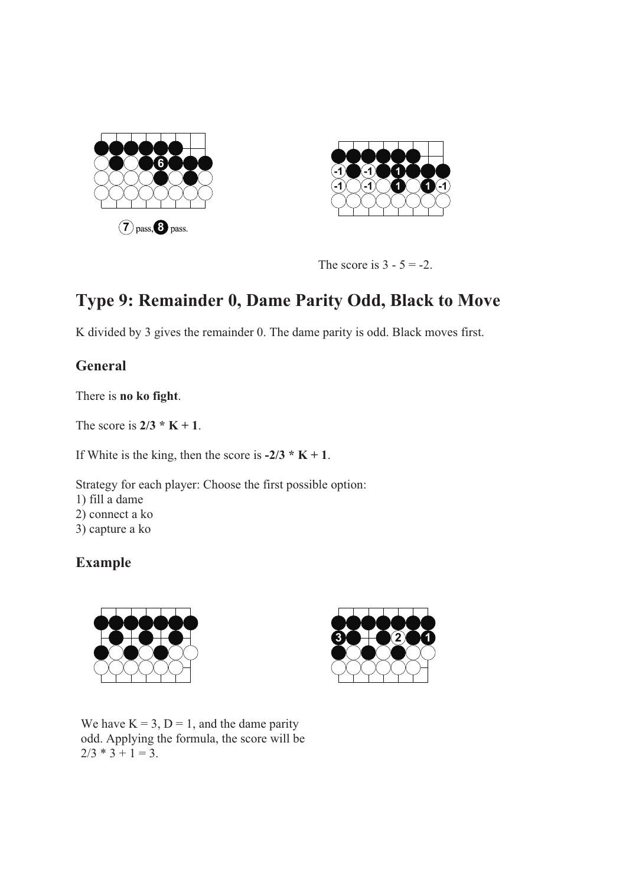7 pass, 8 pass.

The score is 3 - 5 = -2.

## Type 9: Remainder 0, Dame Parity Odd, Black to Move

K divided by 3 gives the remainder 0. The dame parity is odd. Black moves first.

### General

There is **no ko fight**.

The score is **2/3 * K + 1**.

If White is the king, then the score is **-2/3 * K + 1**.

Strategy for each player: Choose the first possible option:
1) fill a dame
2) connect a ko
3) capture a ko

### Example

We have K = 3, D = 1, and the dame parity odd. Applying the formula, the score will be 2/3 * 3 + 1 = 3.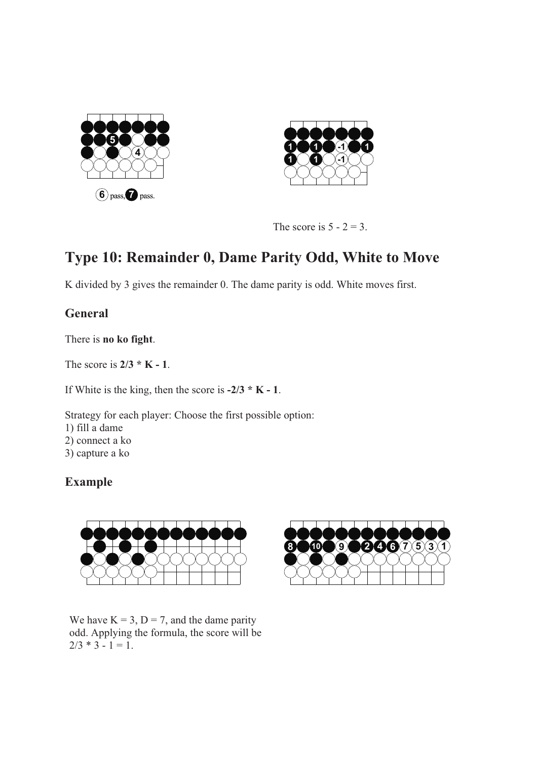6 pass, 7 pass.

The score is 5 - 2 = 3.

## Type 10: Remainder 0, Dame Parity Odd, White to Move

K divided by 3 gives the remainder 0. The dame parity is odd. White moves first.

### General

There is **no ko fight**.

The score is **2/3 * K - 1**.

If White is the king, then the score is **-2/3 * K - 1**.

Strategy for each player: Choose the first possible option:
1) fill a dame
2) connect a ko
3) capture a ko

### Example

We have K = 3, D = 7, and the dame parity odd. Applying the formula, the score will be 2/3 * 3 - 1 = 1.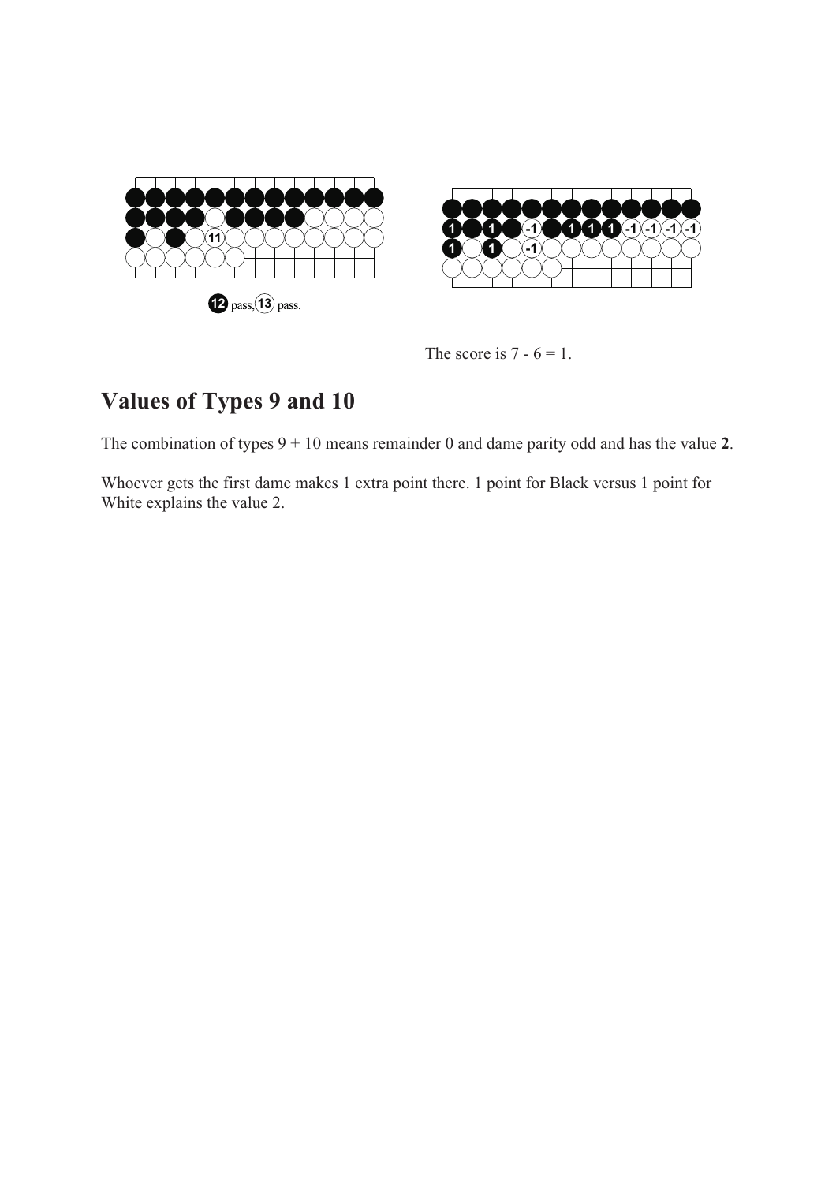12 pass, 13 pass.

The score is 7 - 6 = 1.

## Values of Types 9 and 10

The combination of types 9 + 10 means remainder 0 and dame parity odd and has the value **2**.

Whoever gets the first dame makes 1 extra point there. 1 point for Black versus 1 point for White explains the value 2.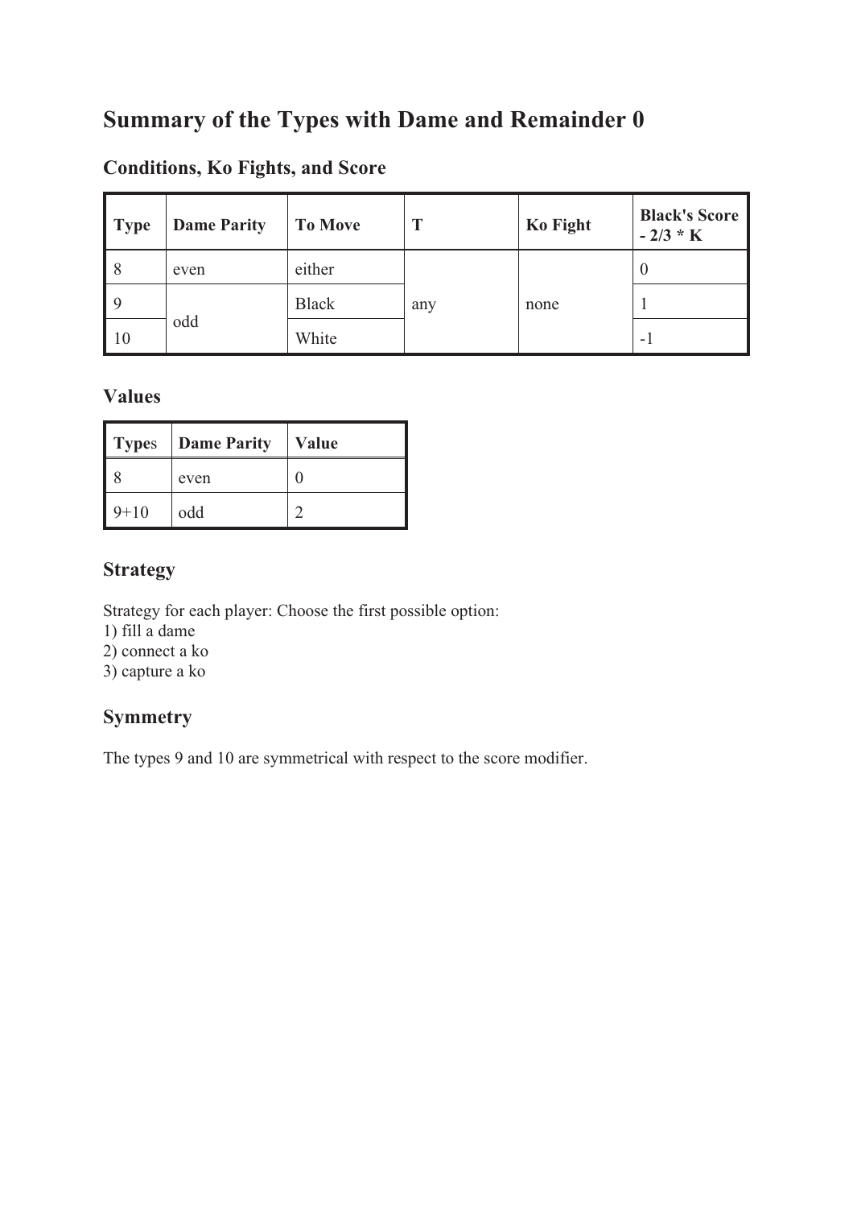# Summary of the Types with Dame and Remainder 0

## Conditions, Ko Fights, and Score

| Type | Dame Parity | To Move | T | Ko Fight | Black's Score - 2/3 * K |
|---|---|---|---|---|---|
| 8 | even | either | any | none | 0 |
| 9 | odd | Black | | | 1 |
| 10 | | White | | | -1 |

## Values

| Types | Dame Parity | Value |
|---|---|---|
| 8 | even | 0 |
| 9+10 | odd | 2 |

## Strategy

Strategy for each player: Choose the first possible option:
1) fill a dame
2) connect a ko
3) capture a ko

## Symmetry

The types 9 and 10 are symmetrical with respect to the score modifier.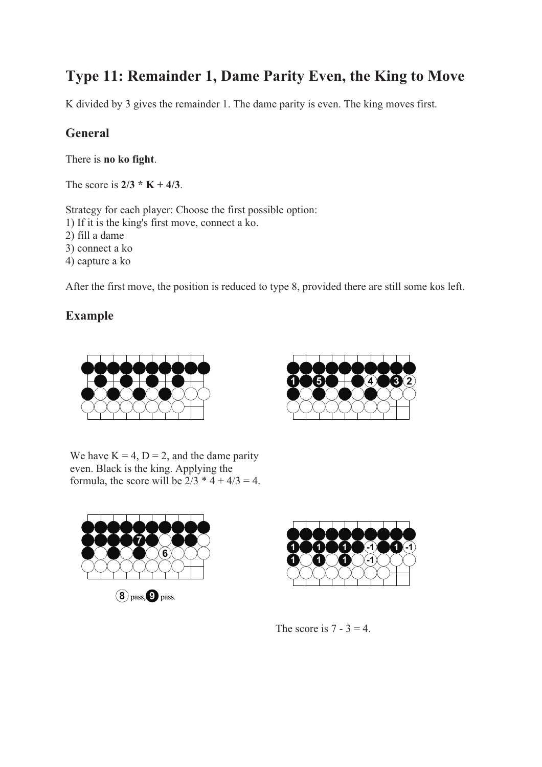# Type 11: Remainder 1, Dame Parity Even, the King to Move

K divided by 3 gives the remainder 1. The dame parity is even. The king moves first.

## General

There is **no ko fight**.

The score is **$2/3 * K + 4/3$**.

Strategy for each player: Choose the first possible option:
1) If it is the king's first move, connect a ko.
2) fill a dame
3) connect a ko
4) capture a ko

After the first move, the position is reduced to type 8, provided there are still some kos left.

## Example

We have $K = 4$, $D = 2$, and the dame parity even. Black is the king. Applying the formula, the score will be $2/3 * 4 + 4/3 = 4$.

8 pass, 9 pass.

The score is 7 - 3 = 4.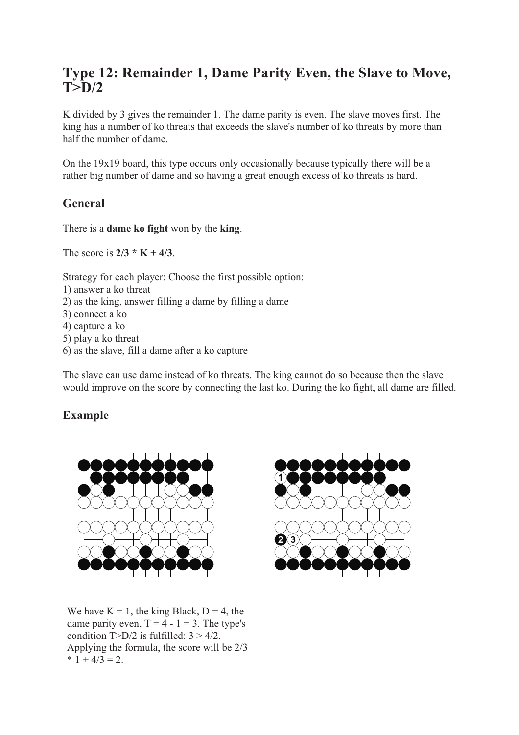# Type 12: Remainder 1, Dame Parity Even, the Slave to Move, T>D/2

K divided by 3 gives the remainder 1. The dame parity is even. The slave moves first. The king has a number of ko threats that exceeds the slave's number of ko threats by more than half the number of dame.

On the 19x19 board, this type occurs only occasionally because typically there will be a rather big number of dame and so having a great enough excess of ko threats is hard.

## General

There is a **dame ko fight** won by the **king**.

The score is **2/3 * K + 4/3**.

Strategy for each player: Choose the first possible option:
1) answer a ko threat
2) as the king, answer filling a dame by filling a dame
3) connect a ko
4) capture a ko
5) play a ko threat
6) as the slave, fill a dame after a ko capture

The slave can use dame instead of ko threats. The king cannot do so because then the slave would improve on the score by connecting the last ko. During the ko fight, all dame are filled.

## Example

We have K = 1, the king Black, D = 4, the dame parity even, T = 4 - 1 = 3. The type's condition T>D/2 is fulfilled: 3 > 4/2. Applying the formula, the score will be 2/3 * 1 + 4/3 = 2.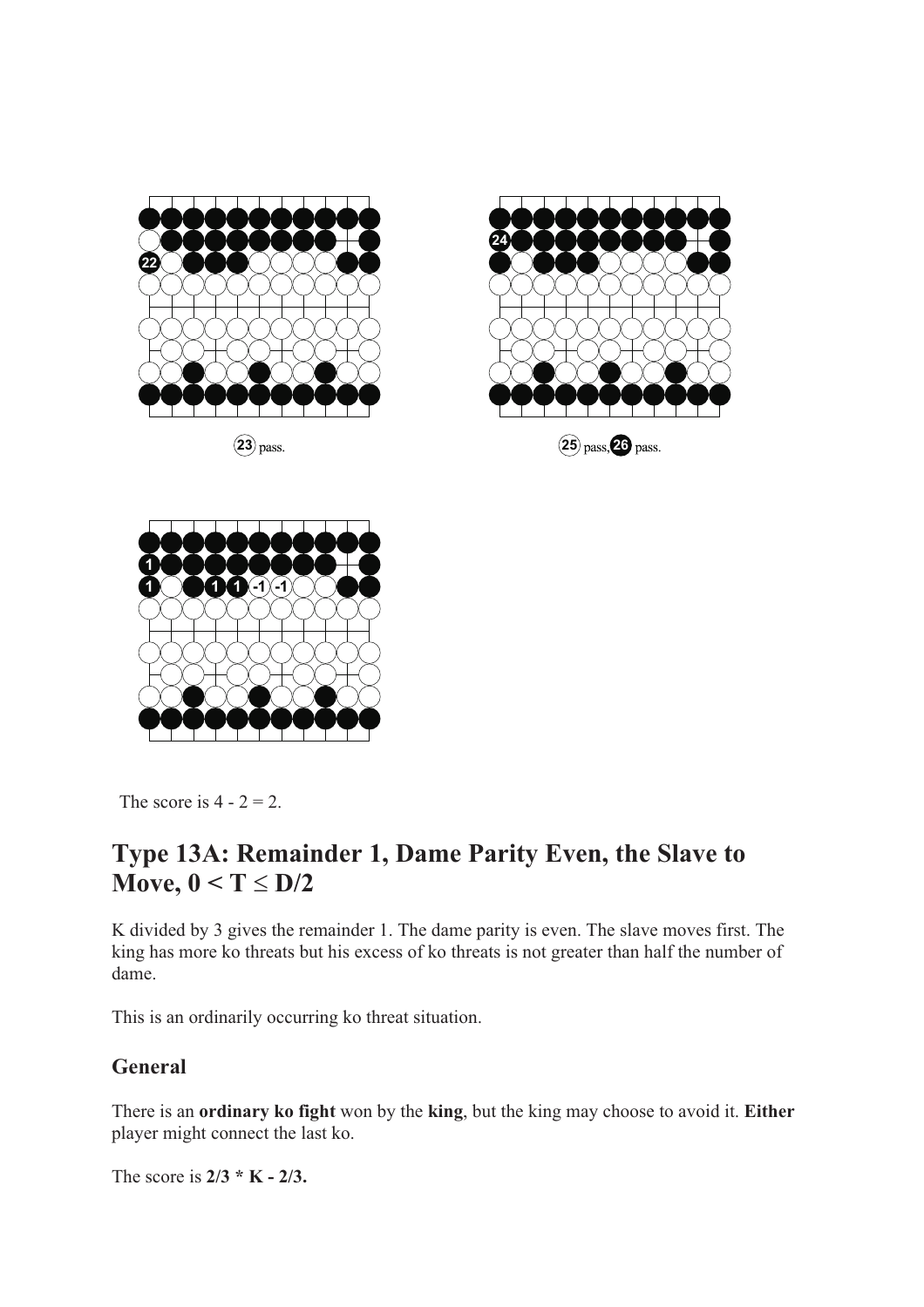23 pass.

25 pass, 26 pass.

The score is 4 - 2 = 2.

## Type 13A: Remainder 1, Dame Parity Even, the Slave to Move, $0 < T \leq D/2$

K divided by 3 gives the remainder 1. The dame parity is even. The slave moves first. The king has more ko threats but his excess of ko threats is not greater than half the number of dame.

This is an ordinarily occurring ko threat situation.

### General

There is an **ordinary ko fight** won by the **king**, but the king may choose to avoid it. **Either** player might connect the last ko.

The score is **2/3 * K - 2/3.**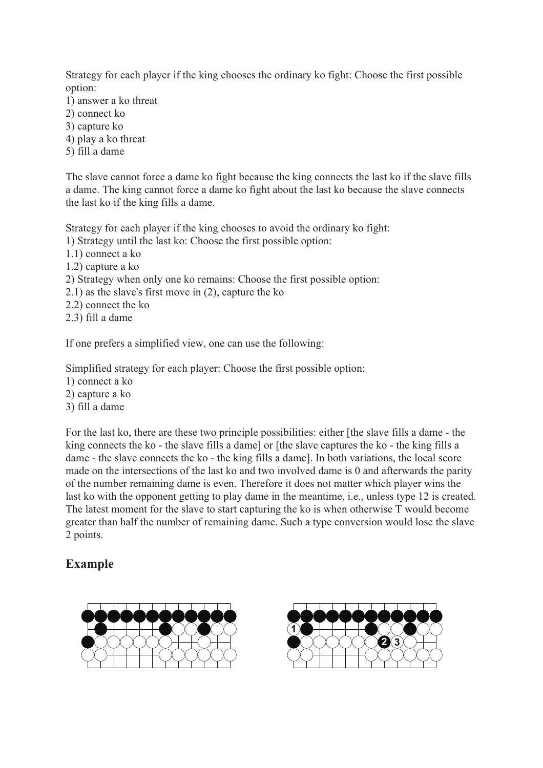Strategy for each player if the king chooses the ordinary ko fight: Choose the first possible option:

1) answer a ko threat
2) connect ko
3) capture ko
4) play a ko threat
5) fill a dame

The slave cannot force a dame ko fight because the king connects the last ko if the slave fills a dame. The king cannot force a dame ko fight about the last ko because the slave connects the last ko if the king fills a dame.

Strategy for each player if the king chooses to avoid the ordinary ko fight:

1) Strategy until the last ko: Choose the first possible option:
1.1) connect a ko
1.2) capture a ko
2) Strategy when only one ko remains: Choose the first possible option:
2.1) as the slave's first move in (2), capture the ko
2.2) connect the ko
2.3) fill a dame

If one prefers a simplified view, one can use the following:

Simplified strategy for each player: Choose the first possible option:

1) connect a ko
2) capture a ko
3) fill a dame

For the last ko, there are these two principle possibilities: either [the slave fills a dame - the king connects the ko - the slave fills a dame] or [the slave captures the ko - the king fills a dame - the slave connects the ko - the king fills a dame]. In both variations, the local score made on the intersections of the last ko and two involved dame is 0 and afterwards the parity of the number remaining dame is even. Therefore it does not matter which player wins the last ko with the opponent getting to play dame in the meantime, i.e., unless type 12 is created. The latest moment for the slave to start capturing the ko is when otherwise T would become greater than half the number of remaining dame. Such a type conversion would lose the slave 2 points.

## Example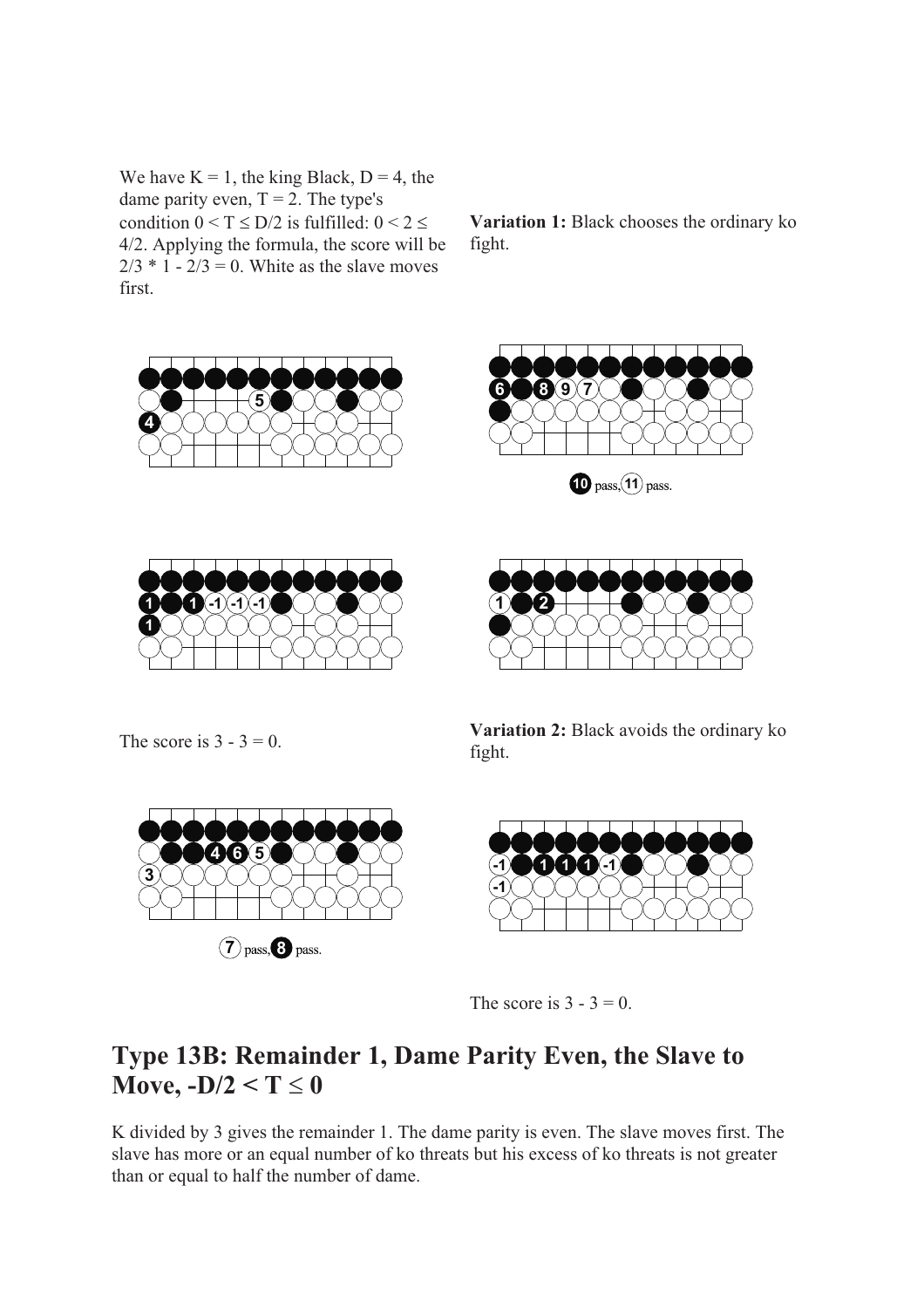We have K = 1, the king Black, D = 4, the dame parity even, T = 2. The type's condition $0 < T \leq D/2$ is fulfilled: $0 < 2 \leq 4/2$. Applying the formula, the score will be $2/3 * 1 - 2/3 = 0$. White as the slave moves first.

**Variation 1:** Black chooses the ordinary ko fight.

10 pass, 11 pass.

The score is 3 - 3 = 0.

**Variation 2:** Black avoids the ordinary ko fight.

7 pass, 8 pass.

The score is 3 - 3 = 0.

## Type 13B: Remainder 1, Dame Parity Even, the Slave to Move, $-D/2 < T \leq 0$

K divided by 3 gives the remainder 1. The dame parity is even. The slave moves first. The slave has more or an equal number of ko threats but his excess of ko threats is not greater than or equal to half the number of dame.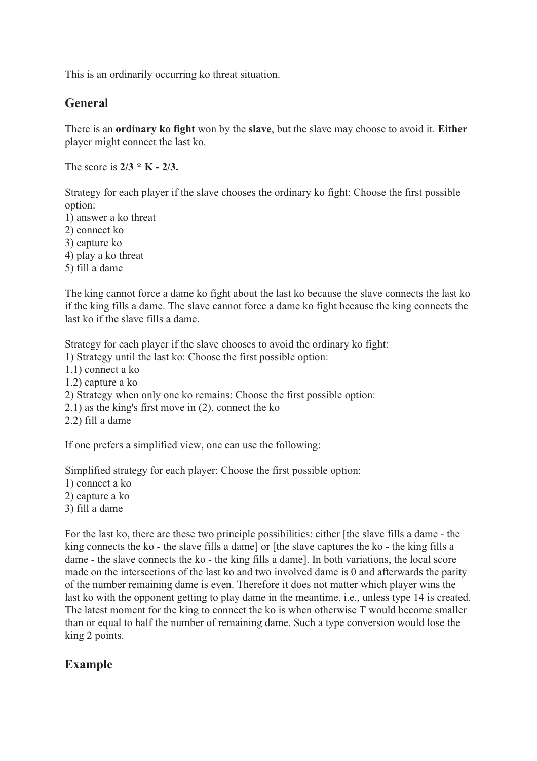This is an ordinarily occurring ko threat situation.

## General

There is an **ordinary ko fight** won by the **slave**, but the slave may choose to avoid it. **Either** player might connect the last ko.

The score is **2/3 * K - 2/3.**

Strategy for each player if the slave chooses the ordinary ko fight: Choose the first possible option:
1) answer a ko threat
2) connect ko
3) capture ko
4) play a ko threat
5) fill a dame

The king cannot force a dame ko fight about the last ko because the slave connects the last ko if the king fills a dame. The slave cannot force a dame ko fight because the king connects the last ko if the slave fills a dame.

Strategy for each player if the slave chooses to avoid the ordinary ko fight:
1) Strategy until the last ko: Choose the first possible option:
1.1) connect a ko
1.2) capture a ko
2) Strategy when only one ko remains: Choose the first possible option:
2.1) as the king's first move in (2), connect the ko
2.2) fill a dame

If one prefers a simplified view, one can use the following:

Simplified strategy for each player: Choose the first possible option:
1) connect a ko
2) capture a ko
3) fill a dame

For the last ko, there are these two principle possibilities: either [the slave fills a dame - the king connects the ko - the slave fills a dame] or [the slave captures the ko - the king fills a dame - the slave connects the ko - the king fills a dame]. In both variations, the local score made on the intersections of the last ko and two involved dame is 0 and afterwards the parity of the number remaining dame is even. Therefore it does not matter which player wins the last ko with the opponent getting to play dame in the meantime, i.e., unless type 14 is created. The latest moment for the king to connect the ko is when otherwise T would become smaller than or equal to half the number of remaining dame. Such a type conversion would lose the king 2 points.

## Example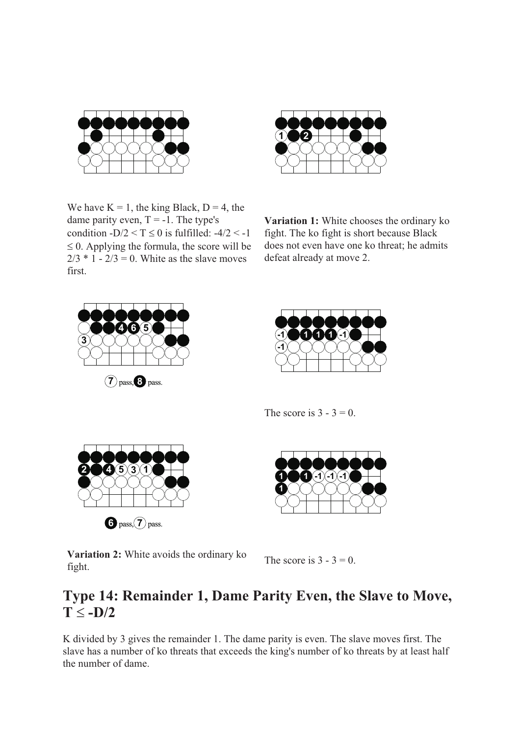We have K = 1, the king Black, D = 4, the dame parity even, T = -1. The type's condition $-D/2 < T \le 0$ is fulfilled: $-4/2 < -1 \le 0$. Applying the formula, the score will be $2/3 * 1 - 2/3 = 0$. White as the slave moves first.

**Variation 1:** White chooses the ordinary ko fight. The ko fight is short because Black does not even have one ko threat; he admits defeat already at move 2.

7 pass, 8 pass.

The score is 3 - 3 = 0.

6 pass, 7 pass.

**Variation 2:** White avoids the ordinary ko fight.

The score is 3 - 3 = 0.

## Type 14: Remainder 1, Dame Parity Even, the Slave to Move, $T \le -D/2$

K divided by 3 gives the remainder 1. The dame parity is even. The slave moves first. The slave has a number of ko threats that exceeds the king's number of ko threats by at least half the number of dame.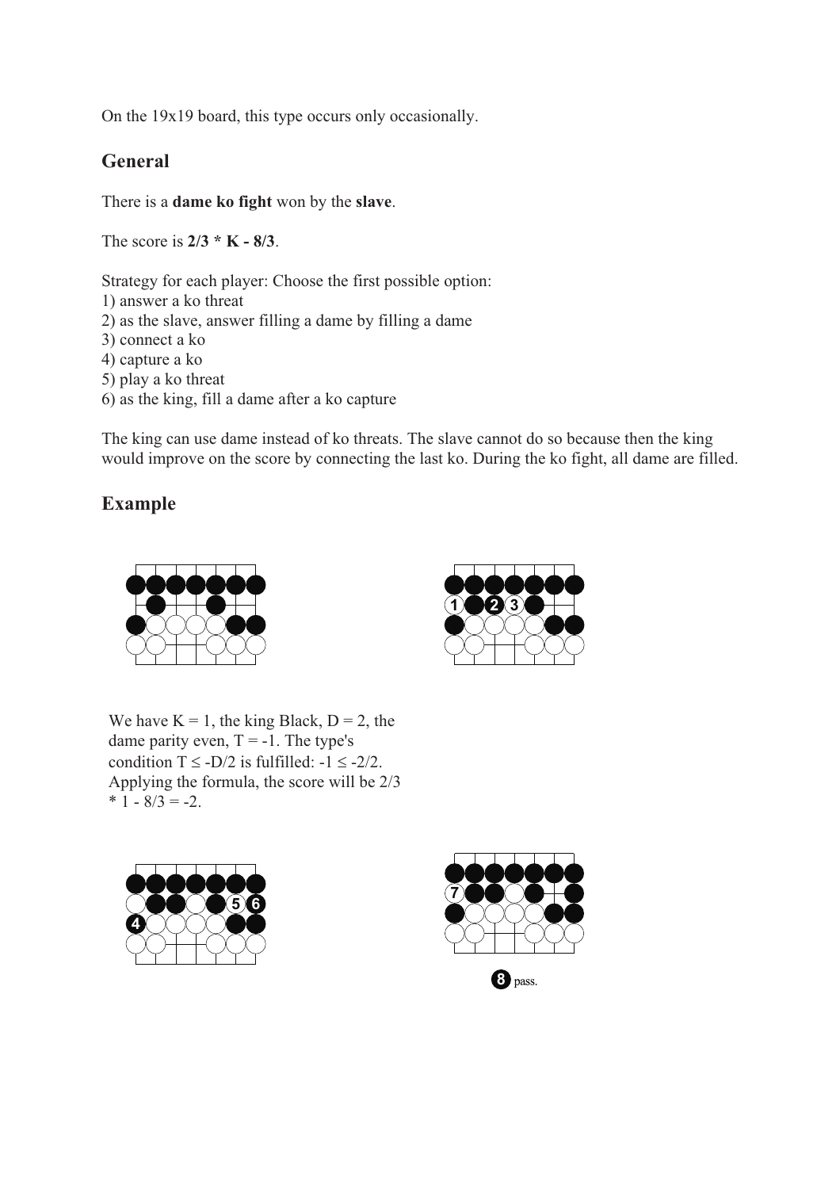On the 19x19 board, this type occurs only occasionally.

## General

There is a **dame ko fight** won by the **slave**.

The score is **2/3 * K - 8/3**.

Strategy for each player: Choose the first possible option:
1) answer a ko threat
2) as the slave, answer filling a dame by filling a dame
3) connect a ko
4) capture a ko
5) play a ko threat
6) as the king, fill a dame after a ko capture

The king can use dame instead of ko threats. The slave cannot do so because then the king would improve on the score by connecting the last ko. During the ko fight, all dame are filled.

## Example

We have $K = 1$, the king Black, $D = 2$, the dame parity even, $T = -1$. The type's condition $T \leq -D/2$ is fulfilled: $-1 \leq -2/2$. Applying the formula, the score will be $2/3 * 1 - 8/3 = -2$.

8 pass.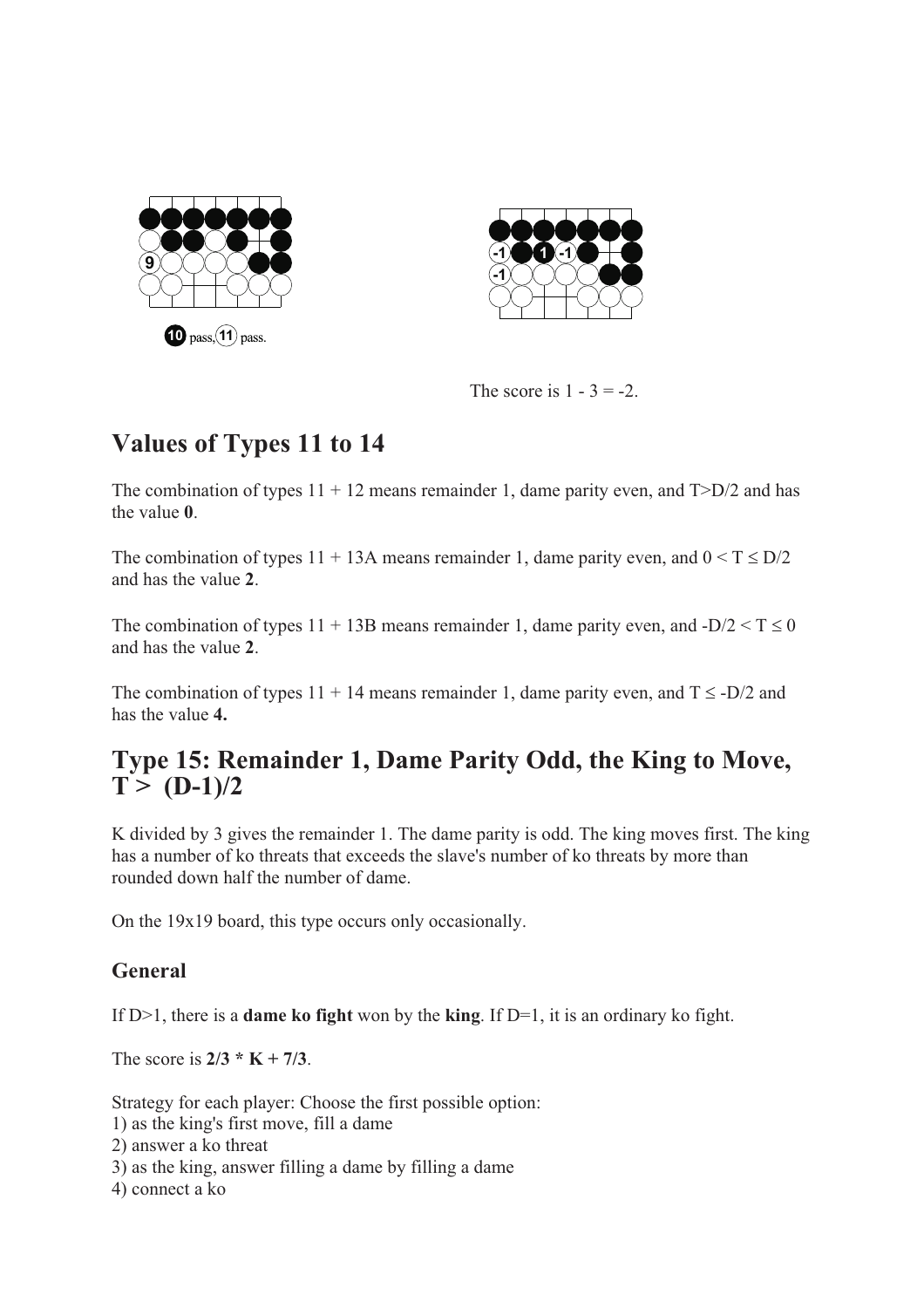10 pass, 11 pass.

The score is 1 - 3 = -2.

## Values of Types 11 to 14

The combination of types 11 + 12 means remainder 1, dame parity even, and T>D/2 and has the value **0**.

The combination of types 11 + 13A means remainder 1, dame parity even, and $0 < T \leq D/2$ and has the value **2**.

The combination of types 11 + 13B means remainder 1, dame parity even, and $-D/2 < T \leq 0$ and has the value **2**.

The combination of types 11 + 14 means remainder 1, dame parity even, and $T \leq -D/2$ and has the value **4.**

## Type 15: Remainder 1, Dame Parity Odd, the King to Move, T > (D-1)/2

K divided by 3 gives the remainder 1. The dame parity is odd. The king moves first. The king has a number of ko threats that exceeds the slave's number of ko threats by more than rounded down half the number of dame.

On the 19x19 board, this type occurs only occasionally.

### General

If D>1, there is a **dame ko fight** won by the **king**. If D=1, it is an ordinary ko fight.

The score is **2/3 * K + 7/3**.

Strategy for each player: Choose the first possible option:
1) as the king's first move, fill a dame
2) answer a ko threat
3) as the king, answer filling a dame by filling a dame
4) connect a ko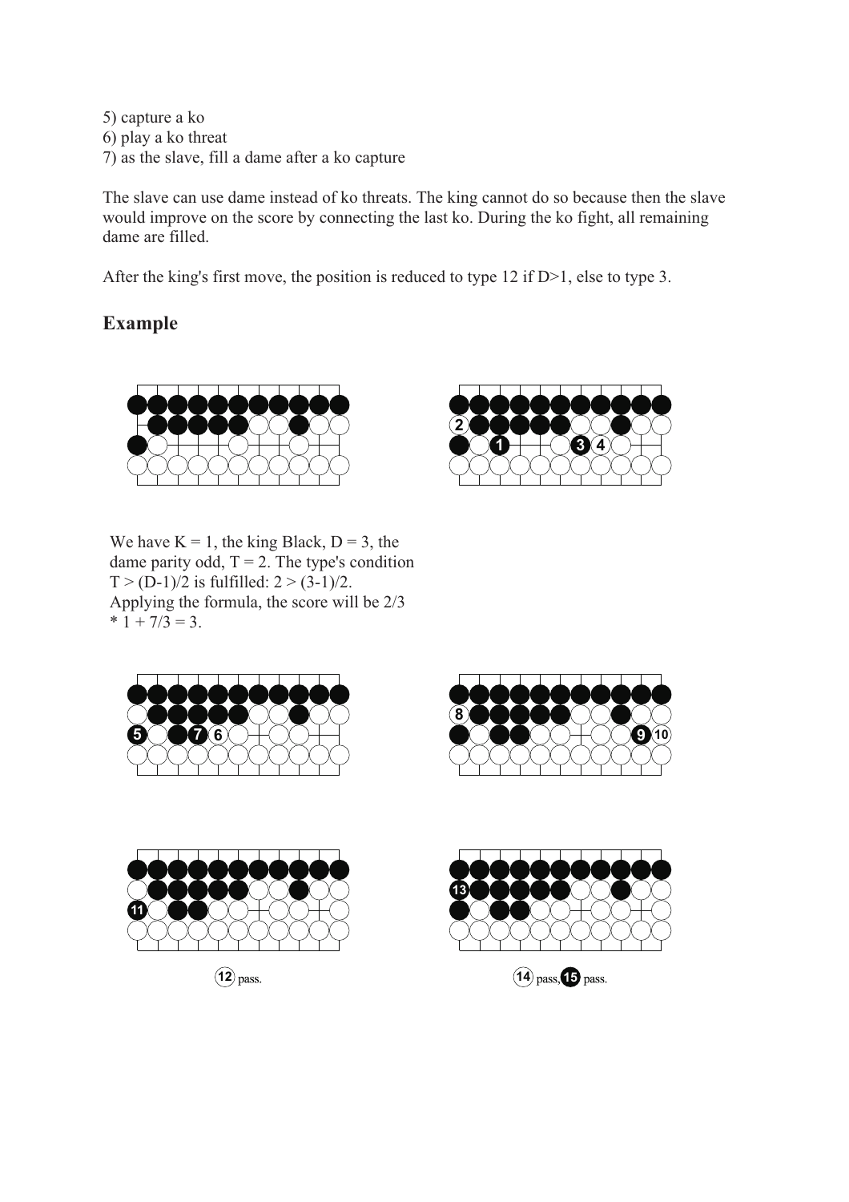5) capture a ko
6) play a ko threat
7) as the slave, fill a dame after a ko capture

The slave can use dame instead of ko threats. The king cannot do so because then the slave would improve on the score by connecting the last ko. During the ko fight, all remaining dame are filled.

After the king's first move, the position is reduced to type 12 if $D>1$, else to type 3.

## Example

We have $K = 1$, the king Black, $D = 3$, the dame parity odd, $T = 2$. The type's condition $T > (D-1)/2$ is fulfilled: $2 > (3-1)/2$. Applying the formula, the score will be $2/3 * 1 + 7/3 = 3$.

12 pass.

14 pass, 15 pass.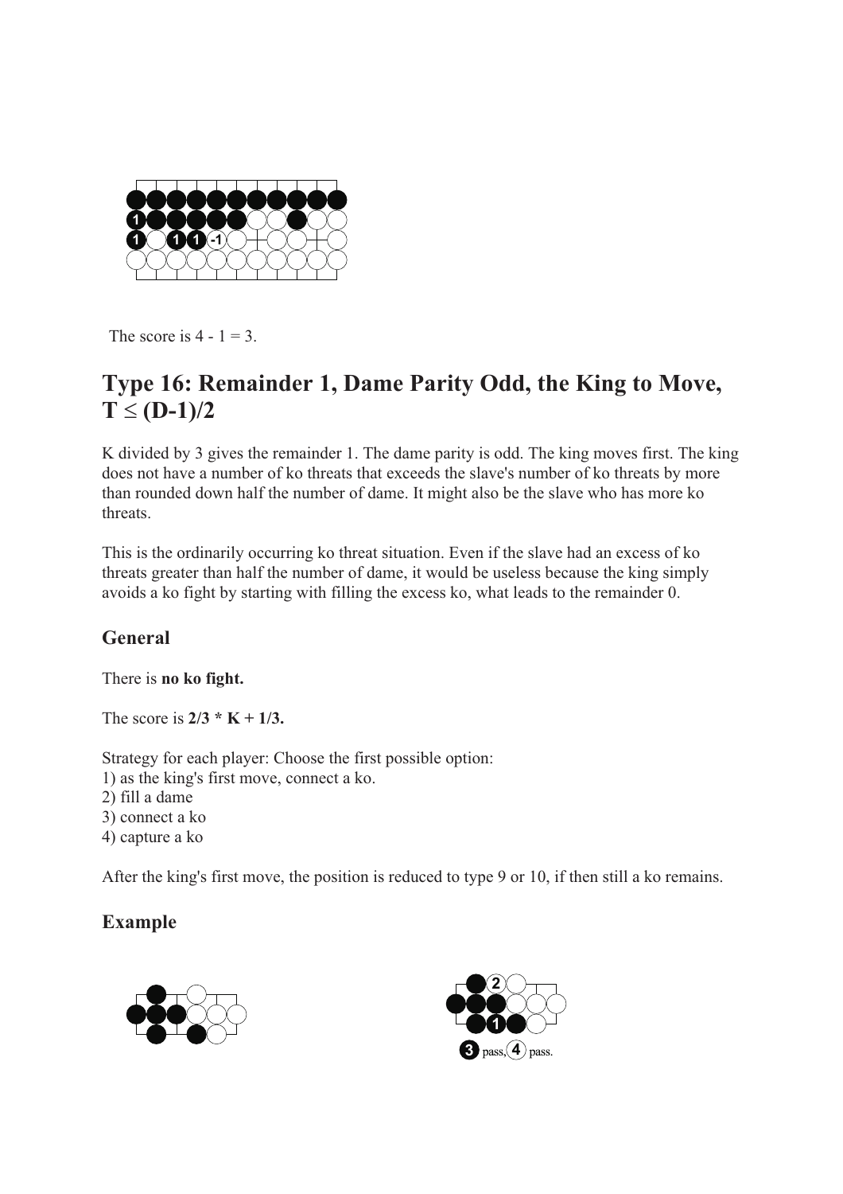The score is 4 - 1 = 3.

## Type 16: Remainder 1, Dame Parity Odd, the King to Move, $T \leq (D-1)/2$

K divided by 3 gives the remainder 1. The dame parity is odd. The king moves first. The king does not have a number of ko threats that exceeds the slave's number of ko threats by more than rounded down half the number of dame. It might also be the slave who has more ko threats.

This is the ordinarily occurring ko threat situation. Even if the slave had an excess of ko threats greater than half the number of dame, it would be useless because the king simply avoids a ko fight by starting with filling the excess ko, what leads to the remainder 0.

### General

There is **no ko fight.**

The score is **2/3 * K + 1/3.**

Strategy for each player: Choose the first possible option:
1) as the king's first move, connect a ko.
2) fill a dame
3) connect a ko
4) capture a ko

After the king's first move, the position is reduced to type 9 or 10, if then still a ko remains.

### Example

3 pass, 4 pass.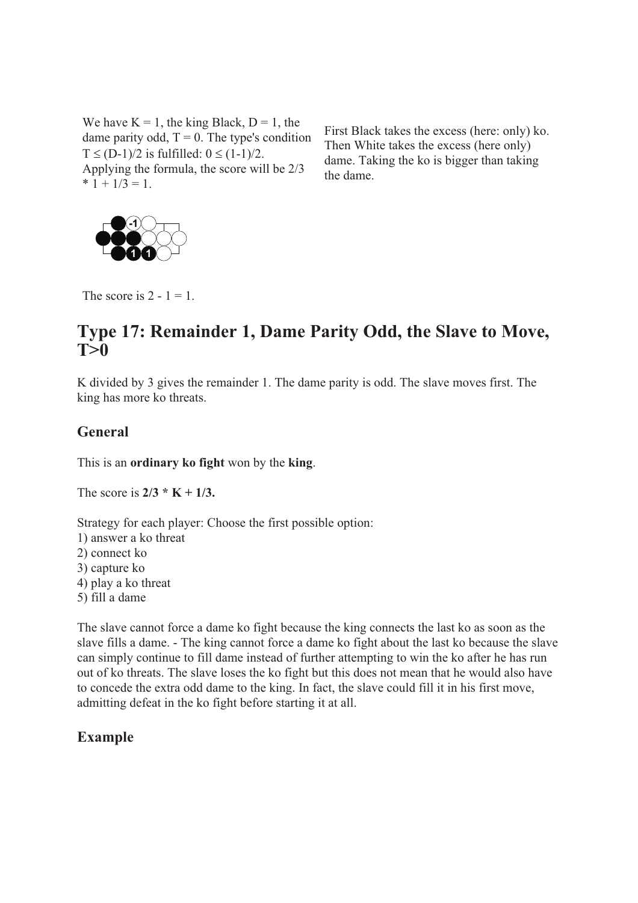We have K = 1, the king Black, D = 1, the dame parity odd, T = 0. The type's condition $T \leq (D-1)/2$ is fulfilled: $0 \leq (1-1)/2$. Applying the formula, the score will be 2/3 * 1 + 1/3 = 1.

First Black takes the excess (here: only) ko. Then White takes the excess (here only) dame. Taking the ko is bigger than taking the dame.

The score is 2 - 1 = 1.

## Type 17: Remainder 1, Dame Parity Odd, the Slave to Move, T>0

K divided by 3 gives the remainder 1. The dame parity is odd. The slave moves first. The king has more ko threats.

### General

This is an **ordinary ko fight** won by the **king**.

The score is **2/3 * K + 1/3.**

Strategy for each player: Choose the first possible option:
1) answer a ko threat
2) connect ko
3) capture ko
4) play a ko threat
5) fill a dame

The slave cannot force a dame ko fight because the king connects the last ko as soon as the slave fills a dame. - The king cannot force a dame ko fight about the last ko because the slave can simply continue to fill dame instead of further attempting to win the ko after he has run out of ko threats. The slave loses the ko fight but this does not mean that he would also have to concede the extra odd dame to the king. In fact, the slave could fill it in his first move, admitting defeat in the ko fight before starting it at all.

### Example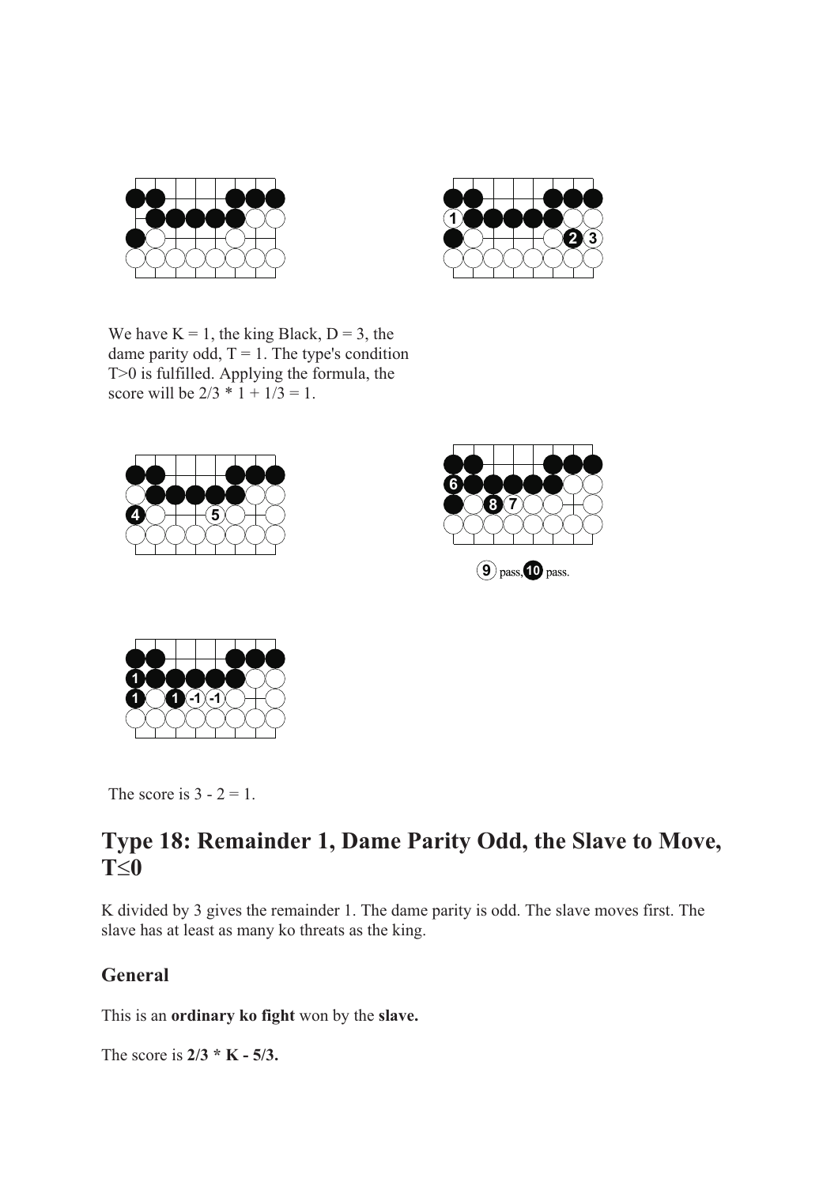We have $K = 1$, the king Black, $D = 3$, the dame parity odd, $T = 1$. The type's condition $T>0$ is fulfilled. Applying the formula, the score will be $2/3 * 1 + 1/3 = 1$.

9 pass, 10 pass.

The score is $3 - 2 = 1$.

## Type 18: Remainder 1, Dame Parity Odd, the Slave to Move, T≤0

K divided by 3 gives the remainder 1. The dame parity is odd. The slave moves first. The slave has at least as many ko threats as the king.

### General

This is an **ordinary ko fight** won by the **slave.**

The score is **2/3 * K - 5/3.**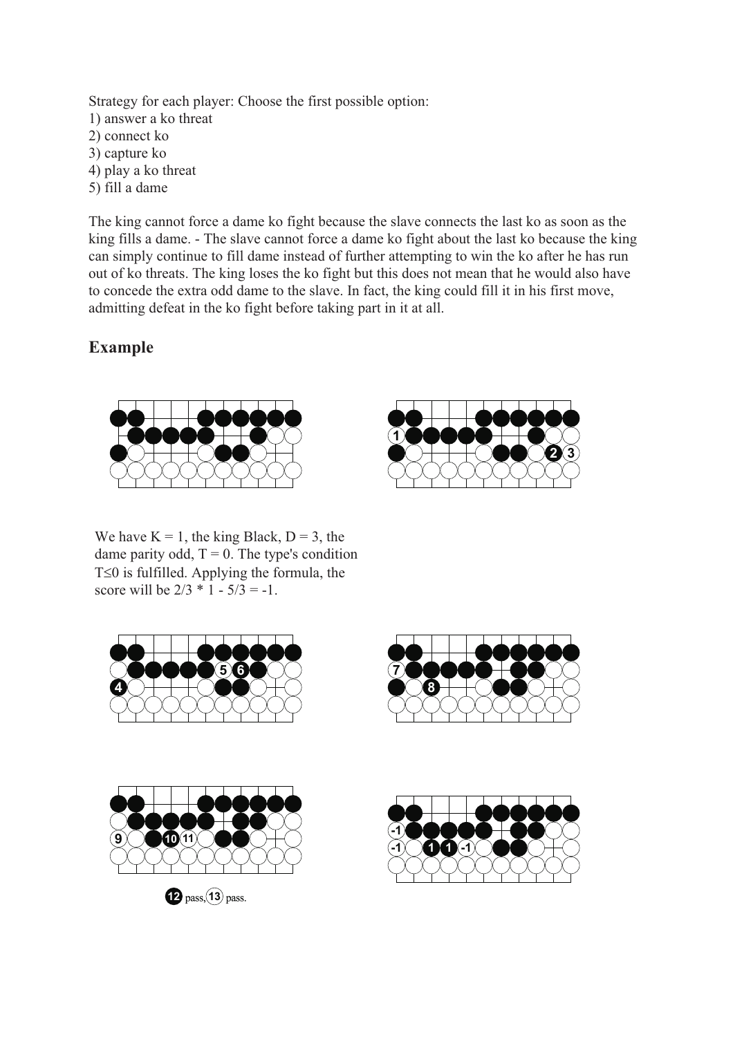Strategy for each player: Choose the first possible option:
1) answer a ko threat
2) connect ko
3) capture ko
4) play a ko threat
5) fill a dame

The king cannot force a dame ko fight because the slave connects the last ko as soon as the king fills a dame. - The slave cannot force a dame ko fight about the last ko because the king can simply continue to fill dame instead of further attempting to win the ko after he has run out of ko threats. The king loses the ko fight but this does not mean that he would also have to concede the extra odd dame to the slave. In fact, the king could fill it in his first move, admitting defeat in the ko fight before taking part in it at all.

## Example

We have $K = 1$, the king Black, $D = 3$, the dame parity odd, $T = 0$. The type's condition $T \leq 0$ is fulfilled. Applying the formula, the score will be $2/3 * 1 - 5/3 = -1$.

12 pass, 13 pass.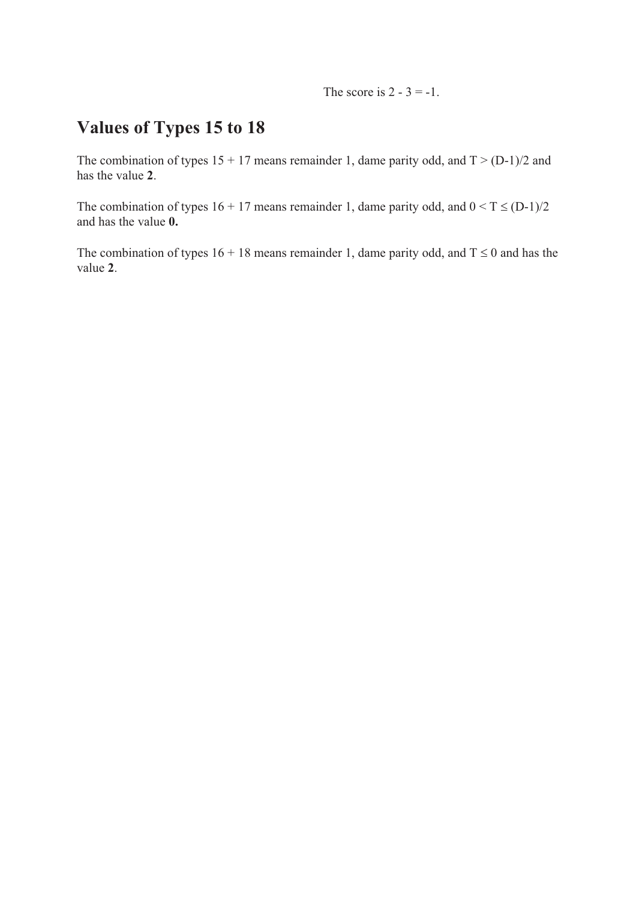The score is 2 - 3 = -1.

## Values of Types 15 to 18

The combination of types 15 + 17 means remainder 1, dame parity odd, and $T > (D-1)/2$ and has the value **2**.

The combination of types 16 + 17 means remainder 1, dame parity odd, and $0 < T \leq (D-1)/2$ and has the value **0.**

The combination of types 16 + 18 means remainder 1, dame parity odd, and $T \leq 0$ and has the value **2**.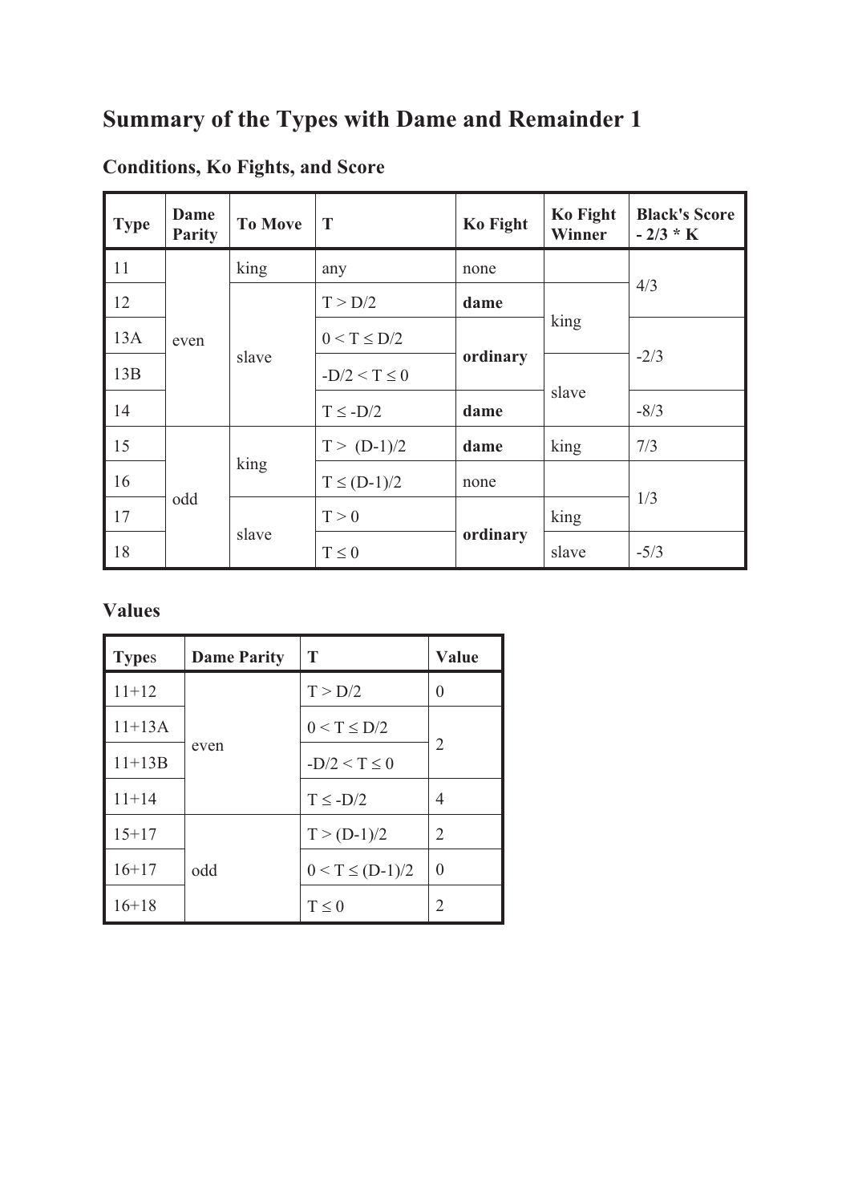# Summary of the Types with Dame and Remainder 1

## Conditions, Ko Fights, and Score

| Type | Dame Parity | To Move | T | Ko Fight | Ko Fight Winner | Black's Score - 2/3 * K |
|---|---|---|---|---|---|---|
| 11 | even | king | any | none | | 4/3 |
| 12 | | slave | $T > D/2$ | **dame** | king | |
| 13A | | | $0 < T \leq D/2$ | **ordinary** | | -2/3 |
| 13B | | | $-D/2 < T \leq 0$ | | slave | |
| 14 | | | $T \leq -D/2$ | **dame** | | -8/3 |
| 15 | odd | king | $T > (D-1)/2$ | **dame** | king | 7/3 |
| 16 | | | $T \leq (D-1)/2$ | none | | 1/3 |
| 17 | | slave | $T > 0$ | **ordinary** | king | |
| 18 | | | $T \leq 0$ | | slave | -5/3 |

## Values

| Types | Dame Parity | T | Value |
|---|---|---|---|
| 11+12 | even | $T > D/2$ | 0 |
| 11+13A | | $0 < T \leq D/2$ | 2 |
| 11+13B | | $-D/2 < T \leq 0$ | |
| 11+14 | | $T \leq -D/2$ | 4 |
| 15+17 | odd | $T > (D-1)/2$ | 2 |
| 16+17 | | $0 < T \leq (D-1)/2$ | 0 |
| 16+18 | | $T \leq 0$ | 2 |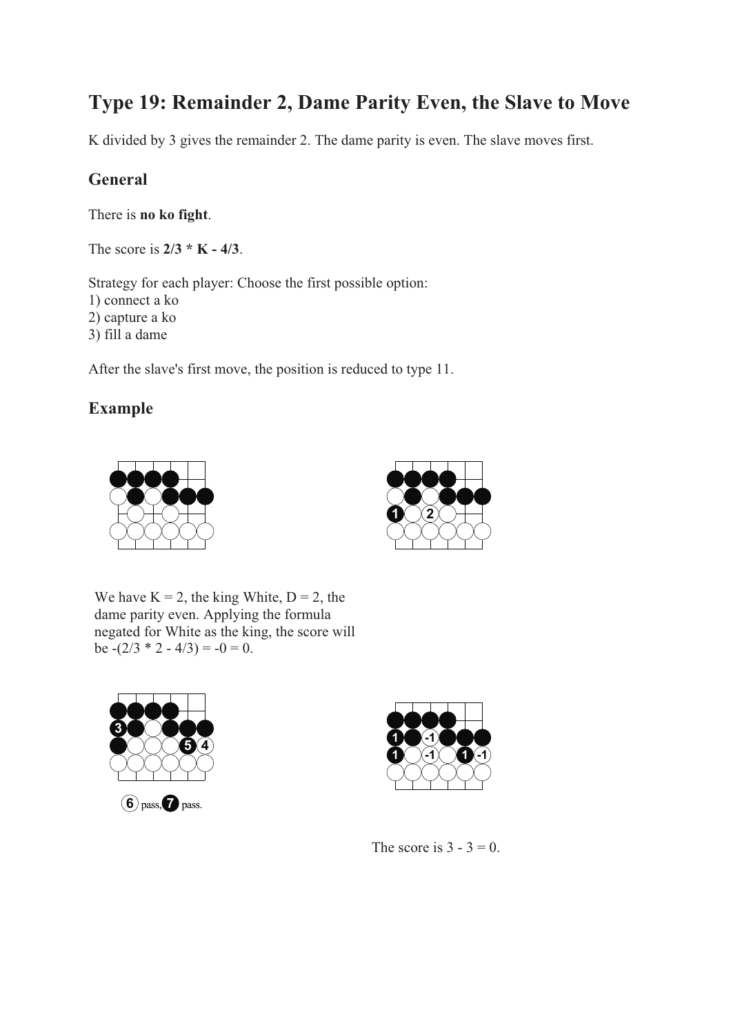# Type 19: Remainder 2, Dame Parity Even, the Slave to Move

K divided by 3 gives the remainder 2. The dame parity is even. The slave moves first.

## General

There is **no ko fight**.

The score is **2/3 * K - 4/3**.

Strategy for each player: Choose the first possible option:
1) connect a ko
2) capture a ko
3) fill a dame

After the slave's first move, the position is reduced to type 11.

## Example

We have K = 2, the king White, D = 2, the dame parity even. Applying the formula negated for White as the king, the score will be -(2/3 * 2 - 4/3) = -0 = 0.

6 pass, 7 pass.

The score is 3 - 3 = 0.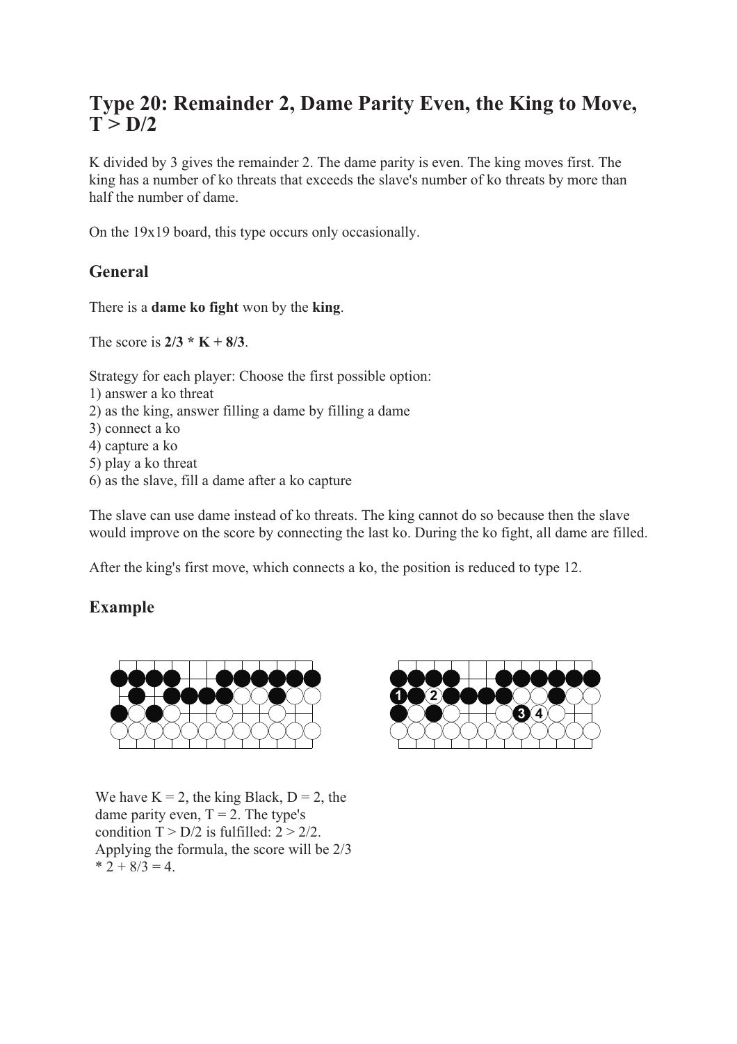# Type 20: Remainder 2, Dame Parity Even, the King to Move, T > D/2

K divided by 3 gives the remainder 2. The dame parity is even. The king moves first. The king has a number of ko threats that exceeds the slave's number of ko threats by more than half the number of dame.

On the 19x19 board, this type occurs only occasionally.

## General

There is a **dame ko fight** won by the **king**.

The score is **2/3 * K + 8/3**.

Strategy for each player: Choose the first possible option:
1) answer a ko threat
2) as the king, answer filling a dame by filling a dame
3) connect a ko
4) capture a ko
5) play a ko threat
6) as the slave, fill a dame after a ko capture

The slave can use dame instead of ko threats. The king cannot do so because then the slave would improve on the score by connecting the last ko. During the ko fight, all dame are filled.

After the king's first move, which connects a ko, the position is reduced to type 12.

## Example

We have K = 2, the king Black, D = 2, the dame parity even, T = 2. The type's condition T > D/2 is fulfilled: 2 > 2/2. Applying the formula, the score will be 2/3 * 2 + 8/3 = 4.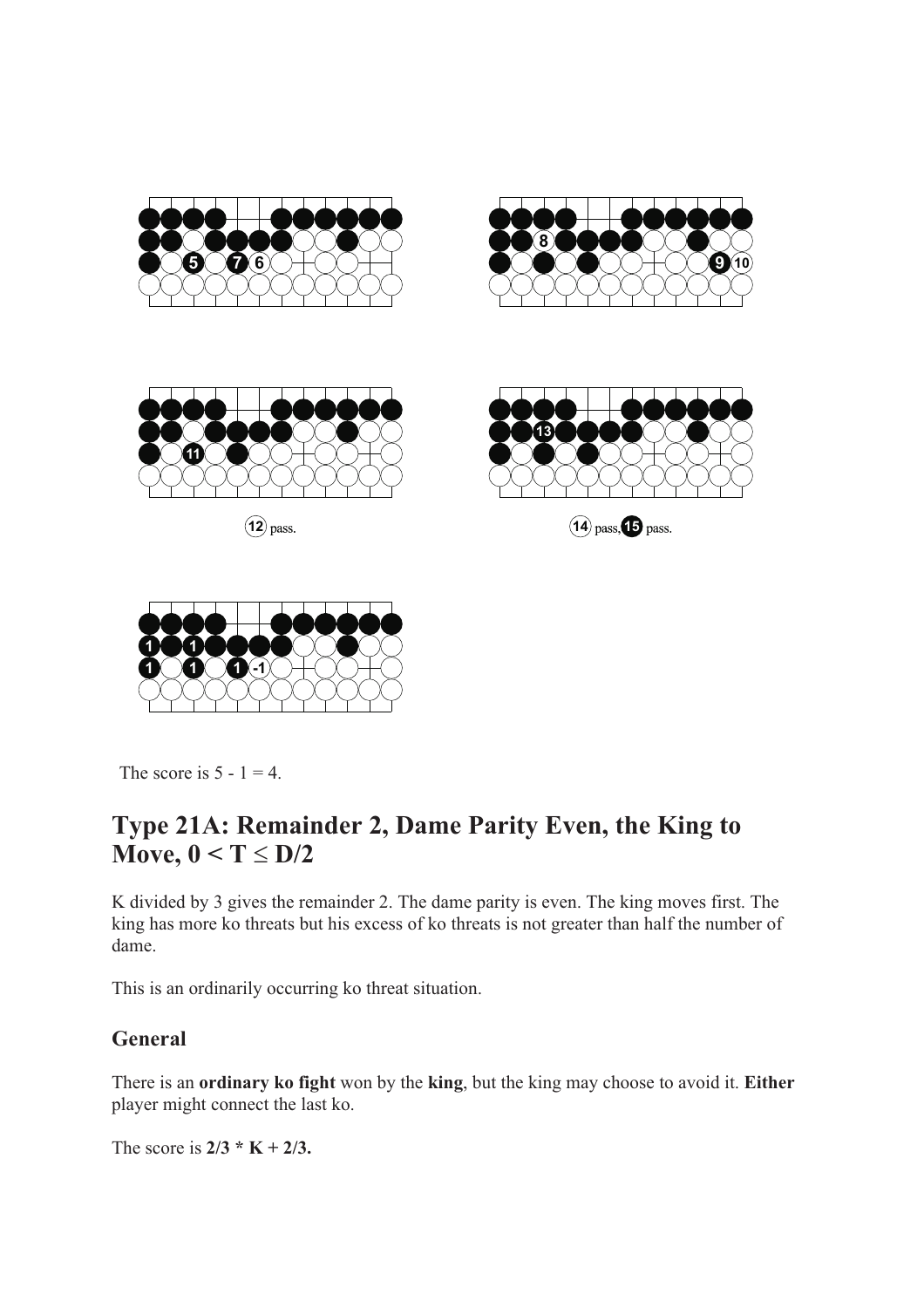12 pass.

14 pass, 15 pass.

The score is 5 - 1 = 4.

## Type 21A: Remainder 2, Dame Parity Even, the King to Move, $0 < T \leq D/2$

K divided by 3 gives the remainder 2. The dame parity is even. The king moves first. The king has more ko threats but his excess of ko threats is not greater than half the number of dame.

This is an ordinarily occurring ko threat situation.

### General

There is an **ordinary ko fight** won by the **king**, but the king may choose to avoid it. **Either** player might connect the last ko.

The score is **2/3 * K + 2/3.**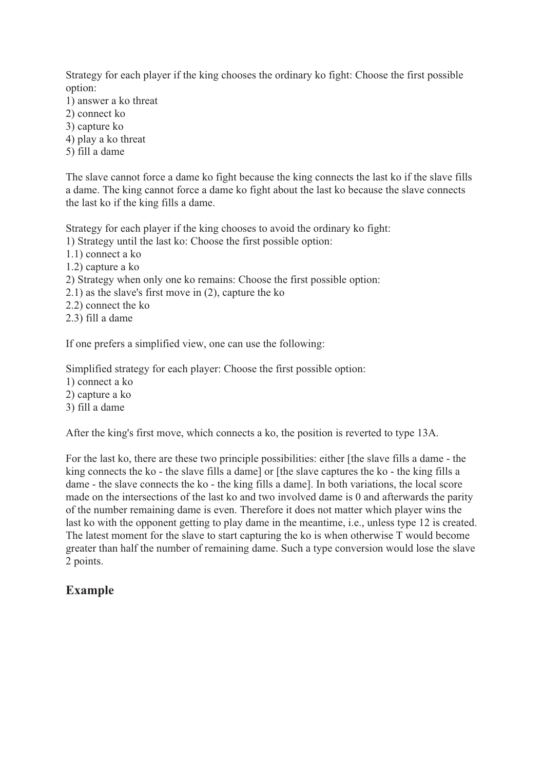Strategy for each player if the king chooses the ordinary ko fight: Choose the first possible option:

1) answer a ko threat
2) connect ko
3) capture ko
4) play a ko threat
5) fill a dame

The slave cannot force a dame ko fight because the king connects the last ko if the slave fills a dame. The king cannot force a dame ko fight about the last ko because the slave connects the last ko if the king fills a dame.

Strategy for each player if the king chooses to avoid the ordinary ko fight:

1) Strategy until the last ko: Choose the first possible option:

1.1) connect a ko
1.2) capture a ko

2) Strategy when only one ko remains: Choose the first possible option:

2.1) as the slave's first move in (2), capture the ko
2.2) connect the ko
2.3) fill a dame

If one prefers a simplified view, one can use the following:

Simplified strategy for each player: Choose the first possible option:

1) connect a ko
2) capture a ko
3) fill a dame

After the king's first move, which connects a ko, the position is reverted to type 13A.

For the last ko, there are these two principle possibilities: either [the slave fills a dame - the king connects the ko - the slave fills a dame] or [the slave captures the ko - the king fills a dame - the slave connects the ko - the king fills a dame]. In both variations, the local score made on the intersections of the last ko and two involved dame is 0 and afterwards the parity of the number remaining dame is even. Therefore it does not matter which player wins the last ko with the opponent getting to play dame in the meantime, i.e., unless type 12 is created. The latest moment for the slave to start capturing the ko is when otherwise T would become greater than half the number of remaining dame. Such a type conversion would lose the slave 2 points.

## Example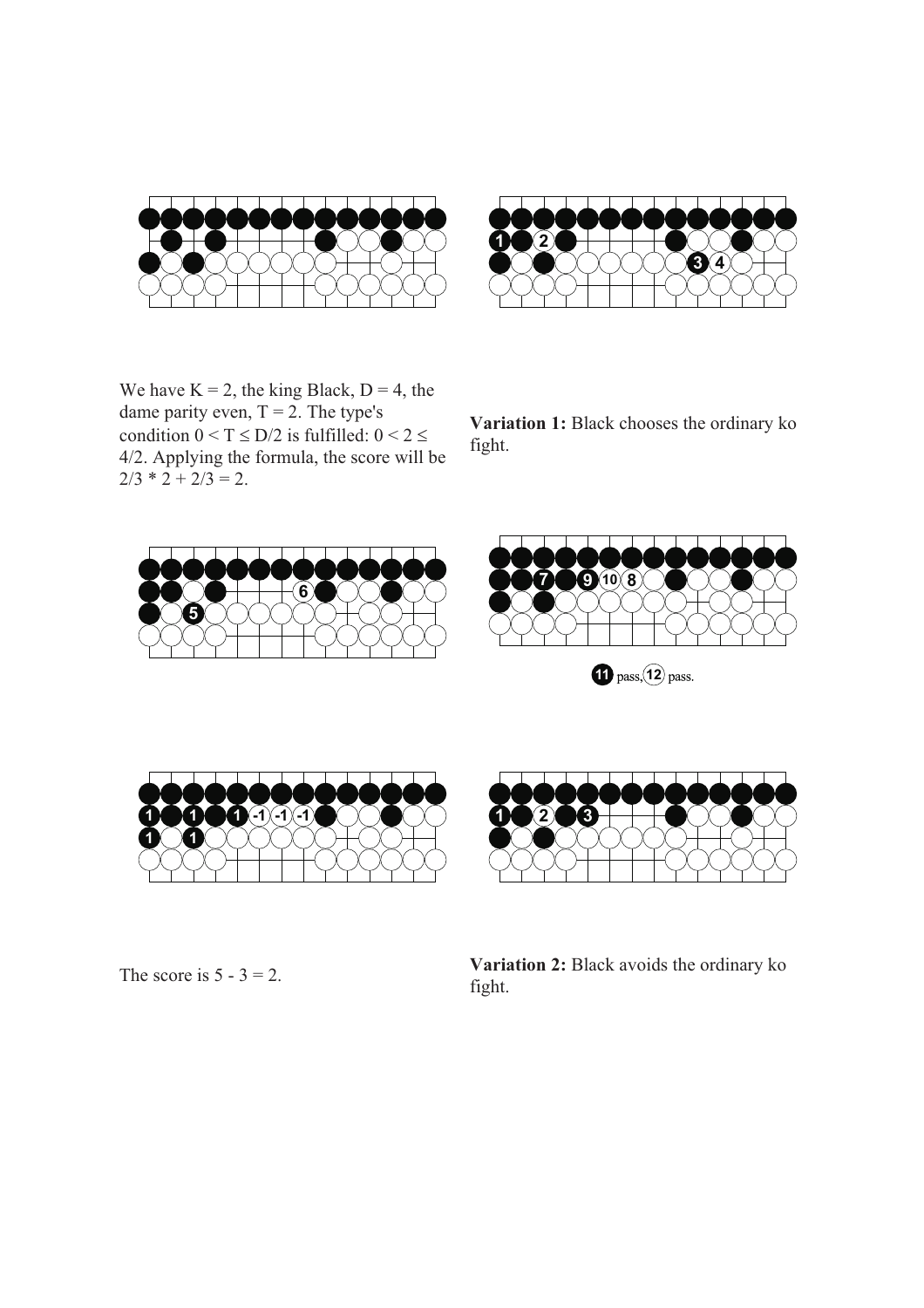We have $K = 2$, the king Black, $D = 4$, the dame parity even, $T = 2$. The type's condition $0 < T \leq D/2$ is fulfilled: $0 < 2 \leq 4/2$. Applying the formula, the score will be $2/3 * 2 + 2/3 = 2$.

**Variation 1:** Black chooses the ordinary ko fight.

11 pass, 12 pass.

The score is 5 - 3 = 2.

**Variation 2:** Black avoids the ordinary ko fight.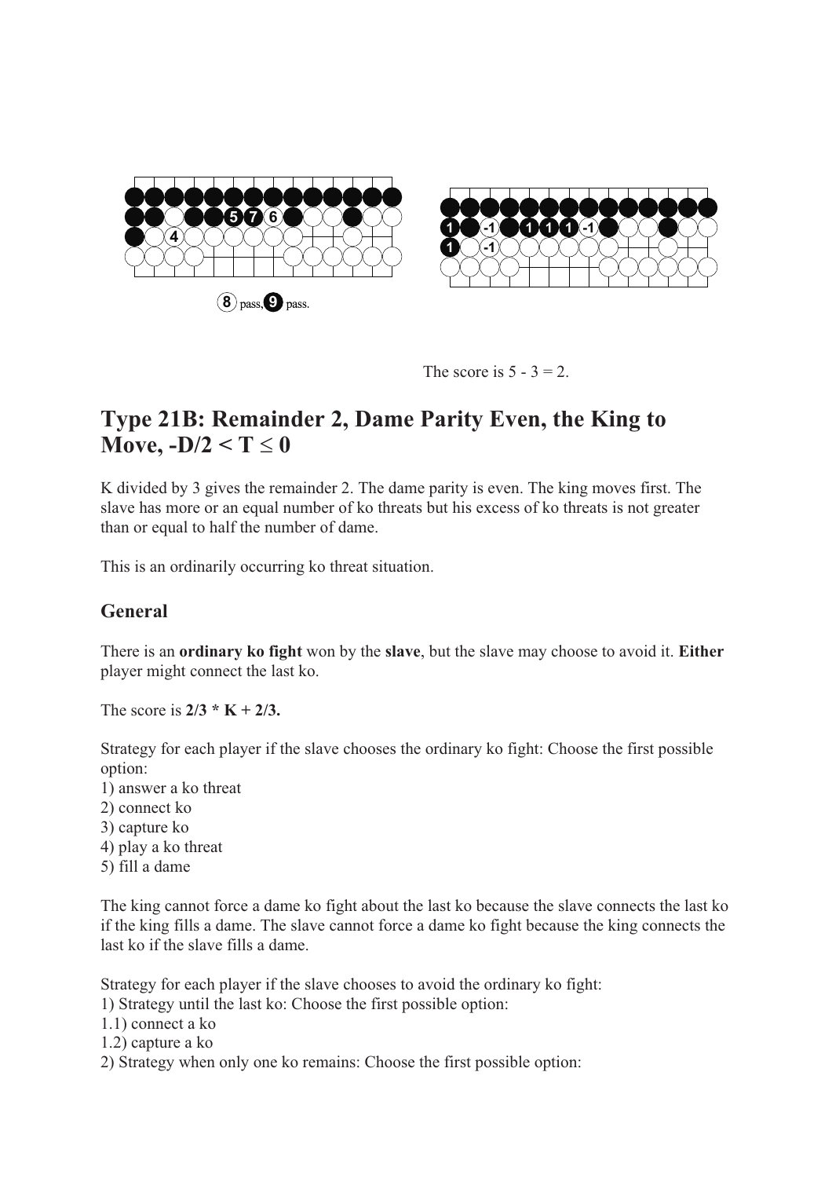8 pass, 9 pass.

The score is 5 - 3 = 2.

## Type 21B: Remainder 2, Dame Parity Even, the King to Move, -D/2 < T ≤ 0

K divided by 3 gives the remainder 2. The dame parity is even. The king moves first. The slave has more or an equal number of ko threats but his excess of ko threats is not greater than or equal to half the number of dame.

This is an ordinarily occurring ko threat situation.

### General

There is an **ordinary ko fight** won by the **slave**, but the slave may choose to avoid it. **Either** player might connect the last ko.

The score is **2/3 * K + 2/3.**

Strategy for each player if the slave chooses the ordinary ko fight: Choose the first possible option:
1) answer a ko threat
2) connect ko
3) capture ko
4) play a ko threat
5) fill a dame

The king cannot force a dame ko fight about the last ko because the slave connects the last ko if the king fills a dame. The slave cannot force a dame ko fight because the king connects the last ko if the slave fills a dame.

Strategy for each player if the slave chooses to avoid the ordinary ko fight:
1) Strategy until the last ko: Choose the first possible option:
1.1) connect a ko
1.2) capture a ko
2) Strategy when only one ko remains: Choose the first possible option: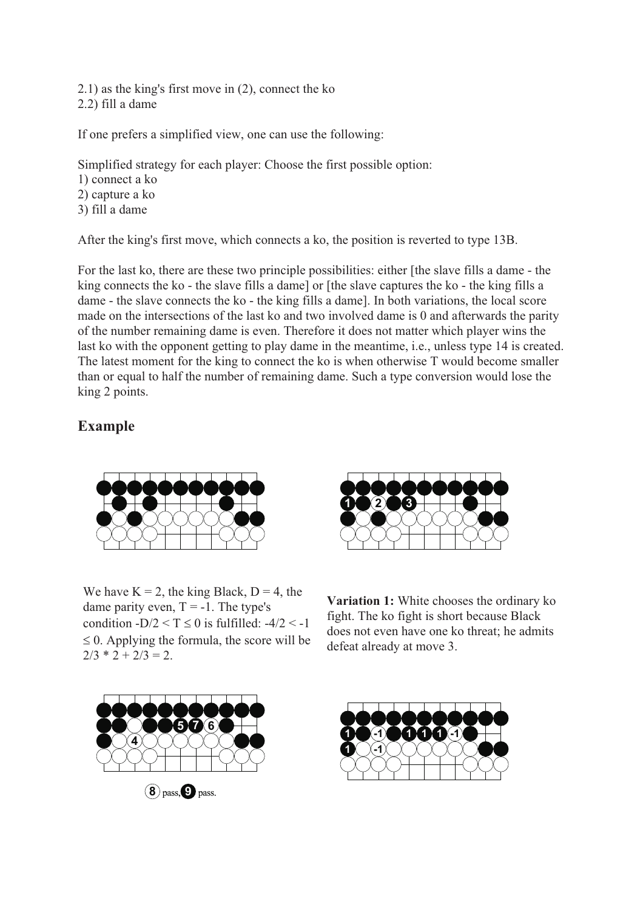2.1) as the king's first move in (2), connect the ko
2.2) fill a dame

If one prefers a simplified view, one can use the following:

Simplified strategy for each player: Choose the first possible option:
1) connect a ko
2) capture a ko
3) fill a dame

After the king's first move, which connects a ko, the position is reverted to type 13B.

For the last ko, there are these two principle possibilities: either [the slave fills a dame - the king connects the ko - the slave fills a dame] or [the slave captures the ko - the king fills a dame - the slave connects the ko - the king fills a dame]. In both variations, the local score made on the intersections of the last ko and two involved dame is 0 and afterwards the parity of the number remaining dame is even. Therefore it does not matter which player wins the last ko with the opponent getting to play dame in the meantime, i.e., unless type 14 is created. The latest moment for the king to connect the ko is when otherwise T would become smaller than or equal to half the number of remaining dame. Such a type conversion would lose the king 2 points.

## Example

We have $K = 2$, the king Black, $D = 4$, the dame parity even, $T = -1$. The type's condition $-D/2 < T \leq 0$ is fulfilled: $-4/2 < -1 \leq 0$. Applying the formula, the score will be $2/3 * 2 + 2/3 = 2$.

**Variation 1:** White chooses the ordinary ko fight. The ko fight is short because Black does not even have one ko threat; he admits defeat already at move 3.

8 pass, 9 pass.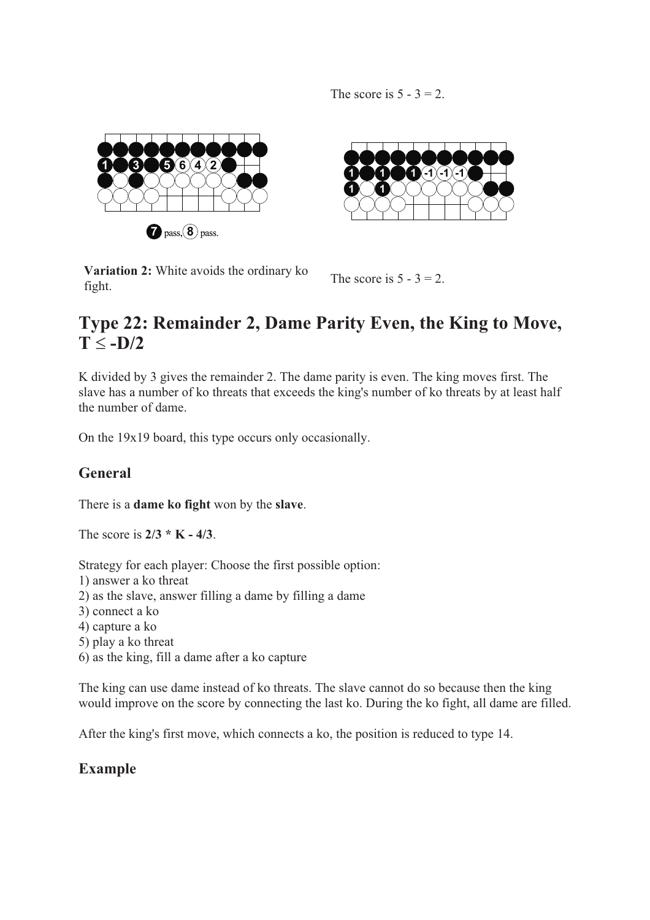The score is 5 - 3 = 2.

7 pass, 8 pass.

**Variation 2:** White avoids the ordinary ko fight.

The score is 5 - 3 = 2.

# Type 22: Remainder 2, Dame Parity Even, the King to Move, T ≤ -D/2

K divided by 3 gives the remainder 2. The dame parity is even. The king moves first. The slave has a number of ko threats that exceeds the king's number of ko threats by at least half the number of dame.

On the 19x19 board, this type occurs only occasionally.

## General

There is a **dame ko fight** won by the **slave**.

The score is **2/3 * K - 4/3**.

Strategy for each player: Choose the first possible option:
1) answer a ko threat
2) as the slave, answer filling a dame by filling a dame
3) connect a ko
4) capture a ko
5) play a ko threat
6) as the king, fill a dame after a ko capture

The king can use dame instead of ko threats. The slave cannot do so because then the king would improve on the score by connecting the last ko. During the ko fight, all dame are filled.

After the king's first move, which connects a ko, the position is reduced to type 14.

## Example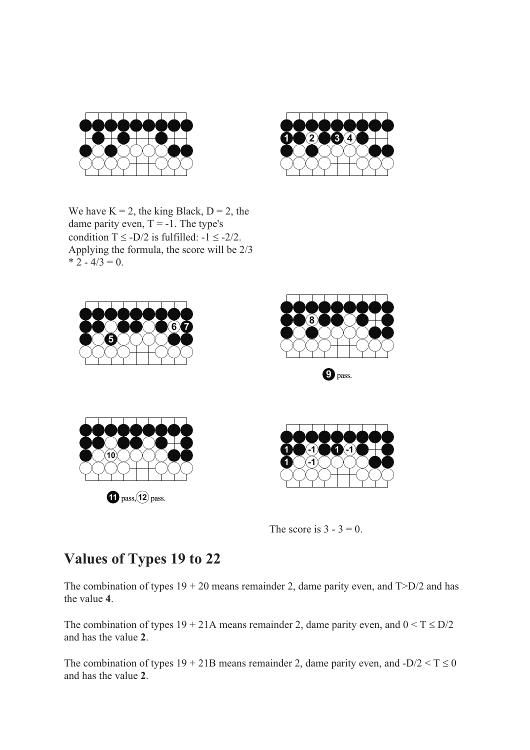We have K = 2, the king Black, D = 2, the dame parity even, T = -1. The type's condition $T \leq -D/2$ is fulfilled: $-1 \leq -2/2$. Applying the formula, the score will be $2/3 * 2 - 4/3 = 0$.

9 pass.

11 pass, 12 pass.

The score is 3 - 3 = 0.

## Values of Types 19 to 22

The combination of types 19 + 20 means remainder 2, dame parity even, and $T>D/2$ and has the value **4**.

The combination of types 19 + 21A means remainder 2, dame parity even, and $0 < T \leq D/2$ and has the value **2**.

The combination of types 19 + 21B means remainder 2, dame parity even, and $-D/2 < T \leq 0$ and has the value **2**.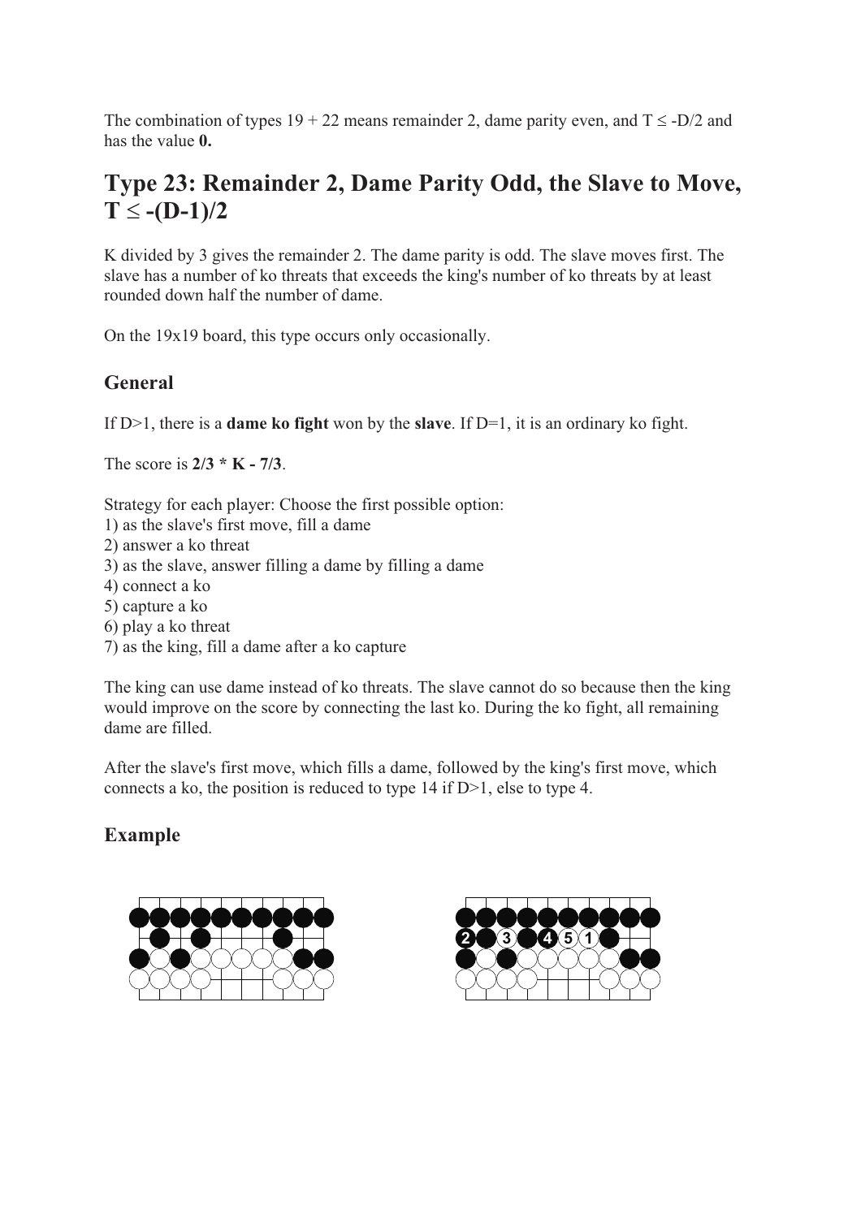The combination of types 19 + 22 means remainder 2, dame parity even, and $T \leq -D/2$ and has the value **0.**

## Type 23: Remainder 2, Dame Parity Odd, the Slave to Move, $T \leq -(D-1)/2$

K divided by 3 gives the remainder 2. The dame parity is odd. The slave moves first. The slave has a number of ko threats that exceeds the king's number of ko threats by at least rounded down half the number of dame.

On the 19x19 board, this type occurs only occasionally.

### General

If D>1, there is a **dame ko fight** won by the **slave**. If D=1, it is an ordinary ko fight.

The score is **$2/3 * K - 7/3$**.

Strategy for each player: Choose the first possible option:
1) as the slave's first move, fill a dame
2) answer a ko threat
3) as the slave, answer filling a dame by filling a dame
4) connect a ko
5) capture a ko
6) play a ko threat
7) as the king, fill a dame after a ko capture

The king can use dame instead of ko threats. The slave cannot do so because then the king would improve on the score by connecting the last ko. During the ko fight, all remaining dame are filled.

After the slave's first move, which fills a dame, followed by the king's first move, which connects a ko, the position is reduced to type 14 if D>1, else to type 4.

### Example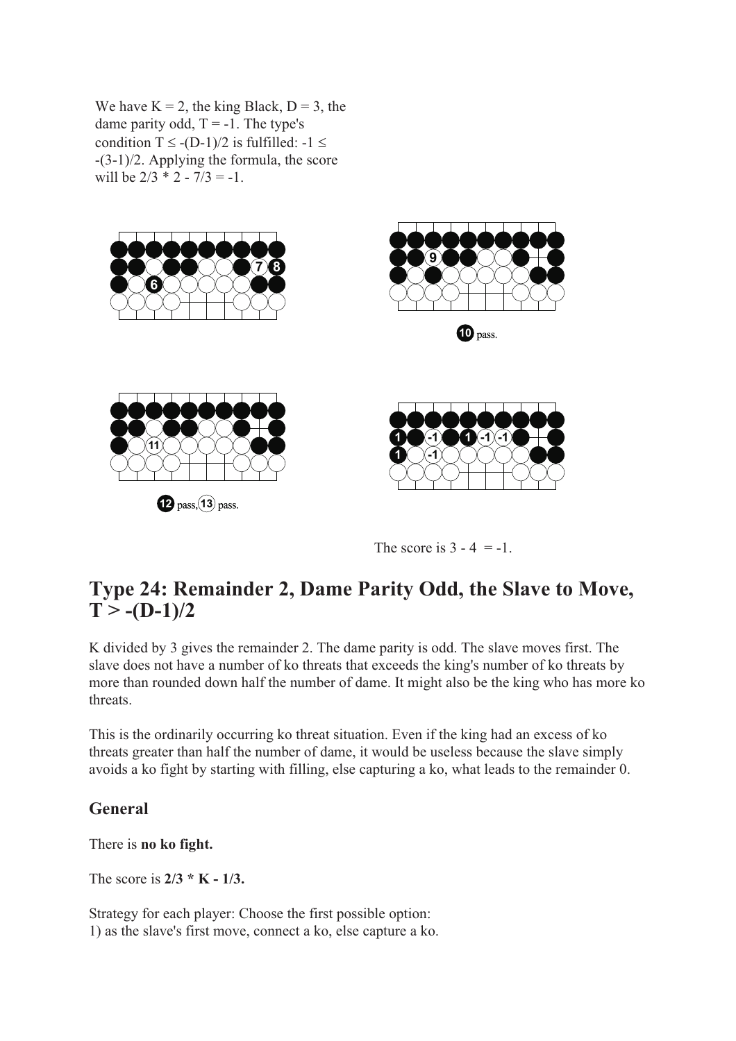We have $K = 2$, the king Black, $D = 3$, the dame parity odd, $T = -1$. The type's condition $T \leq -(D-1)/2$ is fulfilled: $-1 \leq -(3-1)/2$. Applying the formula, the score will be $2/3 * 2 - 7/3 = -1$.

10 pass.

12 pass, 13 pass.

The score is $3 - 4 = -1$.

# Type 24: Remainder 2, Dame Parity Odd, the Slave to Move, $T > -(D-1)/2$

K divided by 3 gives the remainder 2. The dame parity is odd. The slave moves first. The slave does not have a number of ko threats that exceeds the king's number of ko threats by more than rounded down half the number of dame. It might also be the king who has more ko threats.

This is the ordinarily occurring ko threat situation. Even if the king had an excess of ko threats greater than half the number of dame, it would be useless because the slave simply avoids a ko fight by starting with filling, else capturing a ko, what leads to the remainder 0.

## General

There is **no ko fight.**

The score is **$2/3 * K - 1/3$.**

Strategy for each player: Choose the first possible option:
1) as the slave's first move, connect a ko, else capture a ko.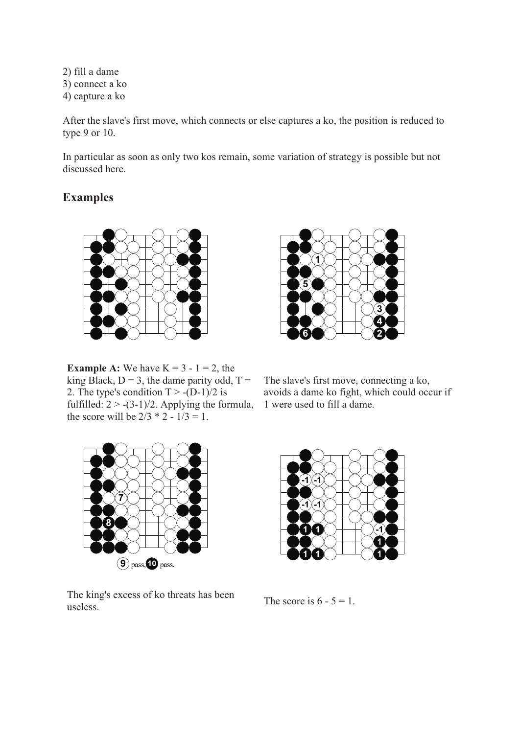2) fill a dame
3) connect a ko
4) capture a ko

After the slave's first move, which connects or else captures a ko, the position is reduced to type 9 or 10.

In particular as soon as only two kos remain, some variation of strategy is possible but not discussed here.

## Examples

**Example A:** We have $K = 3 - 1 = 2$, the king Black, $D = 3$, the dame parity odd, $T = 2$. The type's condition $T > -(D-1)/2$ is fulfilled: $2 > -(3-1)/2$. Applying the formula, the score will be $2/3 * 2 - 1/3 = 1$.

The slave's first move, connecting a ko, avoids a dame ko fight, which could occur if 1 were used to fill a dame.

9 pass, 10 pass.

The king's excess of ko threats has been useless.

The score is $6 - 5 = 1$.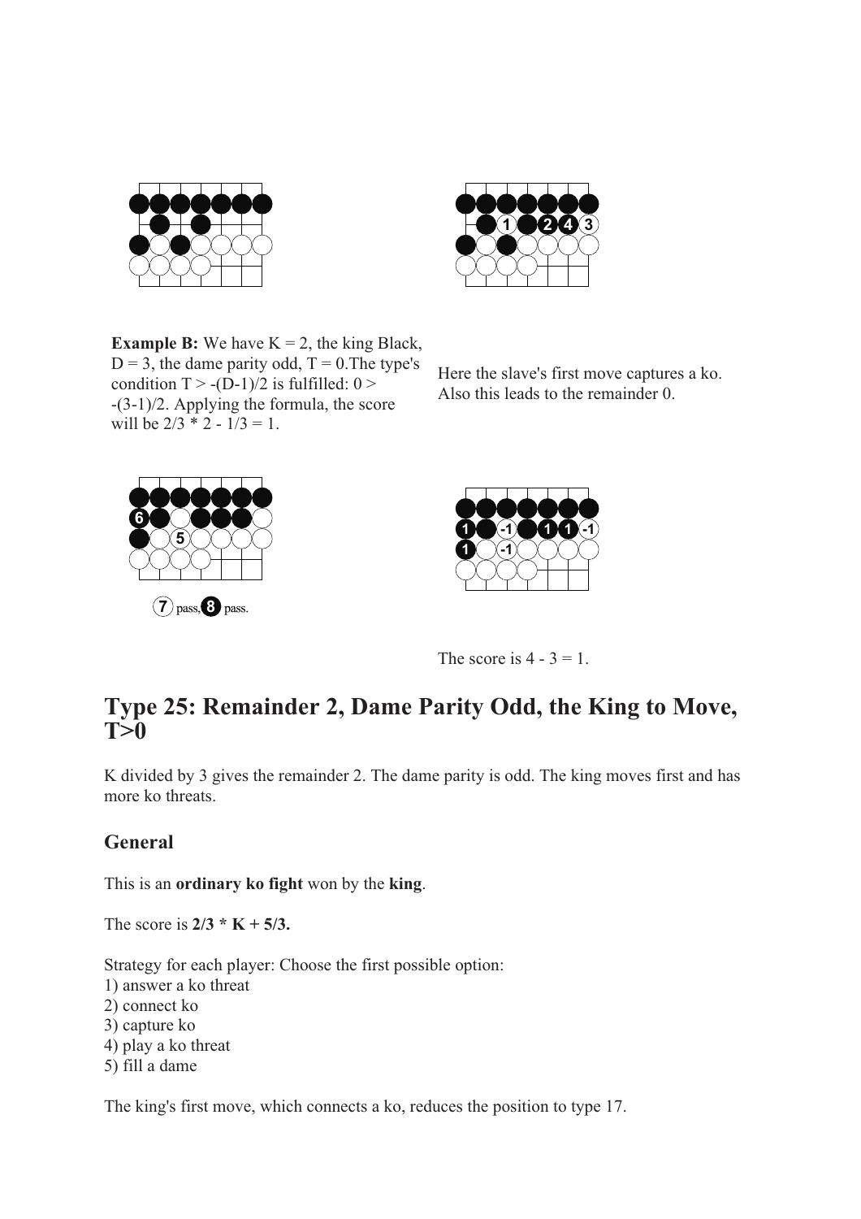**Example B:** We have K = 2, the king Black, D = 3, the dame parity odd, T = 0.The type's condition T > -(D-1)/2 is fulfilled: 0 > -(3-1)/2. Applying the formula, the score will be 2/3 * 2 - 1/3 = 1.

Here the slave's first move captures a ko. Also this leads to the remainder 0.

7 pass, 8 pass.

The score is 4 - 3 = 1.

## Type 25: Remainder 2, Dame Parity Odd, the King to Move, T>0

K divided by 3 gives the remainder 2. The dame parity is odd. The king moves first and has more ko threats.

### General

This is an **ordinary ko fight** won by the **king**.

The score is **2/3 * K + 5/3.**

Strategy for each player: Choose the first possible option:
1) answer a ko threat
2) connect ko
3) capture ko
4) play a ko threat
5) fill a dame

The king's first move, which connects a ko, reduces the position to type 17.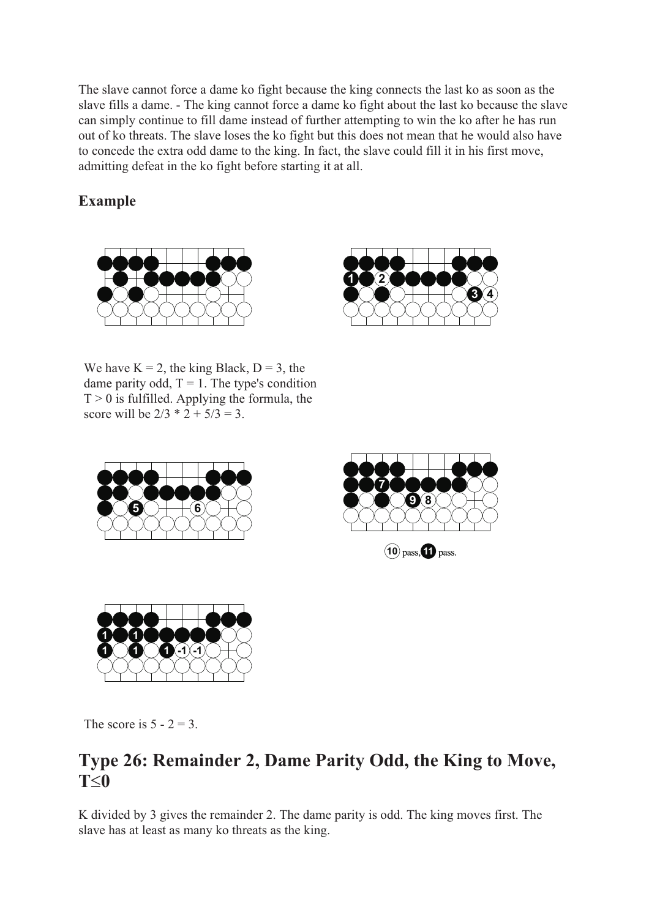The slave cannot force a dame ko fight because the king connects the last ko as soon as the slave fills a dame. - The king cannot force a dame ko fight about the last ko because the slave can simply continue to fill dame instead of further attempting to win the ko after he has run out of ko threats. The slave loses the ko fight but this does not mean that he would also have to concede the extra odd dame to the king. In fact, the slave could fill it in his first move, admitting defeat in the ko fight before starting it at all.

## Example

We have K = 2, the king Black, D = 3, the dame parity odd, T = 1. The type's condition T > 0 is fulfilled. Applying the formula, the score will be 2/3 * 2 + 5/3 = 3.

10 pass, 11 pass.

The score is 5 - 2 = 3.

# Type 26: Remainder 2, Dame Parity Odd, the King to Move, T≤0

K divided by 3 gives the remainder 2. The dame parity is odd. The king moves first. The slave has at least as many ko threats as the king.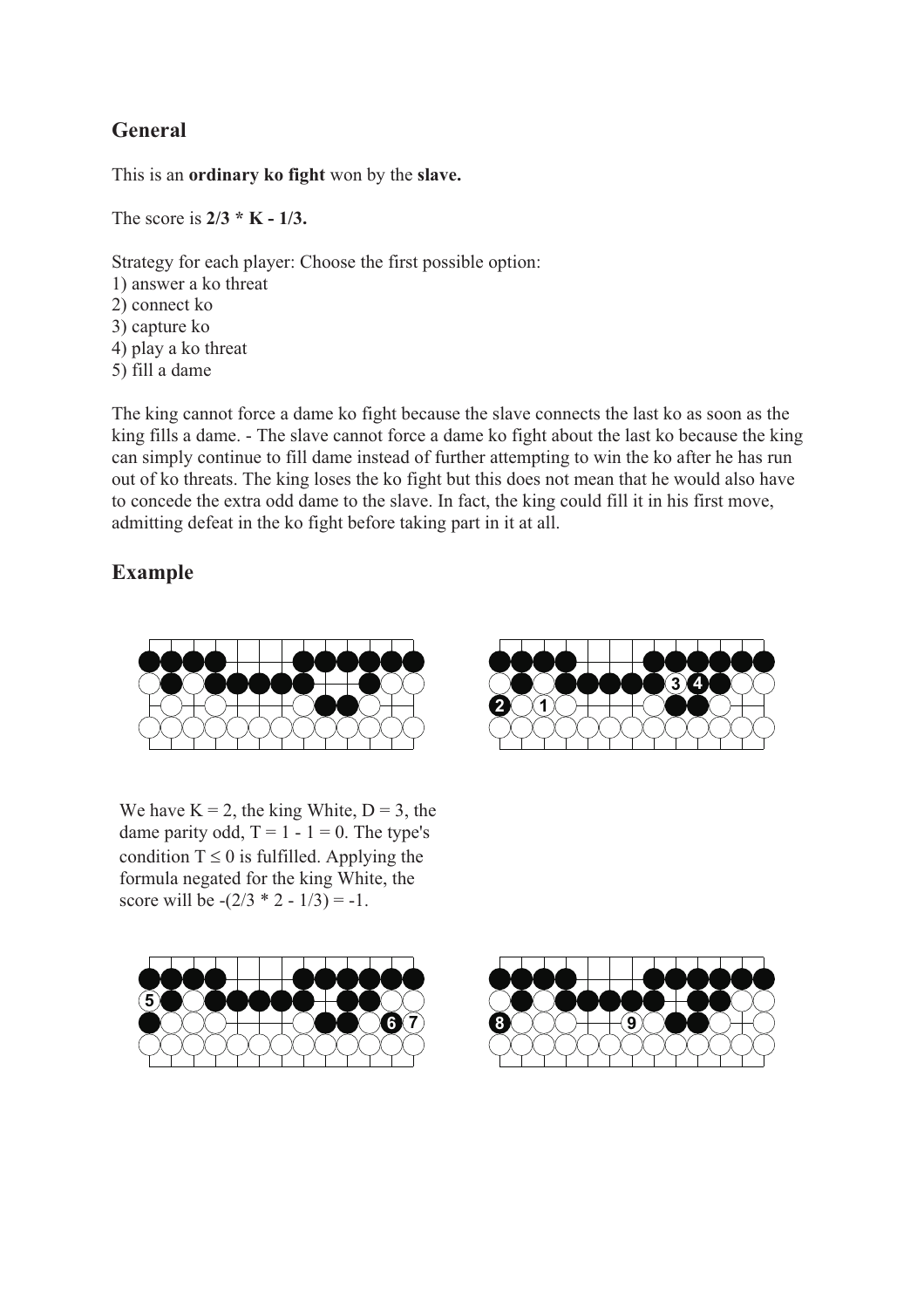## General

This is an **ordinary ko fight** won by the **slave.**

The score is **2/3 * K - 1/3.**

Strategy for each player: Choose the first possible option:
1) answer a ko threat
2) connect ko
3) capture ko
4) play a ko threat
5) fill a dame

The king cannot force a dame ko fight because the slave connects the last ko as soon as the king fills a dame. - The slave cannot force a dame ko fight about the last ko because the king can simply continue to fill dame instead of further attempting to win the ko after he has run out of ko threats. The king loses the ko fight but this does not mean that he would also have to concede the extra odd dame to the slave. In fact, the king could fill it in his first move, admitting defeat in the ko fight before taking part in it at all.

## Example

We have $K = 2$, the king White, $D = 3$, the dame parity odd, $T = 1 - 1 = 0$. The type's condition $T \leq 0$ is fulfilled. Applying the formula negated for the king White, the score will be $-(2/3 * 2 - 1/3) = -1$.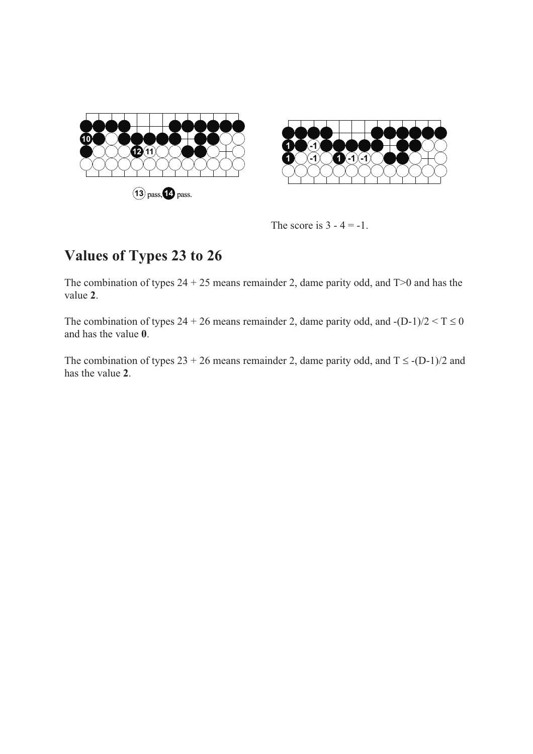13 pass, 14 pass.

The score is 3 - 4 = -1.

## Values of Types 23 to 26

The combination of types 24 + 25 means remainder 2, dame parity odd, and $T>0$ and has the value **2**.

The combination of types 24 + 26 means remainder 2, dame parity odd, and $-(D-1)/2 < T \leq 0$ and has the value **0**.

The combination of types 23 + 26 means remainder 2, dame parity odd, and $T \leq -(D-1)/2$ and has the value **2**.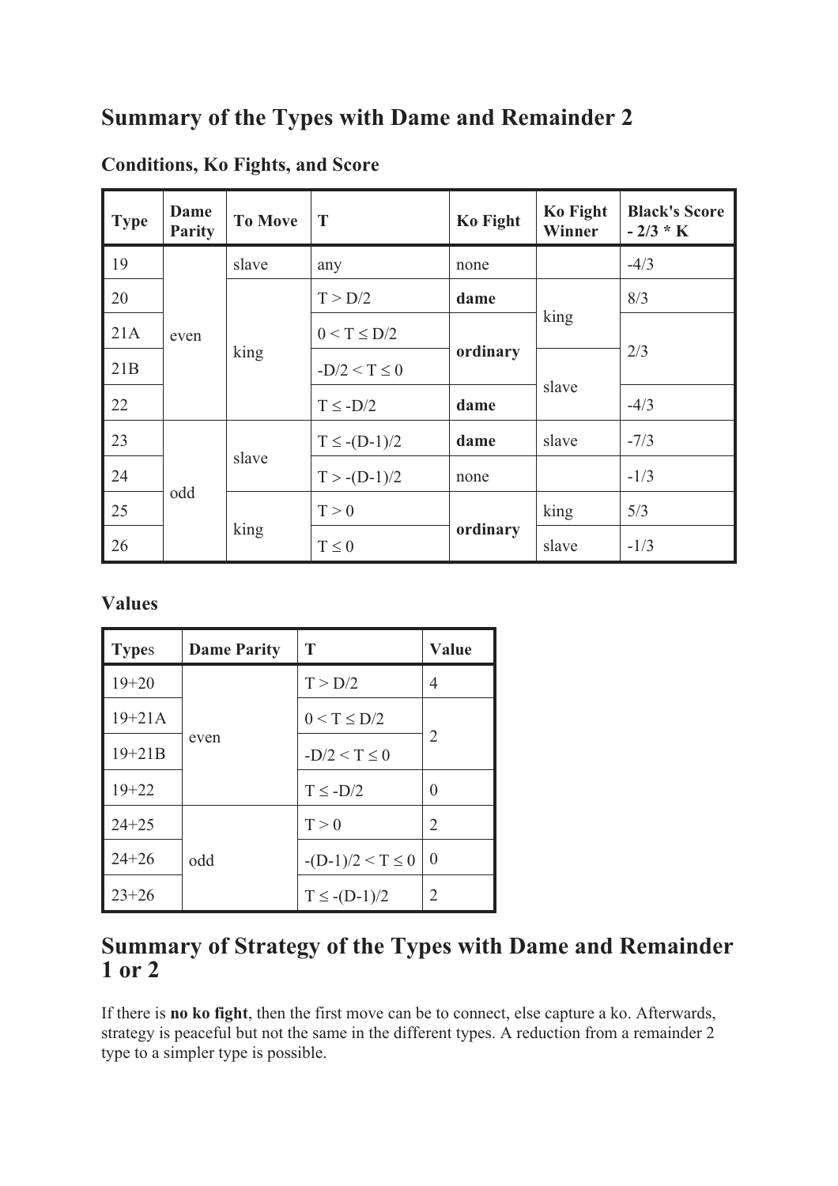# Summary of the Types with Dame and Remainder 2

### Conditions, Ko Fights, and Score

| Type | Dame Parity | To Move | T | Ko Fight | Ko Fight Winner | Black's Score - 2/3 * K |
|---|---|---|---|---|---|---|
| 19 | even | slave | any | none | | -4/3 |
| 20 | | king | T > D/2 | **dame** | king | 8/3 |
| 21A | | | 0 < T ≤ D/2 | **ordinary** | | 2/3 |
| 21B | | | -D/2 < T ≤ 0 | | slave | |
| 22 | | | T ≤ -D/2 | **dame** | | -4/3 |
| 23 | odd | slave | T ≤ -(D-1)/2 | **dame** | slave | -7/3 |
| 24 | | | T > -(D-1)/2 | none | | -1/3 |
| 25 | | king | T > 0 | **ordinary** | king | 5/3 |
| 26 | | | T ≤ 0 | | slave | -1/3 |

### Values

| Types | Dame Parity | T | Value |
|---|---|---|---|
| 19+20 | even | T > D/2 | 4 |
| 19+21A | | 0 < T ≤ D/2 | 2 |
| 19+21B | | -D/2 < T ≤ 0 | |
| 19+22 | | T ≤ -D/2 | 0 |
| 24+25 | odd | T > 0 | 2 |
| 24+26 | | -(D-1)/2 < T ≤ 0 | 0 |
| 23+26 | | T ≤ -(D-1)/2 | 2 |

# Summary of Strategy of the Types with Dame and Remainder 1 or 2

If there is **no ko fight**, then the first move can be to connect, else capture a ko. Afterwards, strategy is peaceful but not the same in the different types. A reduction from a remainder 2 type to a simpler type is possible.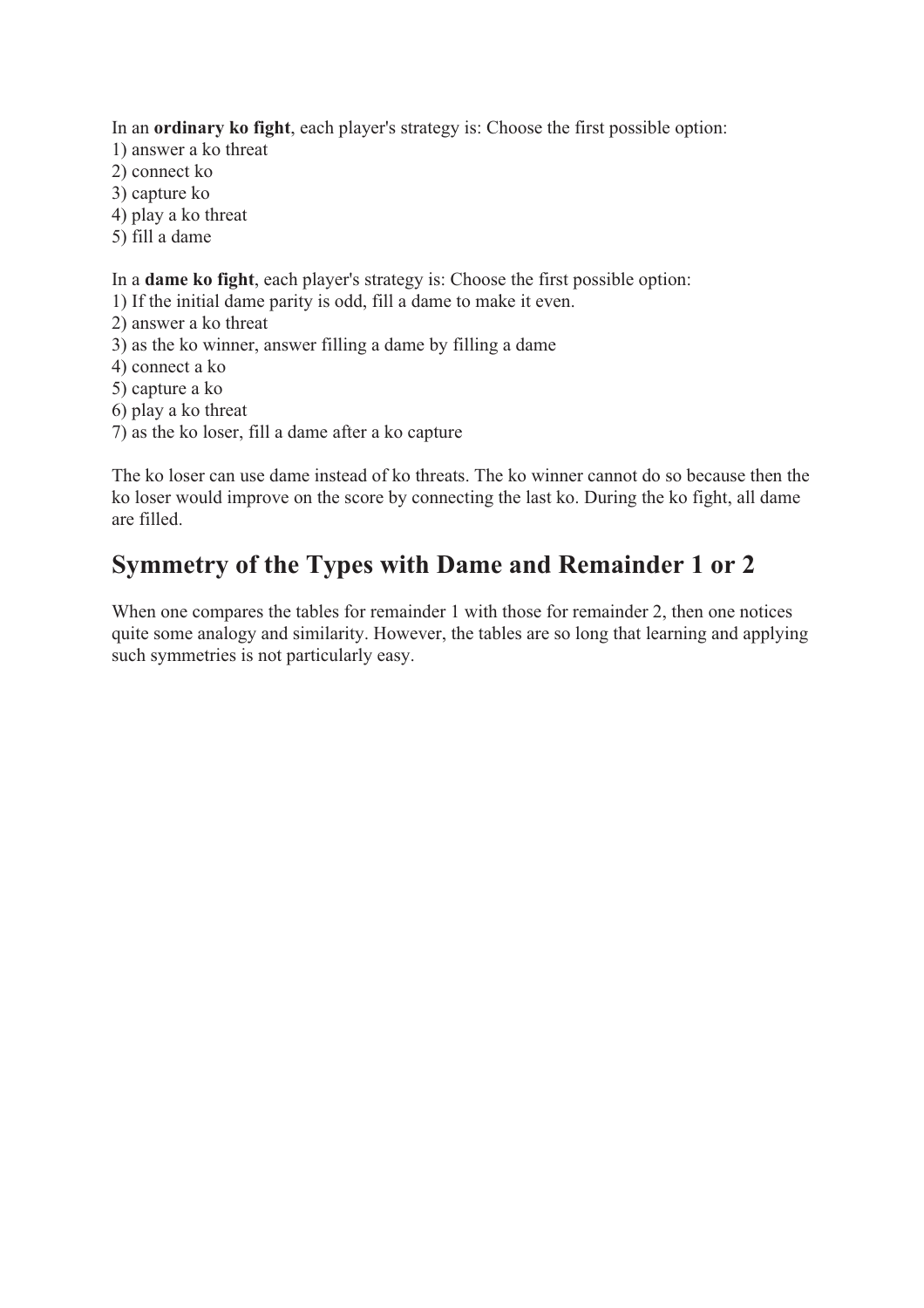In an **ordinary ko fight**, each player's strategy is: Choose the first possible option:

1) answer a ko threat
2) connect ko
3) capture ko
4) play a ko threat
5) fill a dame

In a **dame ko fight**, each player's strategy is: Choose the first possible option:

1) If the initial dame parity is odd, fill a dame to make it even.
2) answer a ko threat
3) as the ko winner, answer filling a dame by filling a dame
4) connect a ko
5) capture a ko
6) play a ko threat
7) as the ko loser, fill a dame after a ko capture

The ko loser can use dame instead of ko threats. The ko winner cannot do so because then the ko loser would improve on the score by connecting the last ko. During the ko fight, all dame are filled.

## Symmetry of the Types with Dame and Remainder 1 or 2

When one compares the tables for remainder 1 with those for remainder 2, then one notices quite some analogy and similarity. However, the tables are so long that learning and applying such symmetries is not particularly easy.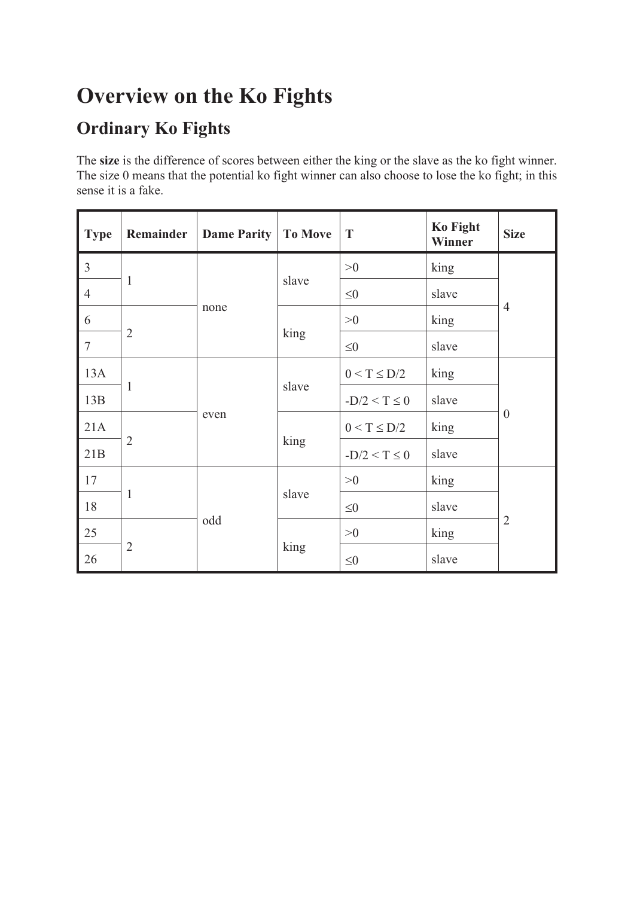# Overview on the Ko Fights

## Ordinary Ko Fights

The **size** is the difference of scores between either the king or the slave as the ko fight winner. The size 0 means that the potential ko fight winner can also choose to lose the ko fight; in this sense it is a fake.

| Type | Remainder | Dame Parity | To Move | T | Ko Fight Winner | Size |
|---|---|---|---|---|---|---|
| 3 | 1 | none | slave | >0 | king | 4 |
| 4 | | | | ≤0 | slave | |
| 6 | 2 | | king | >0 | king | |
| 7 | | | | ≤0 | slave | |
| 13A | 1 | even | slave | $0 < T \leq D/2$ | king | 0 |
| 13B | | | | $-D/2 < T \leq 0$ | slave | |
| 21A | 2 | | king | $0 < T \leq D/2$ | king | |
| 21B | | | | $-D/2 < T \leq 0$ | slave | |
| 17 | 1 | odd | slave | >0 | king | 2 |
| 18 | | | | ≤0 | slave | |
| 25 | 2 | | king | >0 | king | |
| 26 | | | | ≤0 | slave | |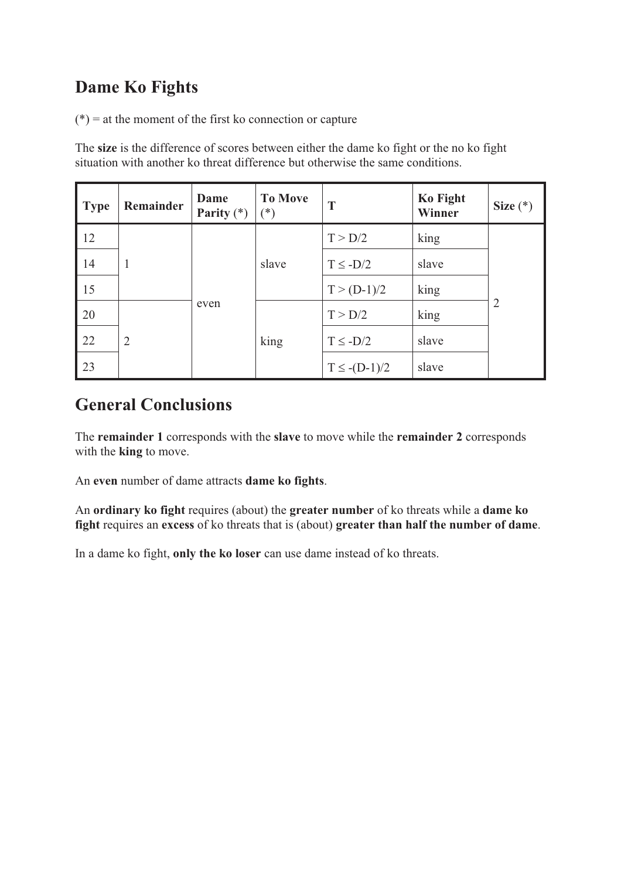## Dame Ko Fights

(*) = at the moment of the first ko connection or capture

The **size** is the difference of scores between either the dame ko fight or the no ko fight situation with another ko threat difference but otherwise the same conditions.

| Type | Remainder | Dame Parity (*) | To Move (*) | T | Ko Fight Winner | Size (*) |
|---|---|---|---|---|---|---|
| 12 | 1 | even | slave | $T > D/2$ | king | 2 |
| 14 | | | | $T \le -D/2$ | slave | |
| 15 | | | | $T > (D-1)/2$ | king | |
| 20 | 2 | | king | $T > D/2$ | king | |
| 22 | | | | $T \le -D/2$ | slave | |
| 23 | | | | $T \le -(D-1)/2$ | slave | |

## General Conclusions

The **remainder 1** corresponds with the **slave** to move while the **remainder 2** corresponds with the **king** to move.

An **even** number of dame attracts **dame ko fights**.

An **ordinary ko fight** requires (about) the **greater number** of ko threats while a **dame ko fight** requires an **excess** of ko threats that is (about) **greater than half the number of dame**.

In a dame ko fight, **only the ko loser** can use dame instead of ko threats.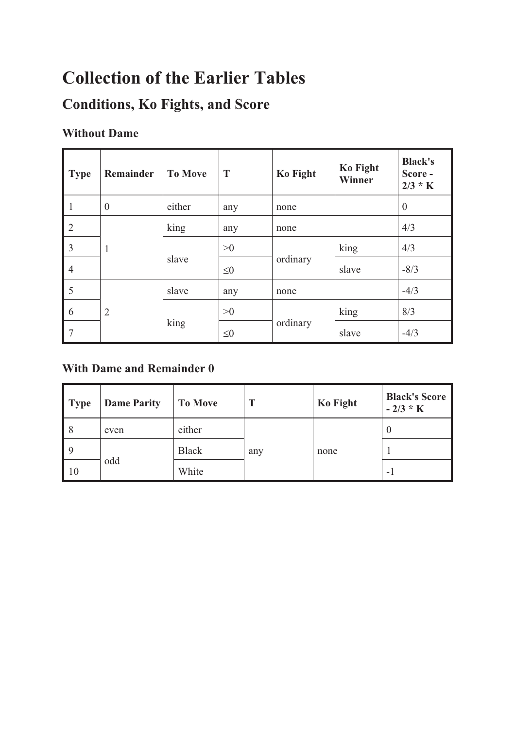# Collection of the Earlier Tables

## Conditions, Ko Fights, and Score

### Without Dame

| Type | Remainder | To Move | T | Ko Fight | Ko Fight Winner | Black's Score - 2/3 * K |
|---|---|---|---|---|---|---|
| 1 | 0 | either | any | none | | 0 |
| 2 | 1 | king | any | none | | 4/3 |
| 3 | | slave | >0 | ordinary | king | 4/3 |
| 4 | | | ≤0 | | slave | -8/3 |
| 5 | 2 | slave | any | none | | -4/3 |
| 6 | | king | >0 | ordinary | king | 8/3 |
| 7 | | | ≤0 | | slave | -4/3 |

### With Dame and Remainder 0

| Type | Dame Parity | To Move | T | Ko Fight | Black's Score - 2/3 * K |
|---|---|---|---|---|---|
| 8 | even | either | any | none | 0 |
| 9 | odd | Black | | | 1 |
| 10 | | White | | | -1 |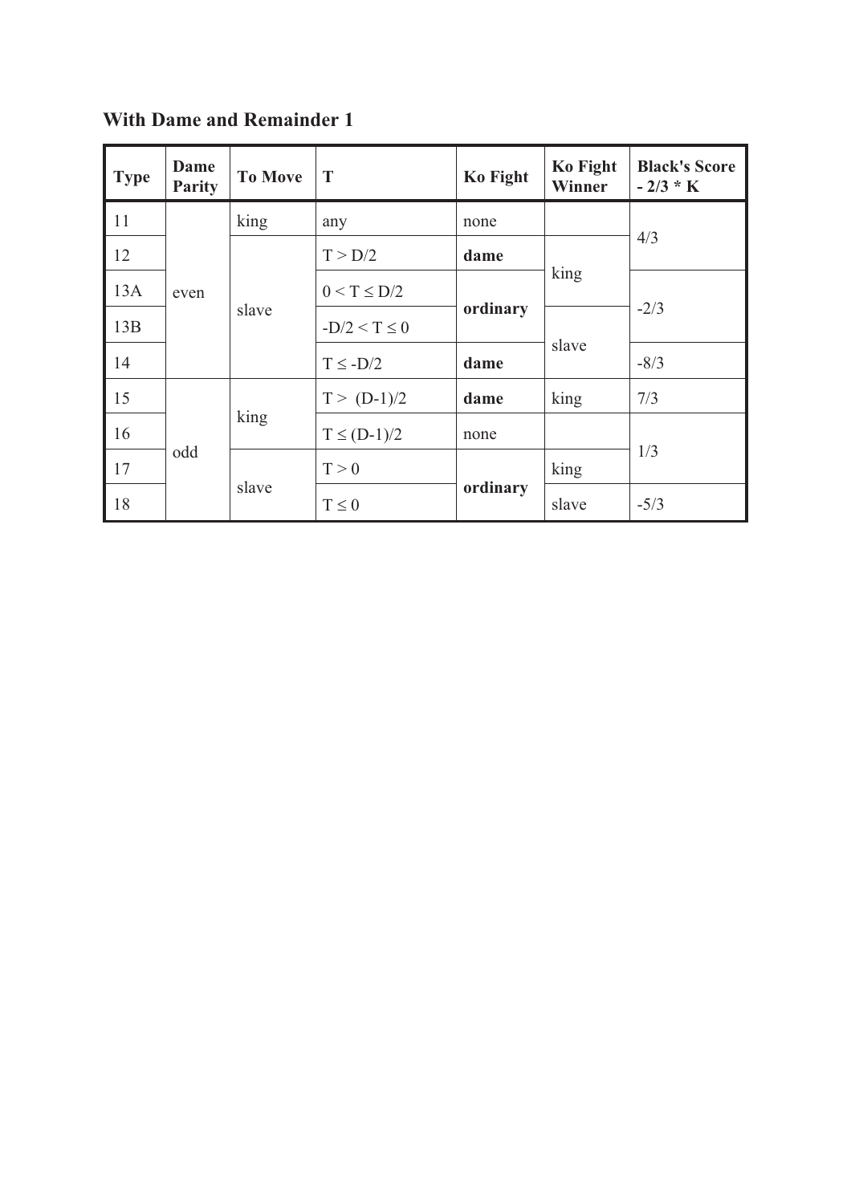## With Dame and Remainder 1

| Type | Dame Parity | To Move | T | Ko Fight | Ko Fight Winner | Black's Score - 2/3 * K |
|---|---|---|---|---|---|---|
| 11 | even | king | any | none | | 4/3 |
| 12 | | slave | $T > D/2$ | **dame** | king | |
| 13A | | | $0 < T \leq D/2$ | **ordinary** | | -2/3 |
| 13B | | | $-D/2 < T \leq 0$ | | slave | |
| 14 | | | $T \leq -D/2$ | **dame** | | -8/3 |
| 15 | odd | king | $T > (D-1)/2$ | **dame** | king | 7/3 |
| 16 | | | $T \leq (D-1)/2$ | none | | 1/3 |
| 17 | | slave | $T > 0$ | **ordinary** | king | |
| 18 | | | $T \leq 0$ | | slave | -5/3 |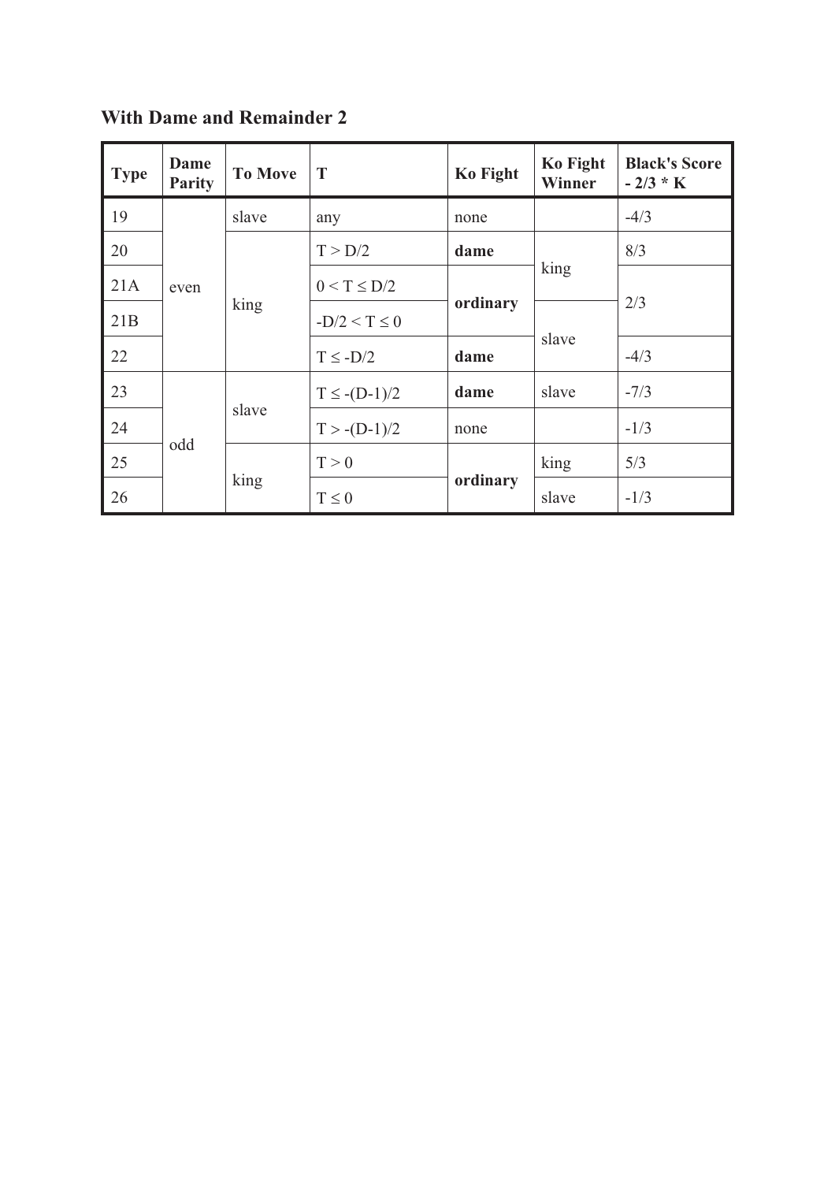**With Dame and Remainder 2**

| Type | Dame Parity | To Move | T | Ko Fight | Ko Fight Winner | Black's Score - 2/3 * K |
|---|---|---|---|---|---|---|
| 19 | even | slave | any | none | | -4/3 |
| 20 | | king | T > D/2 | **dame** | king | 8/3 |
| 21A | | | 0 < T ≤ D/2 | **ordinary** | | 2/3 |
| 21B | | | -D/2 < T ≤ 0 | | slave | |
| 22 | | | T ≤ -D/2 | **dame** | | -4/3 |
| 23 | odd | slave | T ≤ -(D-1)/2 | **dame** | slave | -7/3 |
| 24 | | | T > -(D-1)/2 | none | | -1/3 |
| 25 | | king | T > 0 | **ordinary** | king | 5/3 |
| 26 | | | T ≤ 0 | | slave | -1/3 |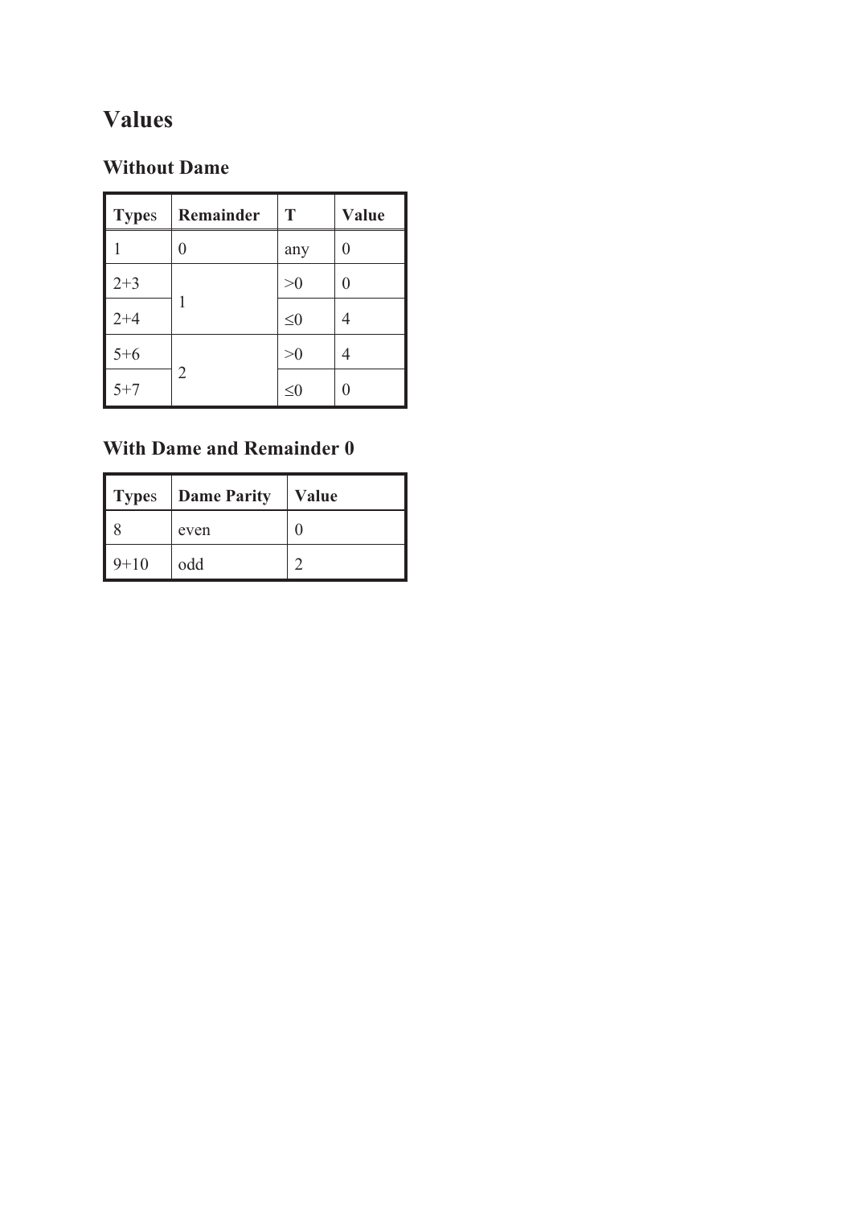# Values

## Without Dame

| Types | Remainder | T | Value |
|---|---|---|---|
| 1 | 0 | any | 0 |
| 2+3 | 1 | >0 | 0 |
| 2+4 | | ≤0 | 4 |
| 5+6 | 2 | >0 | 4 |
| 5+7 | | ≤0 | 0 |

## With Dame and Remainder 0

| Types | Dame Parity | Value |
|---|---|---|
| 8 | even | 0 |
| 9+10 | odd | 2 |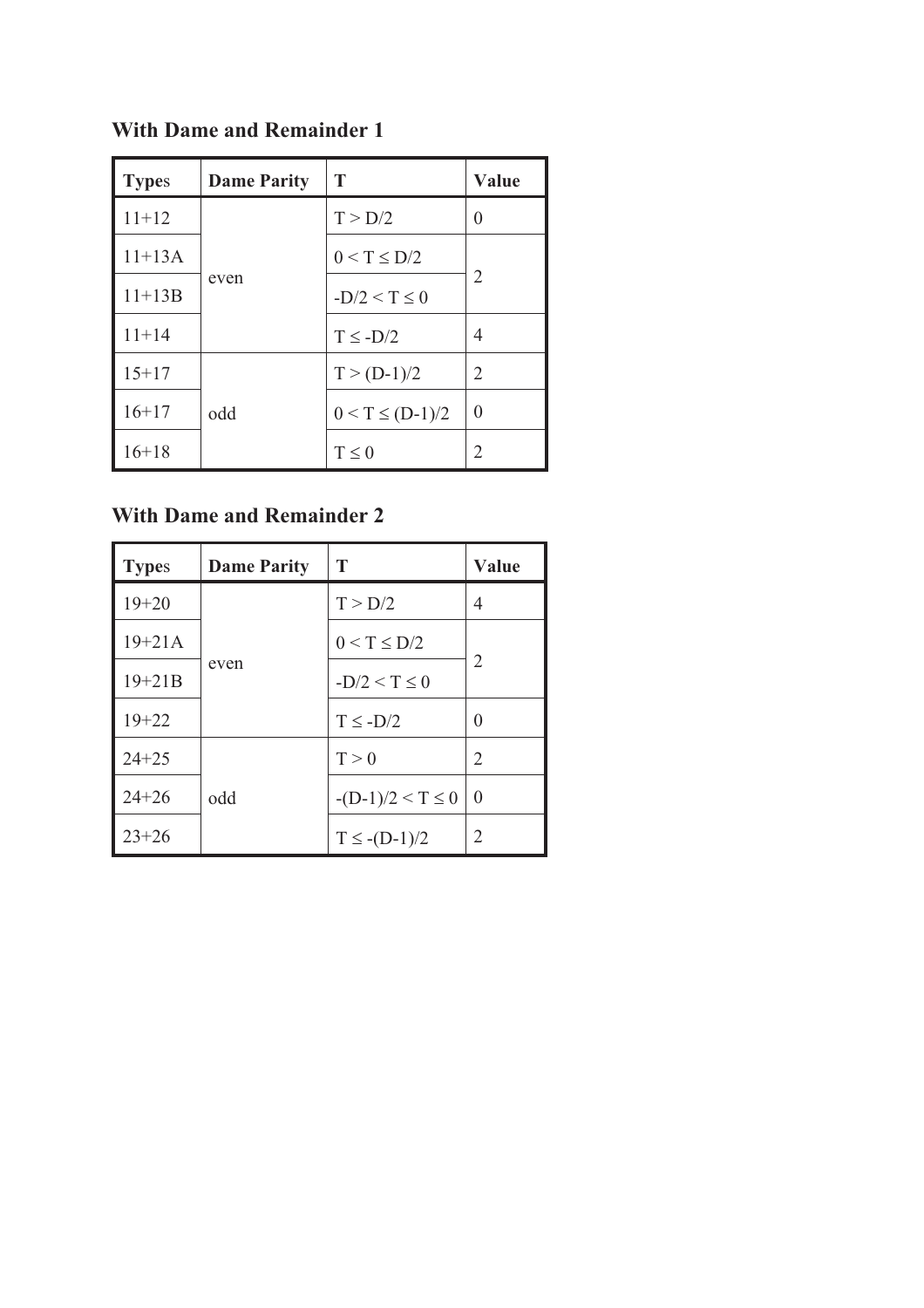### With Dame and Remainder 1

| Types | Dame Parity | T | Value |
|---|---|---|---|
| 11+12 | even | T > D/2 | 0 |
| 11+13A | | 0 < T ≤ D/2 | 2 |
| 11+13B | | -D/2 < T ≤ 0 | |
| 11+14 | | T ≤ -D/2 | 4 |
| 15+17 | odd | T > (D-1)/2 | 2 |
| 16+17 | | 0 < T ≤ (D-1)/2 | 0 |
| 16+18 | | T ≤ 0 | 2 |

### With Dame and Remainder 2

| Types | Dame Parity | T | Value |
|---|---|---|---|
| 19+20 | even | T > D/2 | 4 |
| 19+21A | | 0 < T ≤ D/2 | 2 |
| 19+21B | | -D/2 < T ≤ 0 | |
| 19+22 | | T ≤ -D/2 | 0 |
| 24+25 | odd | T > 0 | 2 |
| 24+26 | | -(D-1)/2 < T ≤ 0 | 0 |
| 23+26 | | T ≤ -(D-1)/2 | 2 |